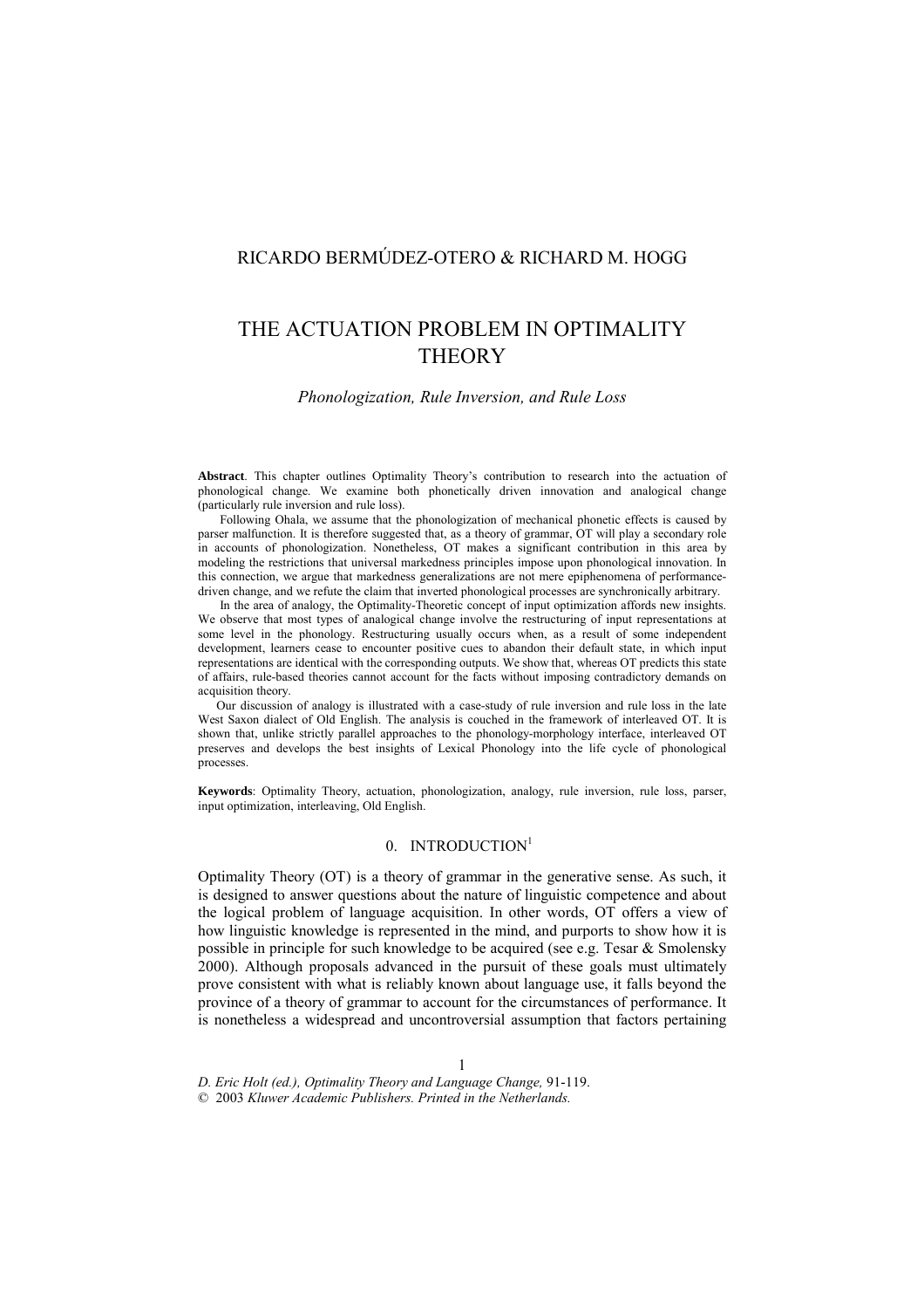RICARDO BERMÚDEZ-OTERO & RICHARD M. HOGG

# THE ACTUATION PROBLEM IN OPTIMALITY THEORY

*Phonologization, Rule Inversion, and Rule Loss*

**Abstract**. This chapter outlines Optimality Theory's contribution to research into the actuation of phonological change. We examine both phonetically driven innovation and analogical change (particularly rule inversion and rule loss).

Following Ohala, we assume that the phonologization of mechanical phonetic effects is caused by parser malfunction. It is therefore suggested that, as a theory of grammar, OT will play a secondary role in accounts of phonologization. Nonetheless, OT makes a significant contribution in this area by modeling the restrictions that universal markedness principles impose upon phonological innovation. In this connection, we argue that markedness generalizations are not mere epiphenomena of performance-driven change, and we refute the claim that inverted phonological processes are synchronically arbitrary.

In the area of analogy, the Optimality-Theoretic concept of input optimization affords new insights. We observe that most types of analogical change involve the restructuring of input representations at some level in the phonology. Restructuring usually occurs when, as a result of some independent development, learners cease to encounter positive cues to abandon their default state, in which input representations are identical with the corresponding outputs. We show that, whereas OT predicts this state of affairs, rule-based theories cannot account for the facts without imposing contradictory demands on acquisition theory.

Our discussion of analogy is illustrated with a case-study of rule inversion and rule loss in the late West Saxon dialect of Old English. The analysis is couched in the framework of interleaved OT. It is shown that, unlike strictly parallel approaches to the phonology-morphology interface, interleaved OT preserves and develops the best insights of Lexical Phonology into the life cycle of phonological processes.

**Keywords**: Optimality Theory, actuation, phonologization, analogy, rule inversion, rule loss, parser, input optimization, interleaving, Old English.

## 0. INTRODUCTION[1]

Optimality Theory (OT) is a theory of grammar in the generative sense. As such, it is designed to answer questions about the nature of linguistic competence and about the logical problem of language acquisition. In other words, OT offers a view of how linguistic knowledge is represented in the mind, and purports to show how it is possible in principle for such knowledge to be acquired (see e.g. Tesar & Smolensky 2000). Although proposals advanced in the pursuit of these goals must ultimately prove consistent with what is reliably known about language use, it falls beyond the province of a theory of grammar to account for the circumstances of performance. It is nonetheless a widespread and uncontroversial assumption that factors pertaining

*D. Eric Holt (ed.), Optimality Theory and Language Change,* 91-119.
© 2003 *Kluwer Academic Publishers. Printed in the Netherlands.*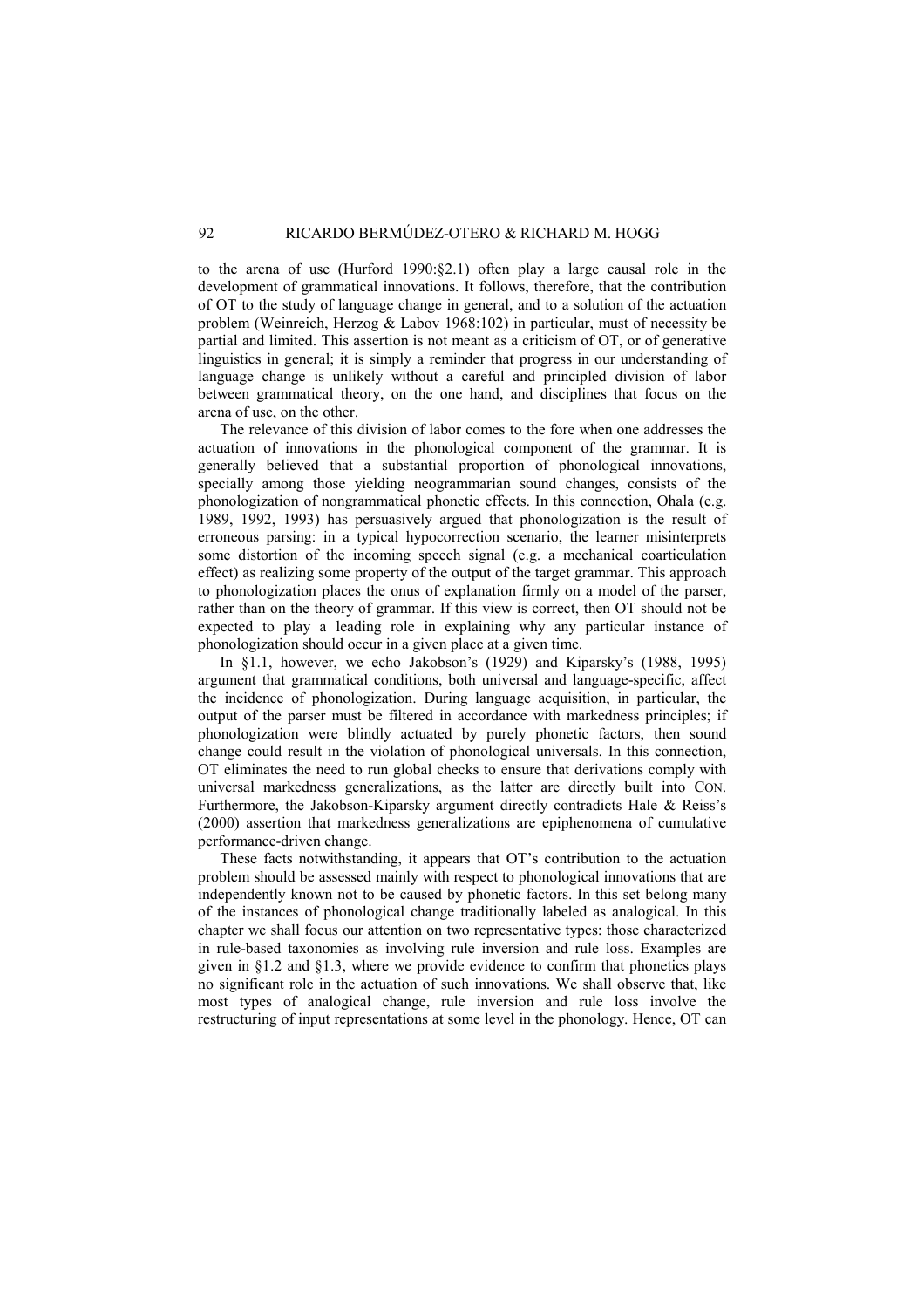to the arena of use (Hurford 1990:§2.1) often play a large causal role in the development of grammatical innovations. It follows, therefore, that the contribution of OT to the study of language change in general, and to a solution of the actuation problem (Weinreich, Herzog & Labov 1968:102) in particular, must of necessity be partial and limited. This assertion is not meant as a criticism of OT, or of generative linguistics in general; it is simply a reminder that progress in our understanding of language change is unlikely without a careful and principled division of labor between grammatical theory, on the one hand, and disciplines that focus on the arena of use, on the other.

The relevance of this division of labor comes to the fore when one addresses the actuation of innovations in the phonological component of the grammar. It is generally believed that a substantial proportion of phonological innovations, specially among those yielding neogrammarian sound changes, consists of the phonologization of nongrammatical phonetic effects. In this connection, Ohala (e.g. 1989, 1992, 1993) has persuasively argued that phonologization is the result of erroneous parsing: in a typical hypocorrection scenario, the learner misinterprets some distortion of the incoming speech signal (e.g. a mechanical coarticulation effect) as realizing some property of the output of the target grammar. This approach to phonologization places the onus of explanation firmly on a model of the parser, rather than on the theory of grammar. If this view is correct, then OT should not be expected to play a leading role in explaining why any particular instance of phonologization should occur in a given place at a given time.

In §1.1, however, we echo Jakobson's (1929) and Kiparsky's (1988, 1995) argument that grammatical conditions, both universal and language-specific, affect the incidence of phonologization. During language acquisition, in particular, the output of the parser must be filtered in accordance with markedness principles; if phonologization were blindly actuated by purely phonetic factors, then sound change could result in the violation of phonological universals. In this connection, OT eliminates the need to run global checks to ensure that derivations comply with universal markedness generalizations, as the latter are directly built into CON. Furthermore, the Jakobson-Kiparsky argument directly contradicts Hale & Reiss's (2000) assertion that markedness generalizations are epiphenomena of cumulative performance-driven change.

These facts notwithstanding, it appears that OT's contribution to the actuation problem should be assessed mainly with respect to phonological innovations that are independently known not to be caused by phonetic factors. In this set belong many of the instances of phonological change traditionally labeled as analogical. In this chapter we shall focus our attention on two representative types: those characterized in rule-based taxonomies as involving rule inversion and rule loss. Examples are given in §1.2 and §1.3, where we provide evidence to confirm that phonetics plays no significant role in the actuation of such innovations. We shall observe that, like most types of analogical change, rule inversion and rule loss involve the restructuring of input representations at some level in the phonology. Hence, OT can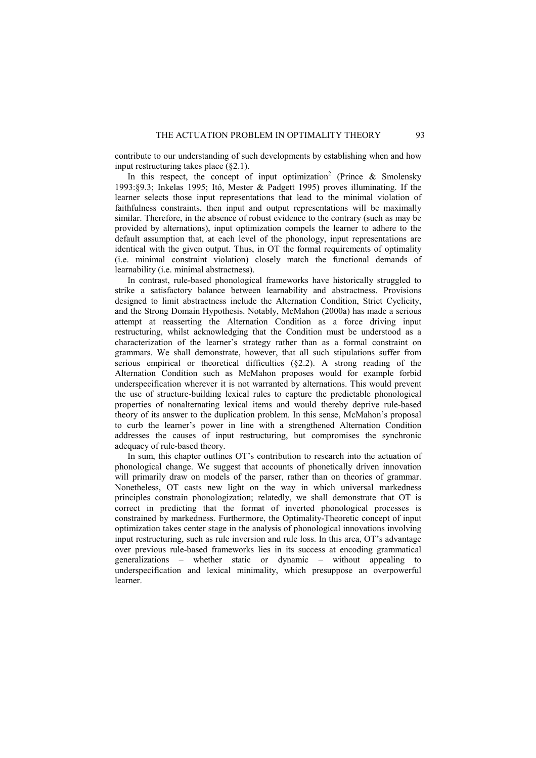contribute to our understanding of such developments by establishing when and how input restructuring takes place (§2.1).

In this respect, the concept of input optimization[2] (Prince & Smolensky 1993:§9.3; Inkelas 1995; Itô, Mester & Padgett 1995) proves illuminating. If the learner selects those input representations that lead to the minimal violation of faithfulness constraints, then input and output representations will be maximally similar. Therefore, in the absence of robust evidence to the contrary (such as may be provided by alternations), input optimization compels the learner to adhere to the default assumption that, at each level of the phonology, input representations are identical with the given output. Thus, in OT the formal requirements of optimality (i.e. minimal constraint violation) closely match the functional demands of learnability (i.e. minimal abstractness).

In contrast, rule-based phonological frameworks have historically struggled to strike a satisfactory balance between learnability and abstractness. Provisions designed to limit abstractness include the Alternation Condition, Strict Cyclicity, and the Strong Domain Hypothesis. Notably, McMahon (2000a) has made a serious attempt at reasserting the Alternation Condition as a force driving input restructuring, whilst acknowledging that the Condition must be understood as a characterization of the learner's strategy rather than as a formal constraint on grammars. We shall demonstrate, however, that all such stipulations suffer from serious empirical or theoretical difficulties (§2.2). A strong reading of the Alternation Condition such as McMahon proposes would for example forbid underspecification wherever it is not warranted by alternations. This would prevent the use of structure-building lexical rules to capture the predictable phonological properties of nonalternating lexical items and would thereby deprive rule-based theory of its answer to the duplication problem. In this sense, McMahon's proposal to curb the learner's power in line with a strengthened Alternation Condition addresses the causes of input restructuring, but compromises the synchronic adequacy of rule-based theory.

In sum, this chapter outlines OT's contribution to research into the actuation of phonological change. We suggest that accounts of phonetically driven innovation will primarily draw on models of the parser, rather than on theories of grammar. Nonetheless, OT casts new light on the way in which universal markedness principles constrain phonologization; relatedly, we shall demonstrate that OT is correct in predicting that the format of inverted phonological processes is constrained by markedness. Furthermore, the Optimality-Theoretic concept of input optimization takes center stage in the analysis of phonological innovations involving input restructuring, such as rule inversion and rule loss. In this area, OT's advantage over previous rule-based frameworks lies in its success at encoding grammatical generalizations – whether static or dynamic – without appealing to underspecification and lexical minimality, which presuppose an overpowerful learner.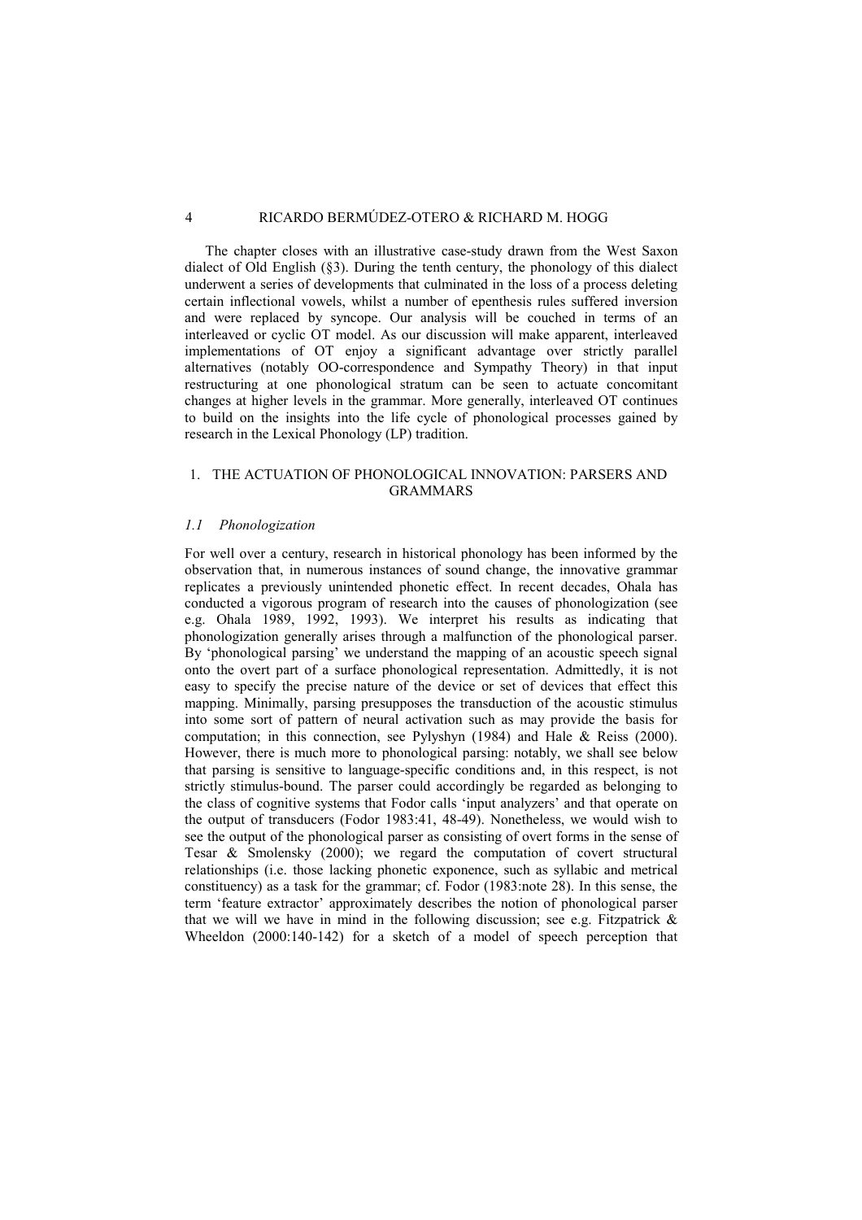The chapter closes with an illustrative case-study drawn from the West Saxon dialect of Old English (§3). During the tenth century, the phonology of this dialect underwent a series of developments that culminated in the loss of a process deleting certain inflectional vowels, whilst a number of epenthesis rules suffered inversion and were replaced by syncope. Our analysis will be couched in terms of an interleaved or cyclic OT model. As our discussion will make apparent, interleaved implementations of OT enjoy a significant advantage over strictly parallel alternatives (notably OO-correspondence and Sympathy Theory) in that input restructuring at one phonological stratum can be seen to actuate concomitant changes at higher levels in the grammar. More generally, interleaved OT continues to build on the insights into the life cycle of phonological processes gained by research in the Lexical Phonology (LP) tradition.

## 1. THE ACTUATION OF PHONOLOGICAL INNOVATION: PARSERS AND GRAMMARS

### *1.1 Phonologization*

For well over a century, research in historical phonology has been informed by the observation that, in numerous instances of sound change, the innovative grammar replicates a previously unintended phonetic effect. In recent decades, Ohala has conducted a vigorous program of research into the causes of phonologization (see e.g. Ohala 1989, 1992, 1993). We interpret his results as indicating that phonologization generally arises through a malfunction of the phonological parser. By 'phonological parsing' we understand the mapping of an acoustic speech signal onto the overt part of a surface phonological representation. Admittedly, it is not easy to specify the precise nature of the device or set of devices that effect this mapping. Minimally, parsing presupposes the transduction of the acoustic stimulus into some sort of pattern of neural activation such as may provide the basis for computation; in this connection, see Pylyshyn (1984) and Hale & Reiss (2000). However, there is much more to phonological parsing: notably, we shall see below that parsing is sensitive to language-specific conditions and, in this respect, is not strictly stimulus-bound. The parser could accordingly be regarded as belonging to the class of cognitive systems that Fodor calls 'input analyzers' and that operate on the output of transducers (Fodor 1983:41, 48-49). Nonetheless, we would wish to see the output of the phonological parser as consisting of overt forms in the sense of Tesar & Smolensky (2000); we regard the computation of covert structural relationships (i.e. those lacking phonetic exponence, such as syllabic and metrical constituency) as a task for the grammar; cf. Fodor (1983:note 28). In this sense, the term 'feature extractor' approximately describes the notion of phonological parser that we will we have in mind in the following discussion; see e.g. Fitzpatrick & Wheeldon (2000:140-142) for a sketch of a model of speech perception that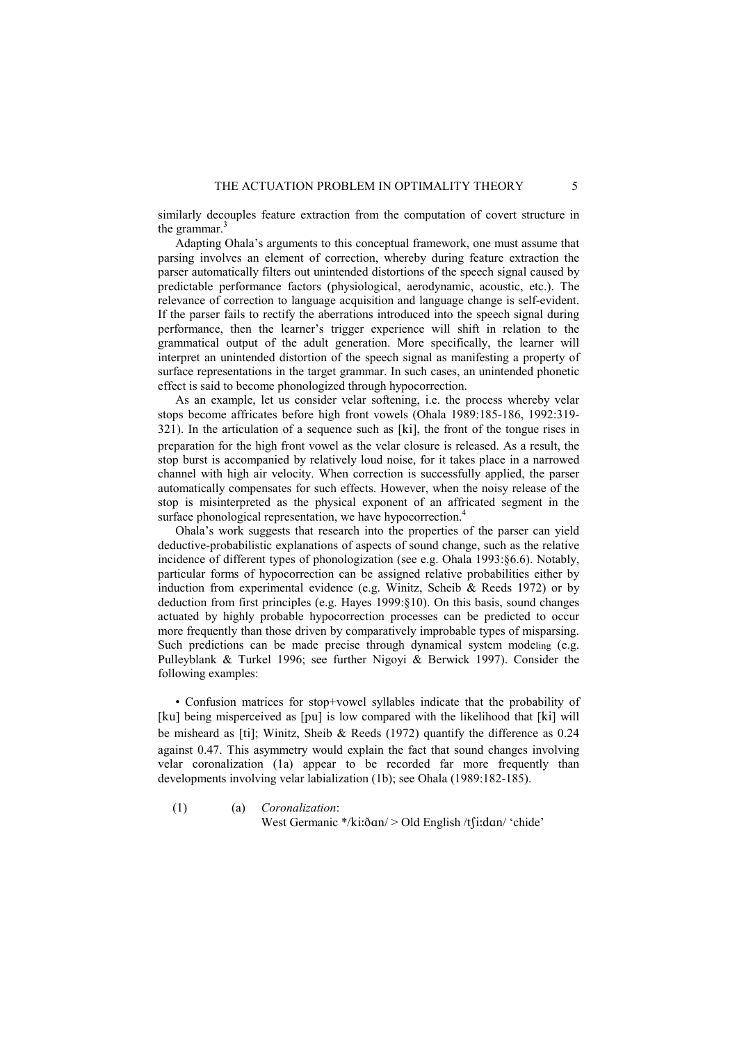similarly decouples feature extraction from the computation of covert structure in the grammar.[3]

Adapting Ohala's arguments to this conceptual framework, one must assume that parsing involves an element of correction, whereby during feature extraction the parser automatically filters out unintended distortions of the speech signal caused by predictable performance factors (physiological, aerodynamic, acoustic, etc.). The relevance of correction to language acquisition and language change is self-evident. If the parser fails to rectify the aberrations introduced into the speech signal during performance, then the learner's trigger experience will shift in relation to the grammatical output of the adult generation. More specifically, the learner will interpret an unintended distortion of the speech signal as manifesting a property of surface representations in the target grammar. In such cases, an unintended phonetic effect is said to become phonologized through hypocorrection.

As an example, let us consider velar softening, i.e. the process whereby velar stops become affricates before high front vowels (Ohala 1989:185-186, 1992:319-321). In the articulation of a sequence such as [ki], the front of the tongue rises in preparation for the high front vowel as the velar closure is released. As a result, the stop burst is accompanied by relatively loud noise, for it takes place in a narrowed channel with high air velocity. When correction is successfully applied, the parser automatically compensates for such effects. However, when the noisy release of the stop is misinterpreted as the physical exponent of an affricated segment in the surface phonological representation, we have hypocorrection.[4]

Ohala's work suggests that research into the properties of the parser can yield deductive-probabilistic explanations of aspects of sound change, such as the relative incidence of different types of phonologization (see e.g. Ohala 1993:§6.6). Notably, particular forms of hypocorrection can be assigned relative probabilities either by induction from experimental evidence (e.g. Winitz, Scheib & Reeds 1972) or by deduction from first principles (e.g. Hayes 1999:§10). On this basis, sound changes actuated by highly probable hypocorrection processes can be predicted to occur more frequently than those driven by comparatively improbable types of misparsing. Such predictions can be made precise through dynamical system modeling (e.g. Pulleyblank & Turkel 1996; see further Nigoyi & Berwick 1997). Consider the following examples:

• Confusion matrices for stop+vowel syllables indicate that the probability of [ku] being misperceived as [pu] is low compared with the likelihood that [ki] will be misheard as [ti]; Winitz, Sheib & Reeds (1972) quantify the difference as 0.24 against 0.47. This asymmetry would explain the fact that sound changes involving velar coronalization (1a) appear to be recorded far more frequently than developments involving velar labialization (1b); see Ohala (1989:182-185).

(1) (a) *Coronalization*:
West Germanic */kiːðɑn/ > Old English /tʃiːdɑn/ 'chide'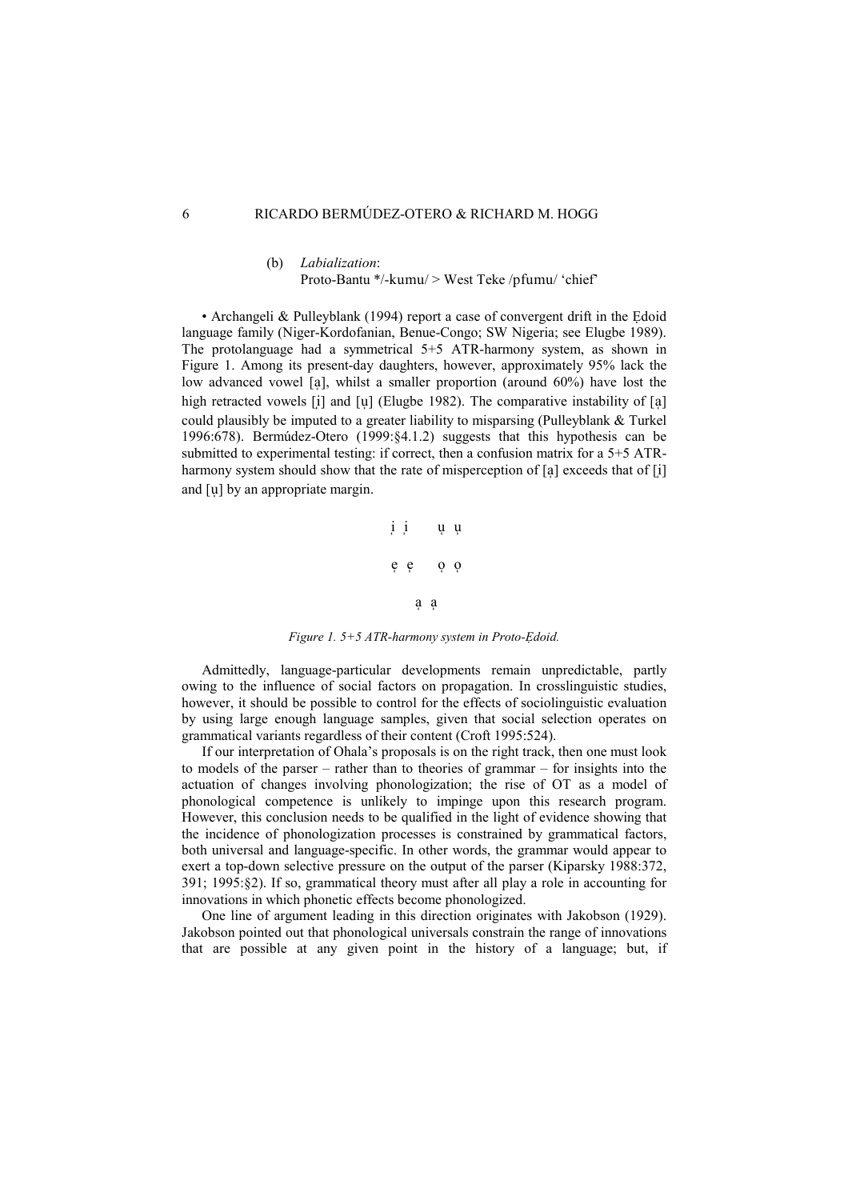(b) *Labialization*:
Proto-Bantu */-kumu/ > West Teke /pfumu/ 'chief'

• Archangeli & Pulleyblank (1994) report a case of convergent drift in the Ẹdoid language family (Niger-Kordofanian, Benue-Congo; SW Nigeria; see Elugbe 1989). The protolanguage had a symmetrical 5+5 ATR-harmony system, as shown in Figure 1. Among its present-day daughters, however, approximately 95% lack the low advanced vowel [a̩], whilst a smaller proportion (around 60%) have lost the high retracted vowels [i̙] and [u̙] (Elugbe 1982). The comparative instability of [a̩] could plausibly be imputed to a greater liability to misparsing (Pulleyblank & Turkel 1996:678). Bermúdez-Otero (1999:§4.1.2) suggests that this hypothesis can be submitted to experimental testing: if correct, then a confusion matrix for a 5+5 ATR-harmony system should show that the rate of misperception of [a̩] exceeds that of [i̙] and [u̙] by an appropriate margin.

i̙ i̩ &nbsp;&nbsp;&nbsp; u̙ u̩

e̙ e̩ &nbsp;&nbsp;&nbsp; o̙ o̩

a̙ a̩

*Figure 1. 5+5 ATR-harmony system in Proto-Ẹdoid.*

Admittedly, language-particular developments remain unpredictable, partly owing to the influence of social factors on propagation. In crosslinguistic studies, however, it should be possible to control for the effects of sociolinguistic evaluation by using large enough language samples, given that social selection operates on grammatical variants regardless of their content (Croft 1995:524).

If our interpretation of Ohala's proposals is on the right track, then one must look to models of the parser – rather than to theories of grammar – for insights into the actuation of changes involving phonologization; the rise of OT as a model of phonological competence is unlikely to impinge upon this research program. However, this conclusion needs to be qualified in the light of evidence showing that the incidence of phonologization processes is constrained by grammatical factors, both universal and language-specific. In other words, the grammar would appear to exert a top-down selective pressure on the output of the parser (Kiparsky 1988:372, 391; 1995:§2). If so, grammatical theory must after all play a role in accounting for innovations in which phonetic effects become phonologized.

One line of argument leading in this direction originates with Jakobson (1929). Jakobson pointed out that phonological universals constrain the range of innovations that are possible at any given point in the history of a language; but, if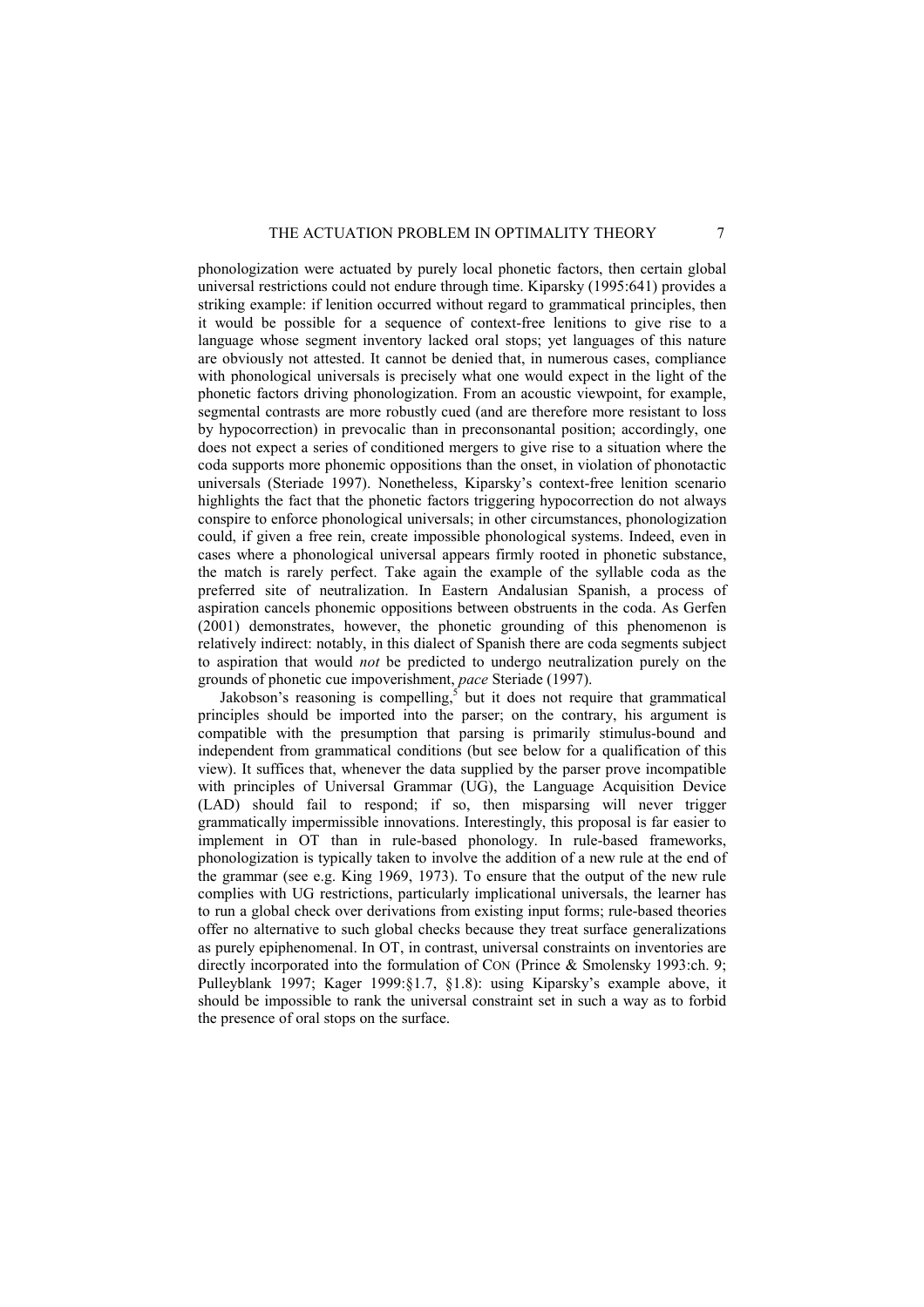phonologization were actuated by purely local phonetic factors, then certain global universal restrictions could not endure through time. Kiparsky (1995:641) provides a striking example: if lenition occurred without regard to grammatical principles, then it would be possible for a sequence of context-free lenitions to give rise to a language whose segment inventory lacked oral stops; yet languages of this nature are obviously not attested. It cannot be denied that, in numerous cases, compliance with phonological universals is precisely what one would expect in the light of the phonetic factors driving phonologization. From an acoustic viewpoint, for example, segmental contrasts are more robustly cued (and are therefore more resistant to loss by hypocorrection) in prevocalic than in preconsonantal position; accordingly, one does not expect a series of conditioned mergers to give rise to a situation where the coda supports more phonemic oppositions than the onset, in violation of phonotactic universals (Steriade 1997). Nonetheless, Kiparsky's context-free lenition scenario highlights the fact that the phonetic factors triggering hypocorrection do not always conspire to enforce phonological universals; in other circumstances, phonologization could, if given a free rein, create impossible phonological systems. Indeed, even in cases where a phonological universal appears firmly rooted in phonetic substance, the match is rarely perfect. Take again the example of the syllable coda as the preferred site of neutralization. In Eastern Andalusian Spanish, a process of aspiration cancels phonemic oppositions between obstruents in the coda. As Gerfen (2001) demonstrates, however, the phonetic grounding of this phenomenon is relatively indirect: notably, in this dialect of Spanish there are coda segments subject to aspiration that would *not* be predicted to undergo neutralization purely on the grounds of phonetic cue impoverishment, *pace* Steriade (1997).

Jakobson's reasoning is compelling,[5] but it does not require that grammatical principles should be imported into the parser; on the contrary, his argument is compatible with the presumption that parsing is primarily stimulus-bound and independent from grammatical conditions (but see below for a qualification of this view). It suffices that, whenever the data supplied by the parser prove incompatible with principles of Universal Grammar (UG), the Language Acquisition Device (LAD) should fail to respond; if so, then misparsing will never trigger grammatically impermissible innovations. Interestingly, this proposal is far easier to implement in OT than in rule-based phonology. In rule-based frameworks, phonologization is typically taken to involve the addition of a new rule at the end of the grammar (see e.g. King 1969, 1973). To ensure that the output of the new rule complies with UG restrictions, particularly implicational universals, the learner has to run a global check over derivations from existing input forms; rule-based theories offer no alternative to such global checks because they treat surface generalizations as purely epiphenomenal. In OT, in contrast, universal constraints on inventories are directly incorporated into the formulation of CON (Prince & Smolensky 1993:ch. 9; Pulleyblank 1997; Kager 1999:§1.7, §1.8): using Kiparsky's example above, it should be impossible to rank the universal constraint set in such a way as to forbid the presence of oral stops on the surface.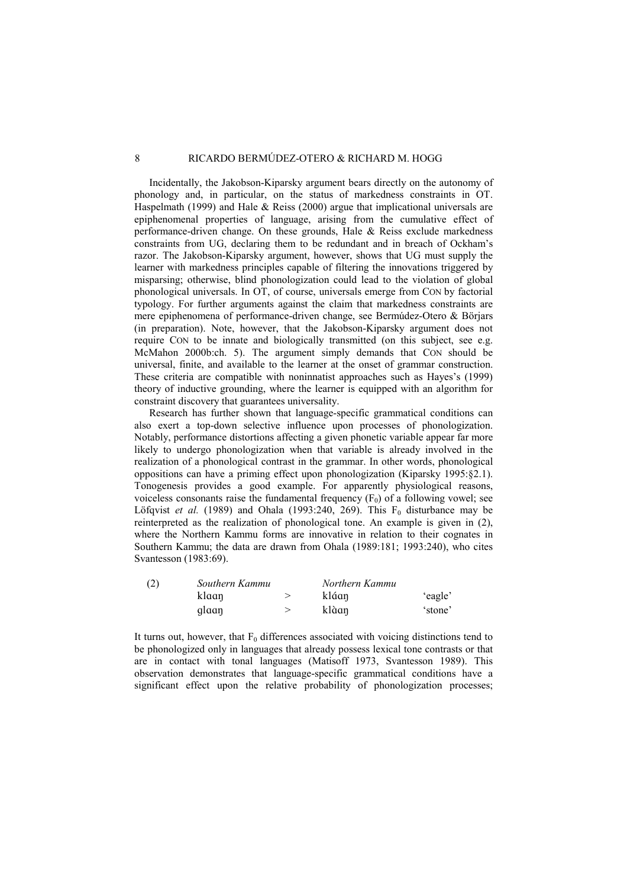Incidentally, the Jakobson-Kiparsky argument bears directly on the autonomy of phonology and, in particular, on the status of markedness constraints in OT. Haspelmath (1999) and Hale & Reiss (2000) argue that implicational universals are epiphenomenal properties of language, arising from the cumulative effect of performance-driven change. On these grounds, Hale & Reiss exclude markedness constraints from UG, declaring them to be redundant and in breach of Ockham's razor. The Jakobson-Kiparsky argument, however, shows that UG must supply the learner with markedness principles capable of filtering the innovations triggered by misparsing; otherwise, blind phonologization could lead to the violation of global phonological universals. In OT, of course, universals emerge from CON by factorial typology. For further arguments against the claim that markedness constraints are mere epiphenomena of performance-driven change, see Bermúdez-Otero & Börjars (in preparation). Note, however, that the Jakobson-Kiparsky argument does not require CON to be innate and biologically transmitted (on this subject, see e.g. McMahon 2000b:ch. 5). The argument simply demands that CON should be universal, finite, and available to the learner at the onset of grammar construction. These criteria are compatible with noninnatist approaches such as Hayes's (1999) theory of inductive grounding, where the learner is equipped with an algorithm for constraint discovery that guarantees universality.

Research has further shown that language-specific grammatical conditions can also exert a top-down selective influence upon processes of phonologization. Notably, performance distortions affecting a given phonetic variable appear far more likely to undergo phonologization when that variable is already involved in the realization of a phonological contrast in the grammar. In other words, phonological oppositions can have a priming effect upon phonologization (Kiparsky 1995:§2.1). Tonogenesis provides a good example. For apparently physiological reasons, voiceless consonants raise the fundamental frequency ($F_0$) of a following vowel; see Löfqvist *et al.* (1989) and Ohala (1993:240, 269). This $F_0$ disturbance may be reinterpreted as the realization of phonological tone. An example is given in (2), where the Northern Kammu forms are innovative in relation to their cognates in Southern Kammu; the data are drawn from Ohala (1989:181; 1993:240), who cites Svantesson (1983:69).

| (2) | *Southern Kammu* | | *Northern Kammu* | |
|---|---|---|---|---|
| | klaaŋ | > | kláaŋ | 'eagle' |
| | ɡlaaŋ | > | klàaŋ | 'stone' |

It turns out, however, that $F_0$ differences associated with voicing distinctions tend to be phonologized only in languages that already possess lexical tone contrasts or that are in contact with tonal languages (Matisoff 1973, Svantesson 1989). This observation demonstrates that language-specific grammatical conditions have a significant effect upon the relative probability of phonologization processes;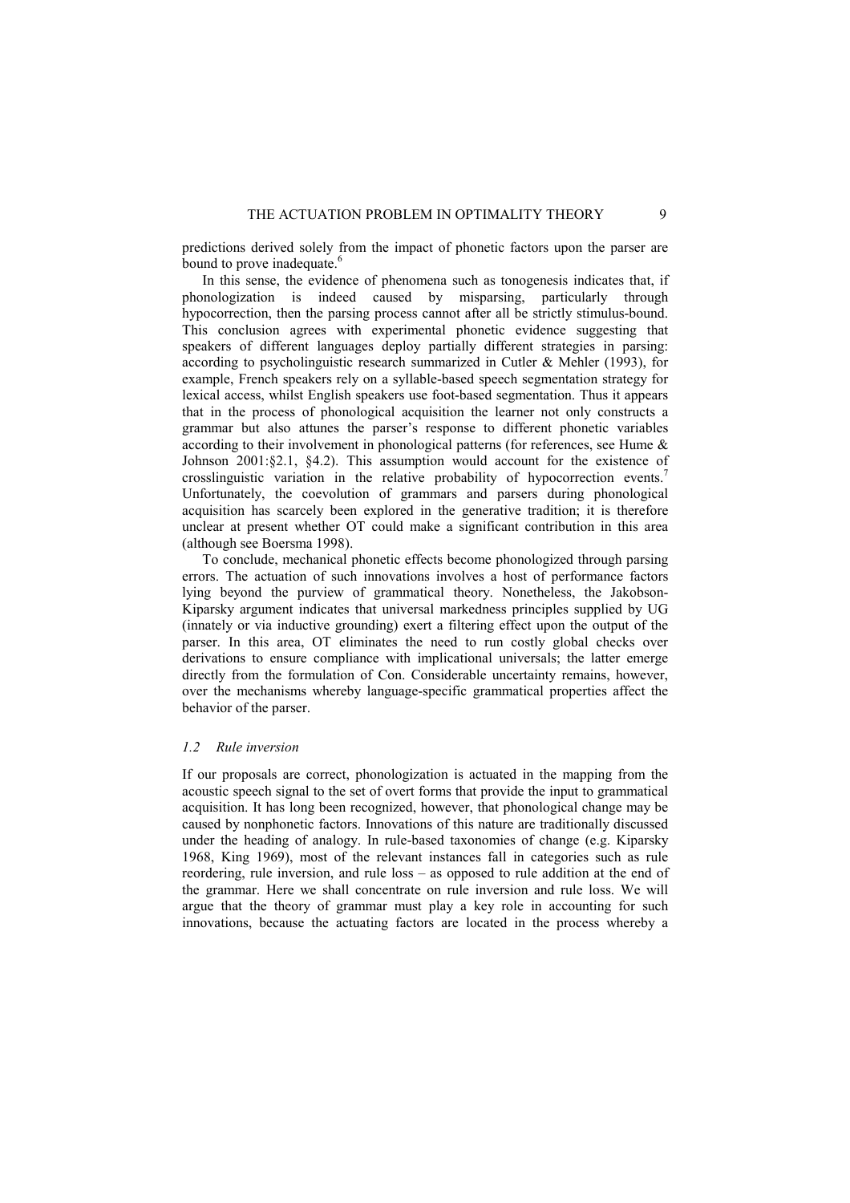predictions derived solely from the impact of phonetic factors upon the parser are bound to prove inadequate.[6]

In this sense, the evidence of phenomena such as tonogenesis indicates that, if phonologization is indeed caused by misparsing, particularly through hypocorrection, then the parsing process cannot after all be strictly stimulus-bound. This conclusion agrees with experimental phonetic evidence suggesting that speakers of different languages deploy partially different strategies in parsing: according to psycholinguistic research summarized in Cutler & Mehler (1993), for example, French speakers rely on a syllable-based speech segmentation strategy for lexical access, whilst English speakers use foot-based segmentation. Thus it appears that in the process of phonological acquisition the learner not only constructs a grammar but also attunes the parser's response to different phonetic variables according to their involvement in phonological patterns (for references, see Hume & Johnson 2001:§2.1, §4.2). This assumption would account for the existence of crosslinguistic variation in the relative probability of hypocorrection events.[7] Unfortunately, the coevolution of grammars and parsers during phonological acquisition has scarcely been explored in the generative tradition; it is therefore unclear at present whether OT could make a significant contribution in this area (although see Boersma 1998).

To conclude, mechanical phonetic effects become phonologized through parsing errors. The actuation of such innovations involves a host of performance factors lying beyond the purview of grammatical theory. Nonetheless, the Jakobson-Kiparsky argument indicates that universal markedness principles supplied by UG (innately or via inductive grounding) exert a filtering effect upon the output of the parser. In this area, OT eliminates the need to run costly global checks over derivations to ensure compliance with implicational universals; the latter emerge directly from the formulation of Con. Considerable uncertainty remains, however, over the mechanisms whereby language-specific grammatical properties affect the behavior of the parser.

### *1.2 Rule inversion*

If our proposals are correct, phonologization is actuated in the mapping from the acoustic speech signal to the set of overt forms that provide the input to grammatical acquisition. It has long been recognized, however, that phonological change may be caused by nonphonetic factors. Innovations of this nature are traditionally discussed under the heading of analogy. In rule-based taxonomies of change (e.g. Kiparsky 1968, King 1969), most of the relevant instances fall in categories such as rule reordering, rule inversion, and rule loss – as opposed to rule addition at the end of the grammar. Here we shall concentrate on rule inversion and rule loss. We will argue that the theory of grammar must play a key role in accounting for such innovations, because the actuating factors are located in the process whereby a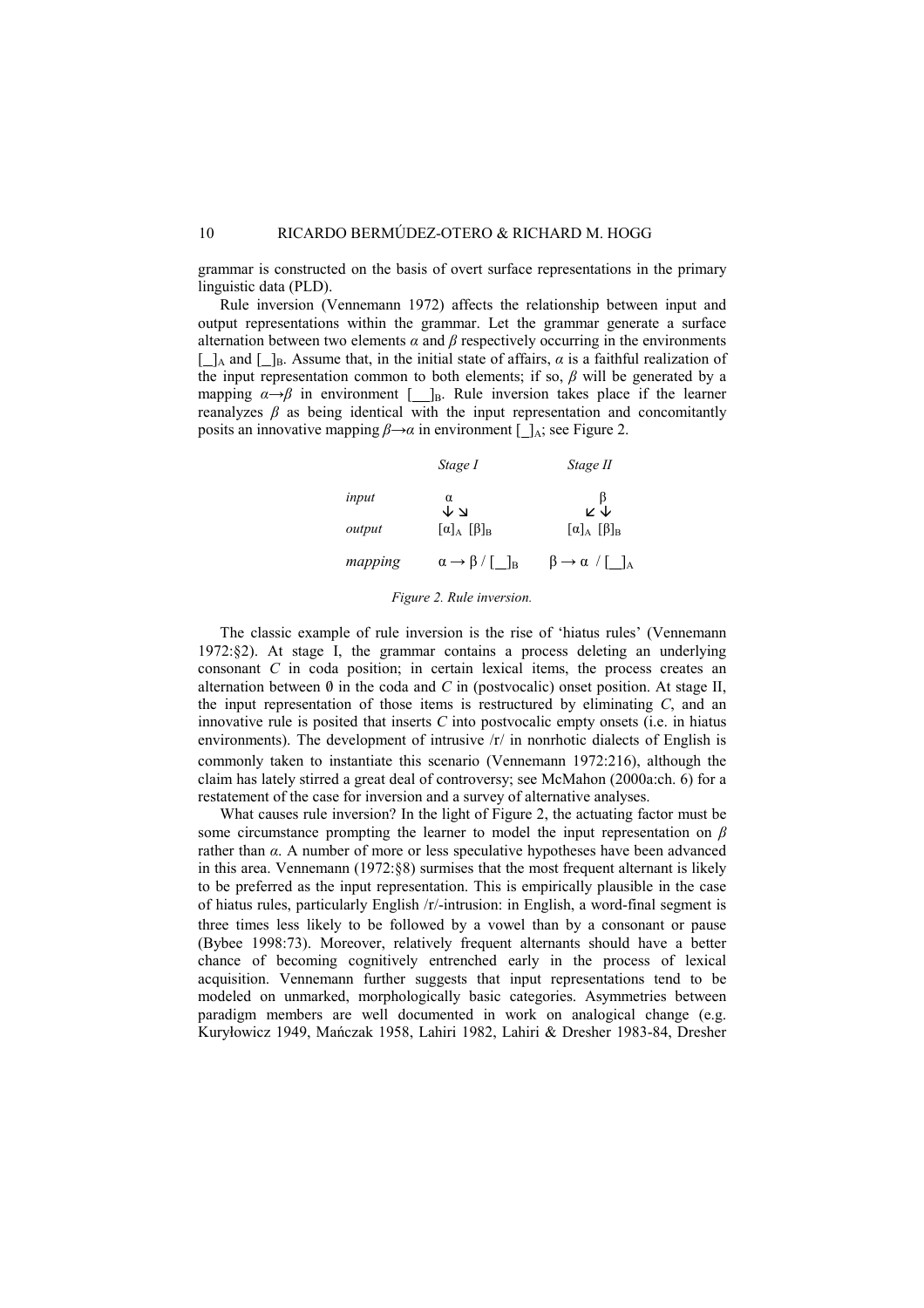grammar is constructed on the basis of overt surface representations in the primary linguistic data (PLD).

Rule inversion (Vennemann 1972) affects the relationship between input and output representations within the grammar. Let the grammar generate a surface alternation between two elements *α* and *β* respectively occurring in the environments $[\_]_A$ and $[\_]_B$. Assume that, in the initial state of affairs, *α* is a faithful realization of the input representation common to both elements; if so, *β* will be generated by a mapping $\alpha \rightarrow \beta$ in environment $[\_\_]_B$. Rule inversion takes place if the learner reanalyzes *β* as being identical with the input representation and concomitantly posits an innovative mapping $\beta \rightarrow \alpha$ in environment $[\_]_A$; see Figure 2.

|  | *Stage I* | *Stage II* |
|---|---|---|
| *input* | α ↓ ↘ | β ↙ ↓ |
| *output* | $[\alpha]_A$ $[\beta]_B$ | $[\alpha]_A$ $[\beta]_B$ |
| *mapping* | $\alpha \rightarrow \beta$ / $[\_\_]_B$ | $\beta \rightarrow \alpha$ / $[\_\_]_A$ |

*Figure 2. Rule inversion.*

The classic example of rule inversion is the rise of 'hiatus rules' (Vennemann 1972:§2). At stage I, the grammar contains a process deleting an underlying consonant *C* in coda position; in certain lexical items, the process creates an alternation between ∅ in the coda and *C* in (postvocalic) onset position. At stage II, the input representation of those items is restructured by eliminating *C*, and an innovative rule is posited that inserts *C* into postvocalic empty onsets (i.e. in hiatus environments). The development of intrusive /r/ in nonrhotic dialects of English is commonly taken to instantiate this scenario (Vennemann 1972:216), although the claim has lately stirred a great deal of controversy; see McMahon (2000a:ch. 6) for a restatement of the case for inversion and a survey of alternative analyses.

What causes rule inversion? In the light of Figure 2, the actuating factor must be some circumstance prompting the learner to model the input representation on *β* rather than *α*. A number of more or less speculative hypotheses have been advanced in this area. Vennemann (1972:§8) surmises that the most frequent alternant is likely to be preferred as the input representation. This is empirically plausible in the case of hiatus rules, particularly English /r/-intrusion: in English, a word-final segment is three times less likely to be followed by a vowel than by a consonant or pause (Bybee 1998:73). Moreover, relatively frequent alternants should have a better chance of becoming cognitively entrenched early in the process of lexical acquisition. Vennemann further suggests that input representations tend to be modeled on unmarked, morphologically basic categories. Asymmetries between paradigm members are well documented in work on analogical change (e.g. Kuryłowicz 1949, Mańczak 1958, Lahiri 1982, Lahiri & Dresher 1983-84, Dresher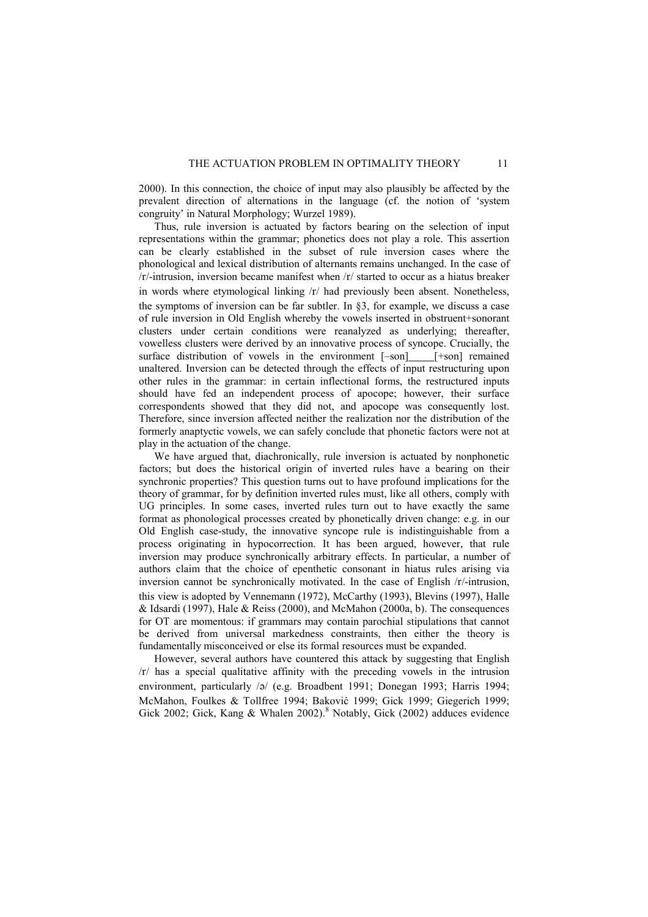2000). In this connection, the choice of input may also plausibly be affected by the prevalent direction of alternations in the language (cf. the notion of 'system congruity' in Natural Morphology; Wurzel 1989).

Thus, rule inversion is actuated by factors bearing on the selection of input representations within the grammar; phonetics does not play a role. This assertion can be clearly established in the subset of rule inversion cases where the phonological and lexical distribution of alternants remains unchanged. In the case of /r/-intrusion, inversion became manifest when /r/ started to occur as a hiatus breaker in words where etymological linking /r/ had previously been absent. Nonetheless, the symptoms of inversion can be far subtler. In §3, for example, we discuss a case of rule inversion in Old English whereby the vowels inserted in obstruent+sonorant clusters under certain conditions were reanalyzed as underlying; thereafter, vowelless clusters were derived by an innovative process of syncope. Crucially, the surface distribution of vowels in the environment [–son]\_\_\_\_[+son] remained unaltered. Inversion can be detected through the effects of input restructuring upon other rules in the grammar: in certain inflectional forms, the restructured inputs should have fed an independent process of apocope; however, their surface correspondents showed that they did not, and apocope was consequently lost. Therefore, since inversion affected neither the realization nor the distribution of the formerly anaptyctic vowels, we can safely conclude that phonetic factors were not at play in the actuation of the change.

We have argued that, diachronically, rule inversion is actuated by nonphonetic factors; but does the historical origin of inverted rules have a bearing on their synchronic properties? This question turns out to have profound implications for the theory of grammar, for by definition inverted rules must, like all others, comply with UG principles. In some cases, inverted rules turn out to have exactly the same format as phonological processes created by phonetically driven change: e.g. in our Old English case-study, the innovative syncope rule is indistinguishable from a process originating in hypocorrection. It has been argued, however, that rule inversion may produce synchronically arbitrary effects. In particular, a number of authors claim that the choice of epenthetic consonant in hiatus rules arising via inversion cannot be synchronically motivated. In the case of English /r/-intrusion, this view is adopted by Vennemann (1972), McCarthy (1993), Blevins (1997), Halle & Idsardi (1997), Hale & Reiss (2000), and McMahon (2000a, b). The consequences for OT are momentous: if grammars may contain parochial stipulations that cannot be derived from universal markedness constraints, then either the theory is fundamentally misconceived or else its formal resources must be expanded.

However, several authors have countered this attack by suggesting that English /r/ has a special qualitative affinity with the preceding vowels in the intrusion environment, particularly /ə/ (e.g. Broadbent 1991; Donegan 1993; Harris 1994; McMahon, Foulkes & Tollfree 1994; Baković 1999; Gick 1999; Giegerich 1999; Gick 2002; Gick, Kang & Whalen 2002).[8] Notably, Gick (2002) adduces evidence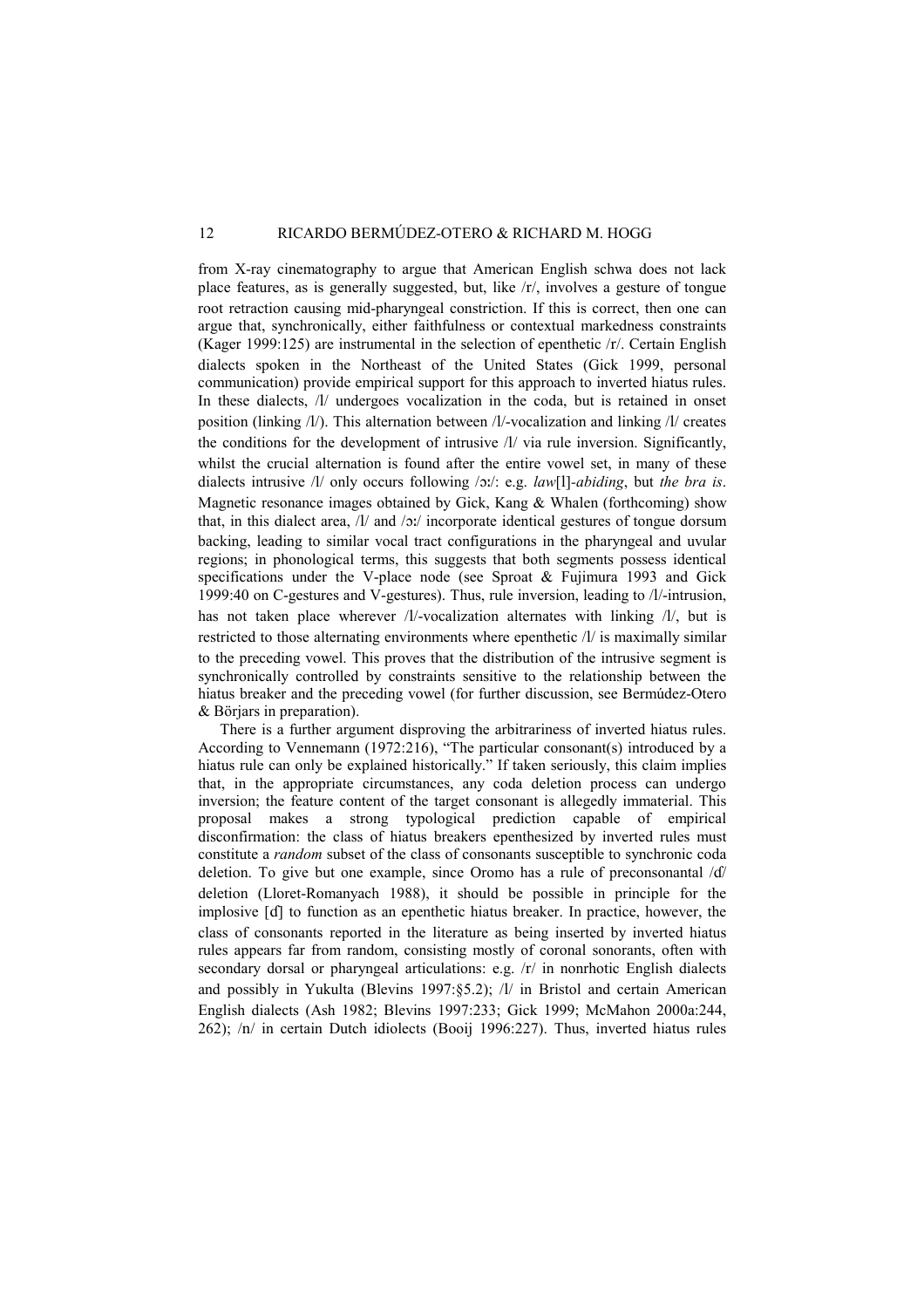from X-ray cinematography to argue that American English schwa does not lack place features, as is generally suggested, but, like /r/, involves a gesture of tongue root retraction causing mid-pharyngeal constriction. If this is correct, then one can argue that, synchronically, either faithfulness or contextual markedness constraints (Kager 1999:125) are instrumental in the selection of epenthetic /r/. Certain English dialects spoken in the Northeast of the United States (Gick 1999, personal communication) provide empirical support for this approach to inverted hiatus rules. In these dialects, /l/ undergoes vocalization in the coda, but is retained in onset position (linking /l/). This alternation between /l/-vocalization and linking /l/ creates the conditions for the development of intrusive /l/ via rule inversion. Significantly, whilst the crucial alternation is found after the entire vowel set, in many of these dialects intrusive /l/ only occurs following /ɔː/: e.g. *law*[l]*-abiding*, but *the bra is*. Magnetic resonance images obtained by Gick, Kang & Whalen (forthcoming) show that, in this dialect area, /l/ and /ɔː/ incorporate identical gestures of tongue dorsum backing, leading to similar vocal tract configurations in the pharyngeal and uvular regions; in phonological terms, this suggests that both segments possess identical specifications under the V-place node (see Sproat & Fujimura 1993 and Gick 1999:40 on C-gestures and V-gestures). Thus, rule inversion, leading to /l/-intrusion, has not taken place wherever /l/-vocalization alternates with linking /l/, but is restricted to those alternating environments where epenthetic /l/ is maximally similar to the preceding vowel. This proves that the distribution of the intrusive segment is synchronically controlled by constraints sensitive to the relationship between the hiatus breaker and the preceding vowel (for further discussion, see Bermúdez-Otero & Börjars in preparation).

There is a further argument disproving the arbitrariness of inverted hiatus rules. According to Vennemann (1972:216), "The particular consonant(s) introduced by a hiatus rule can only be explained historically." If taken seriously, this claim implies that, in the appropriate circumstances, any coda deletion process can undergo inversion; the feature content of the target consonant is allegedly immaterial. This proposal makes a strong typological prediction capable of empirical disconfirmation: the class of hiatus breakers epenthesized by inverted rules must constitute a *random* subset of the class of consonants susceptible to synchronic coda deletion. To give but one example, since Oromo has a rule of preconsonantal /ɗ/ deletion (Lloret-Romanyach 1988), it should be possible in principle for the implosive [ɗ] to function as an epenthetic hiatus breaker. In practice, however, the class of consonants reported in the literature as being inserted by inverted hiatus rules appears far from random, consisting mostly of coronal sonorants, often with secondary dorsal or pharyngeal articulations: e.g. /r/ in nonrhotic English dialects and possibly in Yukulta (Blevins 1997:§5.2); /l/ in Bristol and certain American English dialects (Ash 1982; Blevins 1997:233; Gick 1999; McMahon 2000a:244, 262); /n/ in certain Dutch idiolects (Booij 1996:227). Thus, inverted hiatus rules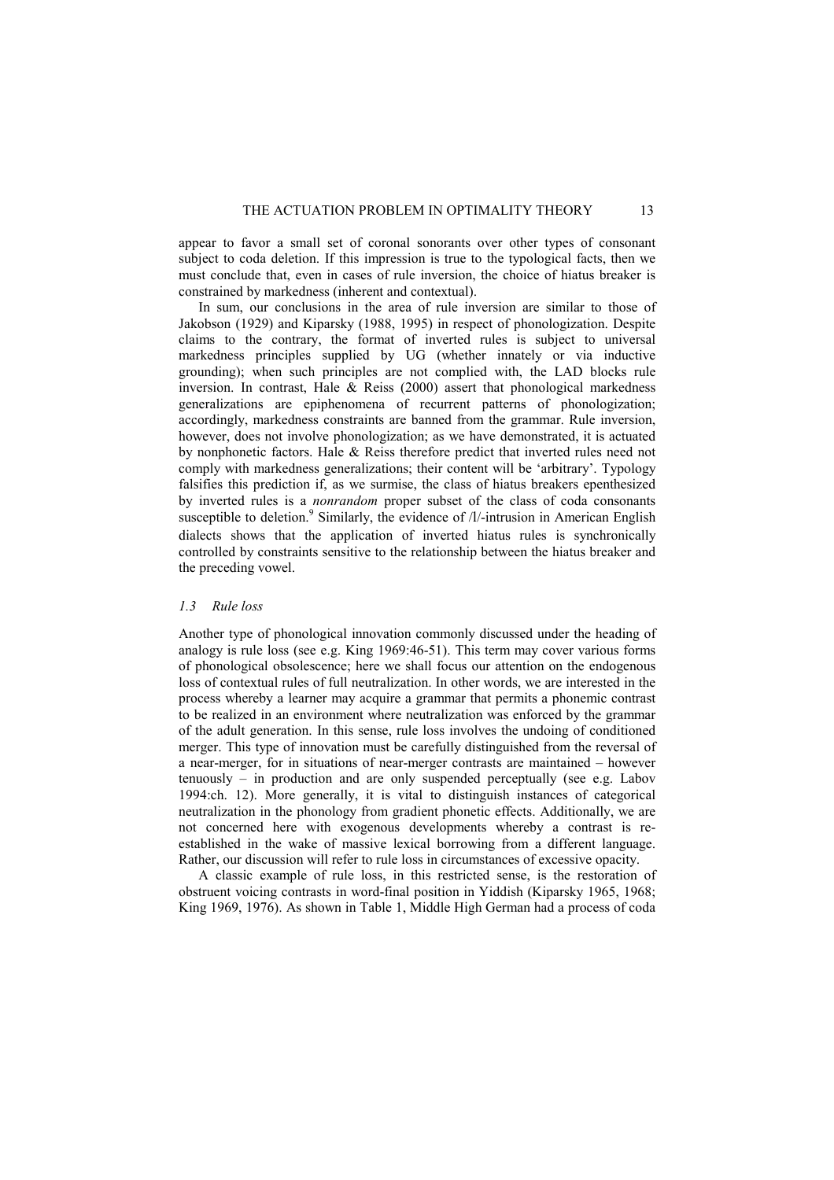appear to favor a small set of coronal sonorants over other types of consonant subject to coda deletion. If this impression is true to the typological facts, then we must conclude that, even in cases of rule inversion, the choice of hiatus breaker is constrained by markedness (inherent and contextual).

In sum, our conclusions in the area of rule inversion are similar to those of Jakobson (1929) and Kiparsky (1988, 1995) in respect of phonologization. Despite claims to the contrary, the format of inverted rules is subject to universal markedness principles supplied by UG (whether innately or via inductive grounding); when such principles are not complied with, the LAD blocks rule inversion. In contrast, Hale & Reiss (2000) assert that phonological markedness generalizations are epiphenomena of recurrent patterns of phonologization; accordingly, markedness constraints are banned from the grammar. Rule inversion, however, does not involve phonologization; as we have demonstrated, it is actuated by nonphonetic factors. Hale & Reiss therefore predict that inverted rules need not comply with markedness generalizations; their content will be 'arbitrary'. Typology falsifies this prediction if, as we surmise, the class of hiatus breakers epenthesized by inverted rules is a *nonrandom* proper subset of the class of coda consonants susceptible to deletion.[9] Similarly, the evidence of /l/-intrusion in American English dialects shows that the application of inverted hiatus rules is synchronically controlled by constraints sensitive to the relationship between the hiatus breaker and the preceding vowel.

### *1.3 Rule loss*

Another type of phonological innovation commonly discussed under the heading of analogy is rule loss (see e.g. King 1969:46-51). This term may cover various forms of phonological obsolescence; here we shall focus our attention on the endogenous loss of contextual rules of full neutralization. In other words, we are interested in the process whereby a learner may acquire a grammar that permits a phonemic contrast to be realized in an environment where neutralization was enforced by the grammar of the adult generation. In this sense, rule loss involves the undoing of conditioned merger. This type of innovation must be carefully distinguished from the reversal of a near-merger, for in situations of near-merger contrasts are maintained – however tenuously – in production and are only suspended perceptually (see e.g. Labov 1994:ch. 12). More generally, it is vital to distinguish instances of categorical neutralization in the phonology from gradient phonetic effects. Additionally, we are not concerned here with exogenous developments whereby a contrast is re-established in the wake of massive lexical borrowing from a different language. Rather, our discussion will refer to rule loss in circumstances of excessive opacity.

A classic example of rule loss, in this restricted sense, is the restoration of obstruent voicing contrasts in word-final position in Yiddish (Kiparsky 1965, 1968; King 1969, 1976). As shown in Table 1, Middle High German had a process of coda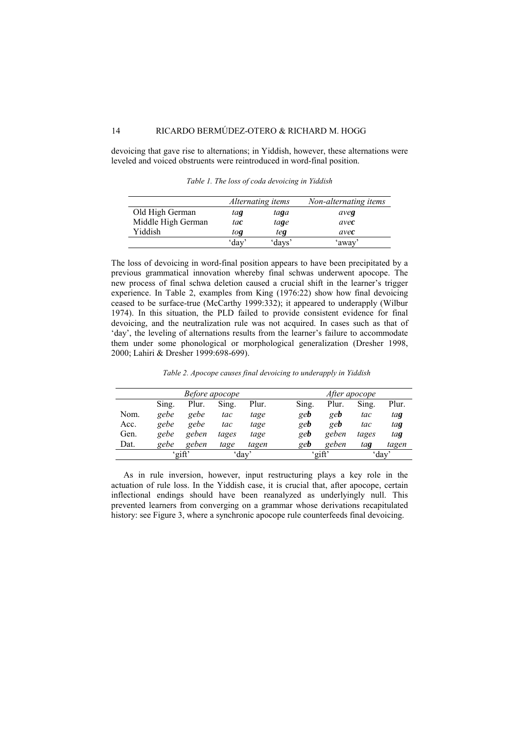devoicing that gave rise to alternations; in Yiddish, however, these alternations were leveled and voiced obstruents were reintroduced in word-final position.

*Table 1. The loss of coda devoicing in Yiddish*

| | *Alternating items* | | *Non-alternating items* |
|---|---|---|---|
| Old High German | *ta**g*** | *ta**g**a* | *ave**g*** |
| Middle High German | *ta**c*** | *ta**g**e* | *ave**c*** |
| Yiddish | *to**g*** | *te**g*** | *ave**c*** |
| | 'day' | 'days' | 'away' |

The loss of devoicing in word-final position appears to have been precipitated by a previous grammatical innovation whereby final schwas underwent apocope. The new process of final schwa deletion caused a crucial shift in the learner's trigger experience. In Table 2, examples from King (1976:22) show how final devoicing ceased to be surface-true (McCarthy 1999:332); it appeared to underapply (Wilbur 1974). In this situation, the PLD failed to provide consistent evidence for final devoicing, and the neutralization rule was not acquired. In cases such as that of 'day', the leveling of alternations results from the learner's failure to accommodate them under some phonological or morphological generalization (Dresher 1998, 2000; Lahiri & Dresher 1999:698-699).

*Table 2. Apocope causes final devoicing to underapply in Yiddish*

| | *Before apocope* | | | | *After apocope* | | | |
|---|---|---|---|---|---|---|---|---|
| | Sing. | Plur. | Sing. | Plur. | Sing. | Plur. | Sing. | Plur. |
| Nom. | *gebe* | *gebe* | *tac* | *tage* | *ge**b*** | *ge**b*** | *tac* | *ta**g*** |
| Acc. | *gebe* | *gebe* | *tac* | *tage* | *ge**b*** | *ge**b*** | *tac* | *ta**g*** |
| Gen. | *gebe* | *geben* | *tages* | *tage* | *ge**b*** | *geben* | *tages* | *ta**g*** |
| Dat. | *gebe* | *geben* | *tage* | *tagen* | *ge**b*** | *geben* | *ta**g*** | *tagen* |
| | 'gift' | | 'day' | | 'gift' | | 'day' | |

As in rule inversion, however, input restructuring plays a key role in the actuation of rule loss. In the Yiddish case, it is crucial that, after apocope, certain inflectional endings should have been reanalyzed as underlyingly null. This prevented learners from converging on a grammar whose derivations recapitulated history: see Figure 3, where a synchronic apocope rule counterfeeds final devoicing.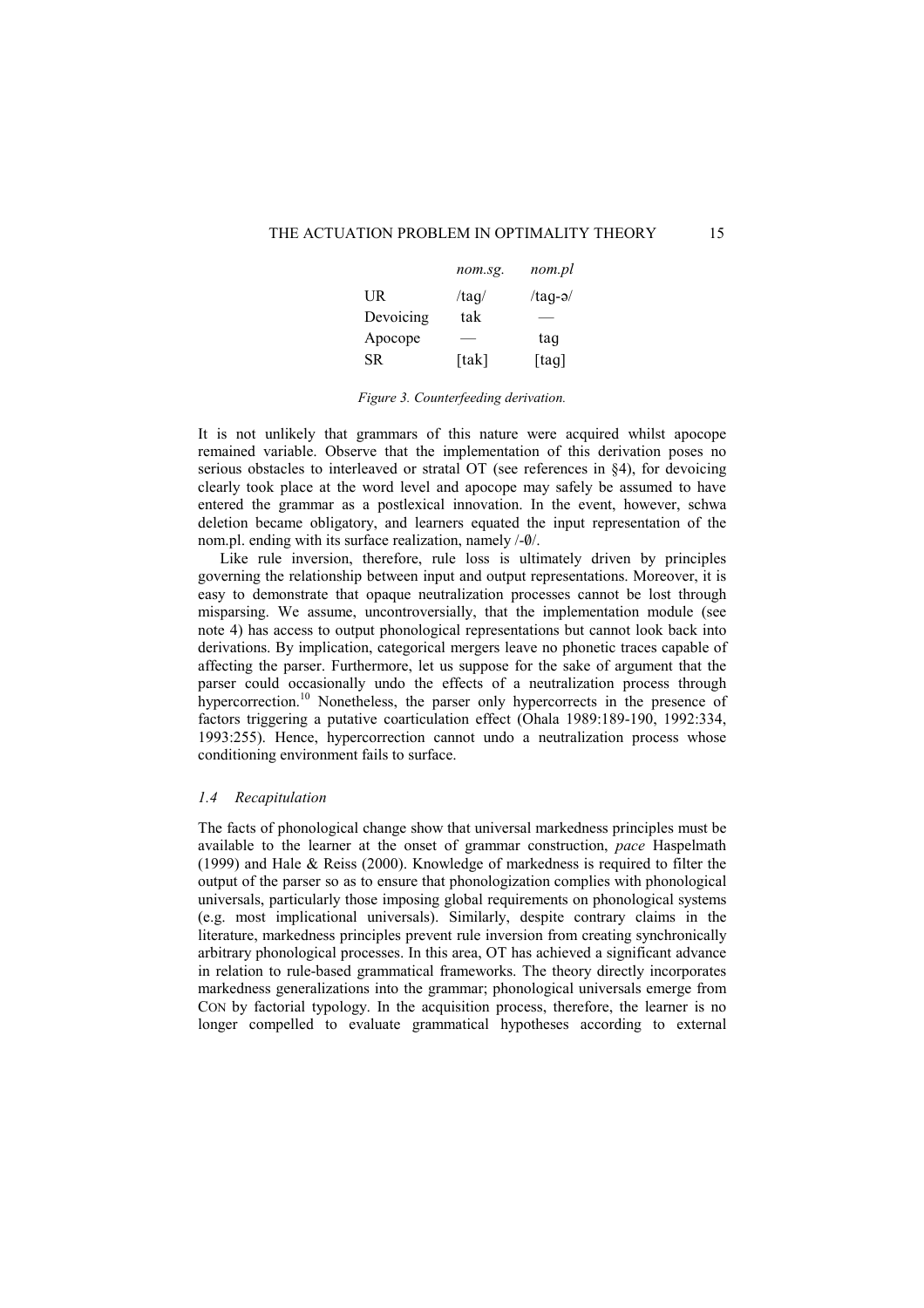| | *nom.sg.* | *nom.pl* |
|---|---|---|
| UR | /taɡ/ | /taɡ-ə/ |
| Devoicing | tak | — |
| Apocope | — | taɡ |
| SR | [tak] | [taɡ] |

*Figure 3. Counterfeeding derivation.*

It is not unlikely that grammars of this nature were acquired whilst apocope remained variable. Observe that the implementation of this derivation poses no serious obstacles to interleaved or stratal OT (see references in §4), for devoicing clearly took place at the word level and apocope may safely be assumed to have entered the grammar as a postlexical innovation. In the event, however, schwa deletion became obligatory, and learners equated the input representation of the nom.pl. ending with its surface realization, namely /-∅/.

Like rule inversion, therefore, rule loss is ultimately driven by principles governing the relationship between input and output representations. Moreover, it is easy to demonstrate that opaque neutralization processes cannot be lost through misparsing. We assume, uncontroversially, that the implementation module (see note 4) has access to output phonological representations but cannot look back into derivations. By implication, categorical mergers leave no phonetic traces capable of affecting the parser. Furthermore, let us suppose for the sake of argument that the parser could occasionally undo the effects of a neutralization process through hypercorrection.[10] Nonetheless, the parser only hypercorrects in the presence of factors triggering a putative coarticulation effect (Ohala 1989:189-190, 1992:334, 1993:255). Hence, hypercorrection cannot undo a neutralization process whose conditioning environment fails to surface.

### 1.4 Recapitulation

The facts of phonological change show that universal markedness principles must be available to the learner at the onset of grammar construction, *pace* Haspelmath (1999) and Hale & Reiss (2000). Knowledge of markedness is required to filter the output of the parser so as to ensure that phonologization complies with phonological universals, particularly those imposing global requirements on phonological systems (e.g. most implicational universals). Similarly, despite contrary claims in the literature, markedness principles prevent rule inversion from creating synchronically arbitrary phonological processes. In this area, OT has achieved a significant advance in relation to rule-based grammatical frameworks. The theory directly incorporates markedness generalizations into the grammar; phonological universals emerge from CON by factorial typology. In the acquisition process, therefore, the learner is no longer compelled to evaluate grammatical hypotheses according to external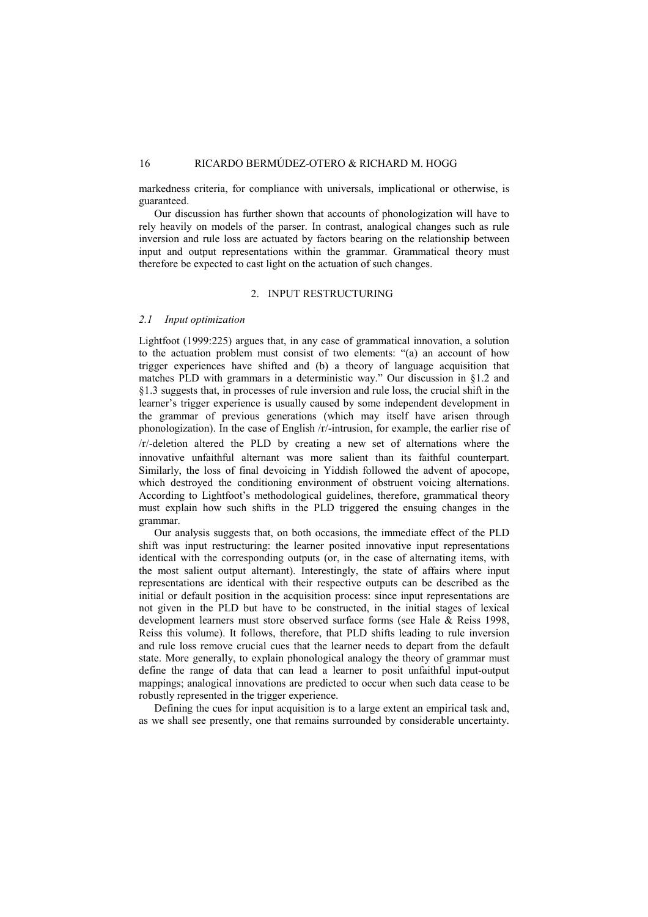markedness criteria, for compliance with universals, implicational or otherwise, is guaranteed.

Our discussion has further shown that accounts of phonologization will have to rely heavily on models of the parser. In contrast, analogical changes such as rule inversion and rule loss are actuated by factors bearing on the relationship between input and output representations within the grammar. Grammatical theory must therefore be expected to cast light on the actuation of such changes.

## 2. INPUT RESTRUCTURING

### *2.1 Input optimization*

Lightfoot (1999:225) argues that, in any case of grammatical innovation, a solution to the actuation problem must consist of two elements: "(a) an account of how trigger experiences have shifted and (b) a theory of language acquisition that matches PLD with grammars in a deterministic way." Our discussion in §1.2 and §1.3 suggests that, in processes of rule inversion and rule loss, the crucial shift in the learner's trigger experience is usually caused by some independent development in the grammar of previous generations (which may itself have arisen through phonologization). In the case of English /r/-intrusion, for example, the earlier rise of /r/-deletion altered the PLD by creating a new set of alternations where the innovative unfaithful alternant was more salient than its faithful counterpart. Similarly, the loss of final devoicing in Yiddish followed the advent of apocope, which destroyed the conditioning environment of obstruent voicing alternations. According to Lightfoot's methodological guidelines, therefore, grammatical theory must explain how such shifts in the PLD triggered the ensuing changes in the grammar.

Our analysis suggests that, on both occasions, the immediate effect of the PLD shift was input restructuring: the learner posited innovative input representations identical with the corresponding outputs (or, in the case of alternating items, with the most salient output alternant). Interestingly, the state of affairs where input representations are identical with their respective outputs can be described as the initial or default position in the acquisition process: since input representations are not given in the PLD but have to be constructed, in the initial stages of lexical development learners must store observed surface forms (see Hale & Reiss 1998, Reiss this volume). It follows, therefore, that PLD shifts leading to rule inversion and rule loss remove crucial cues that the learner needs to depart from the default state. More generally, to explain phonological analogy the theory of grammar must define the range of data that can lead a learner to posit unfaithful input-output mappings; analogical innovations are predicted to occur when such data cease to be robustly represented in the trigger experience.

Defining the cues for input acquisition is to a large extent an empirical task and, as we shall see presently, one that remains surrounded by considerable uncertainty.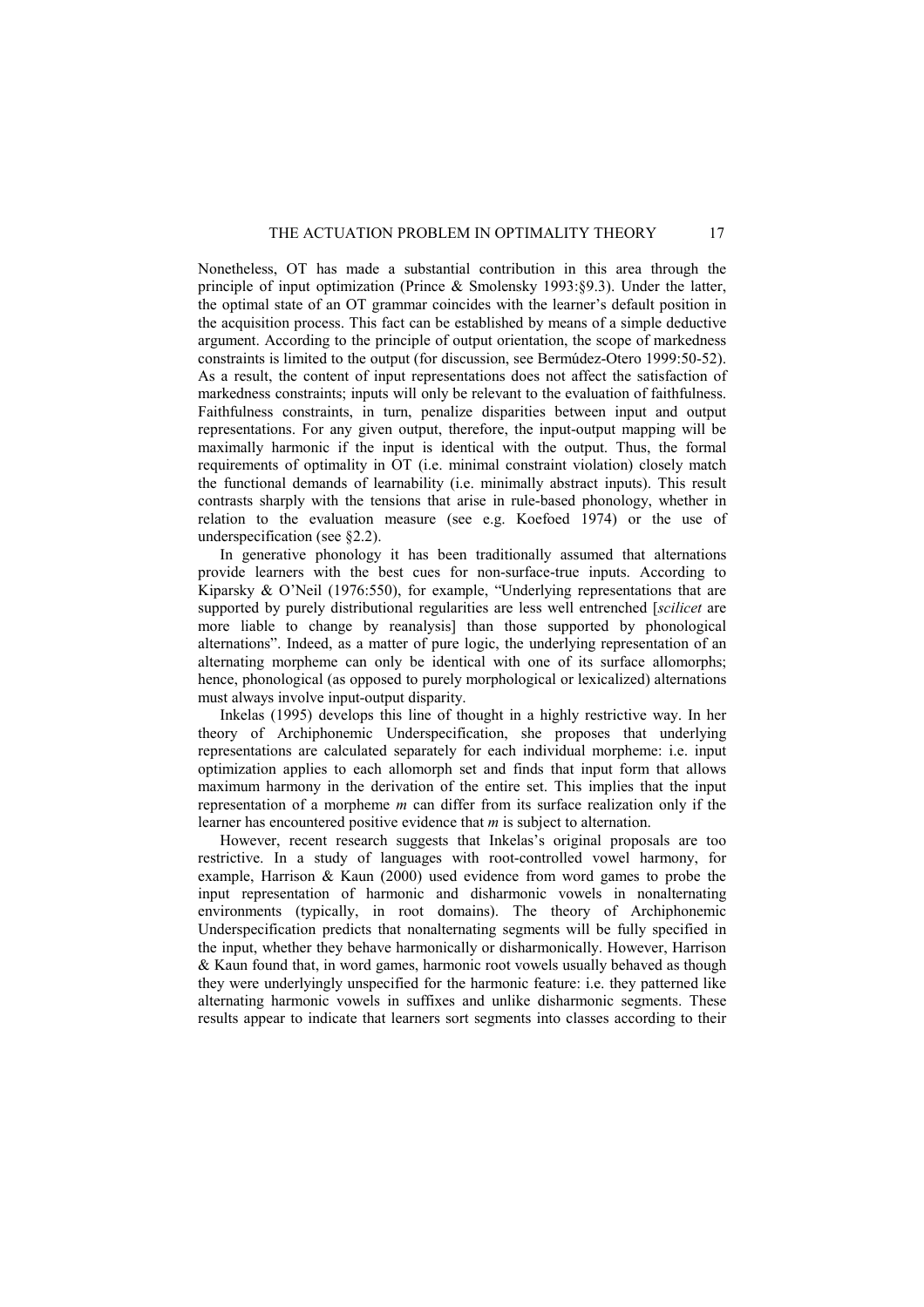Nonetheless, OT has made a substantial contribution in this area through the principle of input optimization (Prince & Smolensky 1993:§9.3). Under the latter, the optimal state of an OT grammar coincides with the learner's default position in the acquisition process. This fact can be established by means of a simple deductive argument. According to the principle of output orientation, the scope of markedness constraints is limited to the output (for discussion, see Bermúdez-Otero 1999:50-52). As a result, the content of input representations does not affect the satisfaction of markedness constraints; inputs will only be relevant to the evaluation of faithfulness. Faithfulness constraints, in turn, penalize disparities between input and output representations. For any given output, therefore, the input-output mapping will be maximally harmonic if the input is identical with the output. Thus, the formal requirements of optimality in OT (i.e. minimal constraint violation) closely match the functional demands of learnability (i.e. minimally abstract inputs). This result contrasts sharply with the tensions that arise in rule-based phonology, whether in relation to the evaluation measure (see e.g. Koefoed 1974) or the use of underspecification (see §2.2).

In generative phonology it has been traditionally assumed that alternations provide learners with the best cues for non-surface-true inputs. According to Kiparsky & O'Neil (1976:550), for example, "Underlying representations that are supported by purely distributional regularities are less well entrenched [*scilicet* are more liable to change by reanalysis] than those supported by phonological alternations". Indeed, as a matter of pure logic, the underlying representation of an alternating morpheme can only be identical with one of its surface allomorphs; hence, phonological (as opposed to purely morphological or lexicalized) alternations must always involve input-output disparity.

Inkelas (1995) develops this line of thought in a highly restrictive way. In her theory of Archiphonemic Underspecification, she proposes that underlying representations are calculated separately for each individual morpheme: i.e. input optimization applies to each allomorph set and finds that input form that allows maximum harmony in the derivation of the entire set. This implies that the input representation of a morpheme *m* can differ from its surface realization only if the learner has encountered positive evidence that *m* is subject to alternation.

However, recent research suggests that Inkelas's original proposals are too restrictive. In a study of languages with root-controlled vowel harmony, for example, Harrison & Kaun (2000) used evidence from word games to probe the input representation of harmonic and disharmonic vowels in nonalternating environments (typically, in root domains). The theory of Archiphonemic Underspecification predicts that nonalternating segments will be fully specified in the input, whether they behave harmonically or disharmonically. However, Harrison & Kaun found that, in word games, harmonic root vowels usually behaved as though they were underlyingly unspecified for the harmonic feature: i.e. they patterned like alternating harmonic vowels in suffixes and unlike disharmonic segments. These results appear to indicate that learners sort segments into classes according to their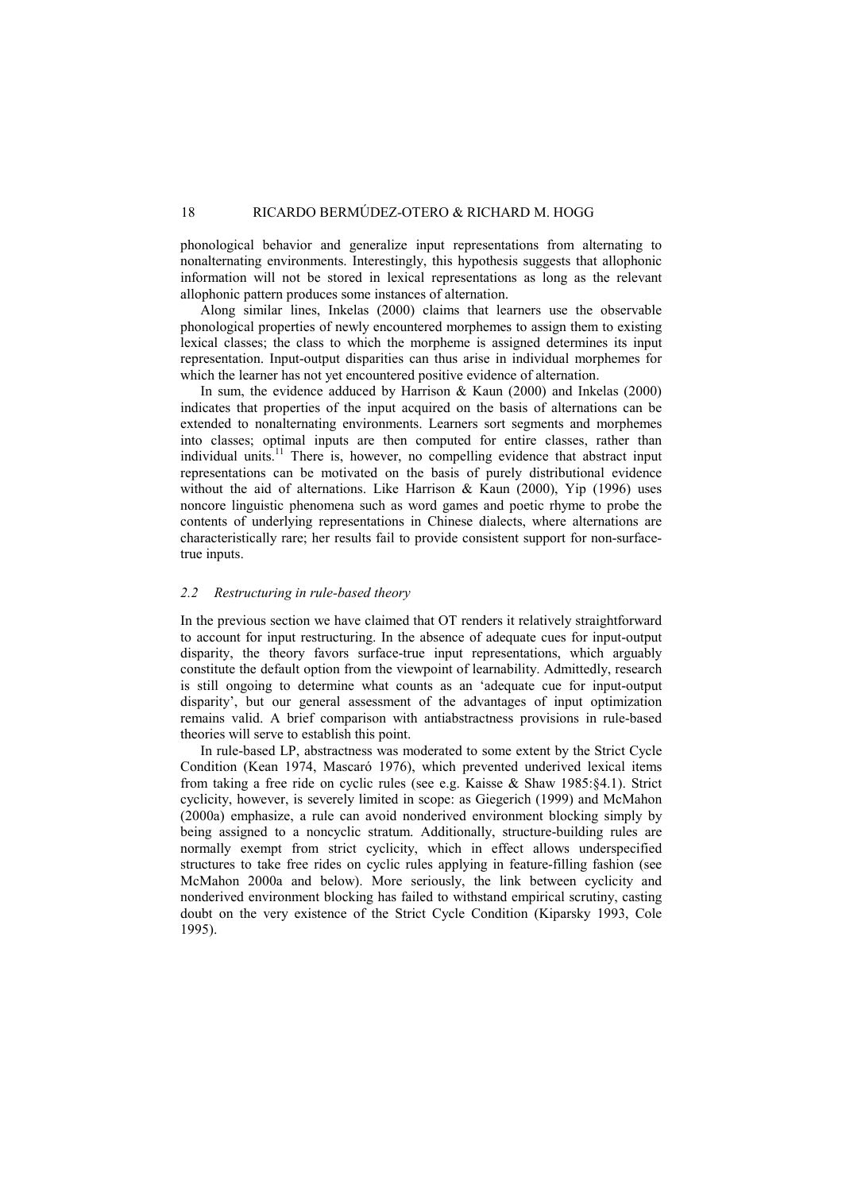phonological behavior and generalize input representations from alternating to nonalternating environments. Interestingly, this hypothesis suggests that allophonic information will not be stored in lexical representations as long as the relevant allophonic pattern produces some instances of alternation.

Along similar lines, Inkelas (2000) claims that learners use the observable phonological properties of newly encountered morphemes to assign them to existing lexical classes; the class to which the morpheme is assigned determines its input representation. Input-output disparities can thus arise in individual morphemes for which the learner has not yet encountered positive evidence of alternation.

In sum, the evidence adduced by Harrison & Kaun (2000) and Inkelas (2000) indicates that properties of the input acquired on the basis of alternations can be extended to nonalternating environments. Learners sort segments and morphemes into classes; optimal inputs are then computed for entire classes, rather than individual units.[11] There is, however, no compelling evidence that abstract input representations can be motivated on the basis of purely distributional evidence without the aid of alternations. Like Harrison & Kaun (2000), Yip (1996) uses noncore linguistic phenomena such as word games and poetic rhyme to probe the contents of underlying representations in Chinese dialects, where alternations are characteristically rare; her results fail to provide consistent support for non-surface-true inputs.

### *2.2 Restructuring in rule-based theory*

In the previous section we have claimed that OT renders it relatively straightforward to account for input restructuring. In the absence of adequate cues for input-output disparity, the theory favors surface-true input representations, which arguably constitute the default option from the viewpoint of learnability. Admittedly, research is still ongoing to determine what counts as an 'adequate cue for input-output disparity', but our general assessment of the advantages of input optimization remains valid. A brief comparison with antiabstractness provisions in rule-based theories will serve to establish this point.

In rule-based LP, abstractness was moderated to some extent by the Strict Cycle Condition (Kean 1974, Mascaró 1976), which prevented underived lexical items from taking a free ride on cyclic rules (see e.g. Kaisse & Shaw 1985:§4.1). Strict cyclicity, however, is severely limited in scope: as Giegerich (1999) and McMahon (2000a) emphasize, a rule can avoid nonderived environment blocking simply by being assigned to a noncyclic stratum. Additionally, structure-building rules are normally exempt from strict cyclicity, which in effect allows underspecified structures to take free rides on cyclic rules applying in feature-filling fashion (see McMahon 2000a and below). More seriously, the link between cyclicity and nonderived environment blocking has failed to withstand empirical scrutiny, casting doubt on the very existence of the Strict Cycle Condition (Kiparsky 1993, Cole 1995).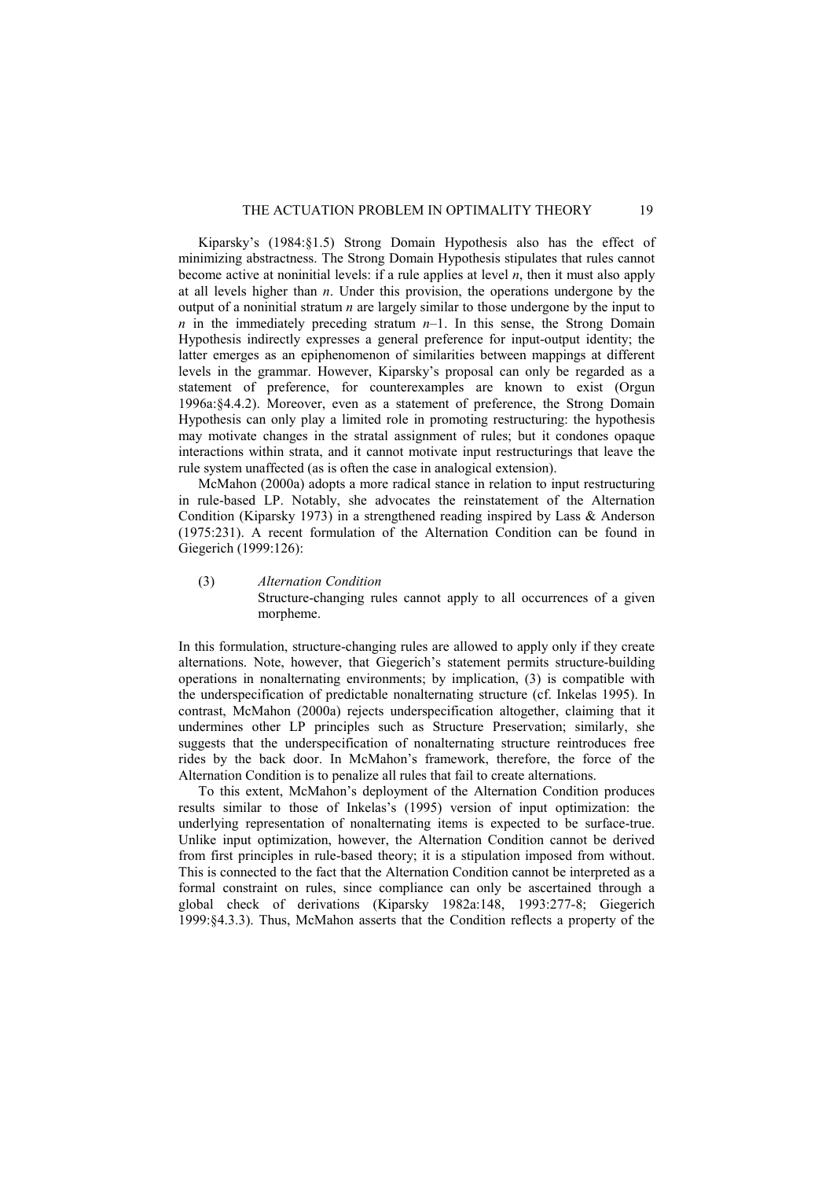Kiparsky's (1984:§1.5) Strong Domain Hypothesis also has the effect of minimizing abstractness. The Strong Domain Hypothesis stipulates that rules cannot become active at noninitial levels: if a rule applies at level *n*, then it must also apply at all levels higher than *n*. Under this provision, the operations undergone by the output of a noninitial stratum *n* are largely similar to those undergone by the input to *n* in the immediately preceding stratum *n*–1. In this sense, the Strong Domain Hypothesis indirectly expresses a general preference for input-output identity; the latter emerges as an epiphenomenon of similarities between mappings at different levels in the grammar. However, Kiparsky's proposal can only be regarded as a statement of preference, for counterexamples are known to exist (Orgun 1996a:§4.4.2). Moreover, even as a statement of preference, the Strong Domain Hypothesis can only play a limited role in promoting restructuring: the hypothesis may motivate changes in the stratal assignment of rules; but it condones opaque interactions within strata, and it cannot motivate input restructurings that leave the rule system unaffected (as is often the case in analogical extension).

McMahon (2000a) adopts a more radical stance in relation to input restructuring in rule-based LP. Notably, she advocates the reinstatement of the Alternation Condition (Kiparsky 1973) in a strengthened reading inspired by Lass & Anderson (1975:231). A recent formulation of the Alternation Condition can be found in Giegerich (1999:126):

(3) *Alternation Condition*
Structure-changing rules cannot apply to all occurrences of a given morpheme.

In this formulation, structure-changing rules are allowed to apply only if they create alternations. Note, however, that Giegerich's statement permits structure-building operations in nonalternating environments; by implication, (3) is compatible with the underspecification of predictable nonalternating structure (cf. Inkelas 1995). In contrast, McMahon (2000a) rejects underspecification altogether, claiming that it undermines other LP principles such as Structure Preservation; similarly, she suggests that the underspecification of nonalternating structure reintroduces free rides by the back door. In McMahon's framework, therefore, the force of the Alternation Condition is to penalize all rules that fail to create alternations.

To this extent, McMahon's deployment of the Alternation Condition produces results similar to those of Inkelas's (1995) version of input optimization: the underlying representation of nonalternating items is expected to be surface-true. Unlike input optimization, however, the Alternation Condition cannot be derived from first principles in rule-based theory; it is a stipulation imposed from without. This is connected to the fact that the Alternation Condition cannot be interpreted as a formal constraint on rules, since compliance can only be ascertained through a global check of derivations (Kiparsky 1982a:148, 1993:277-8; Giegerich 1999:§4.3.3). Thus, McMahon asserts that the Condition reflects a property of the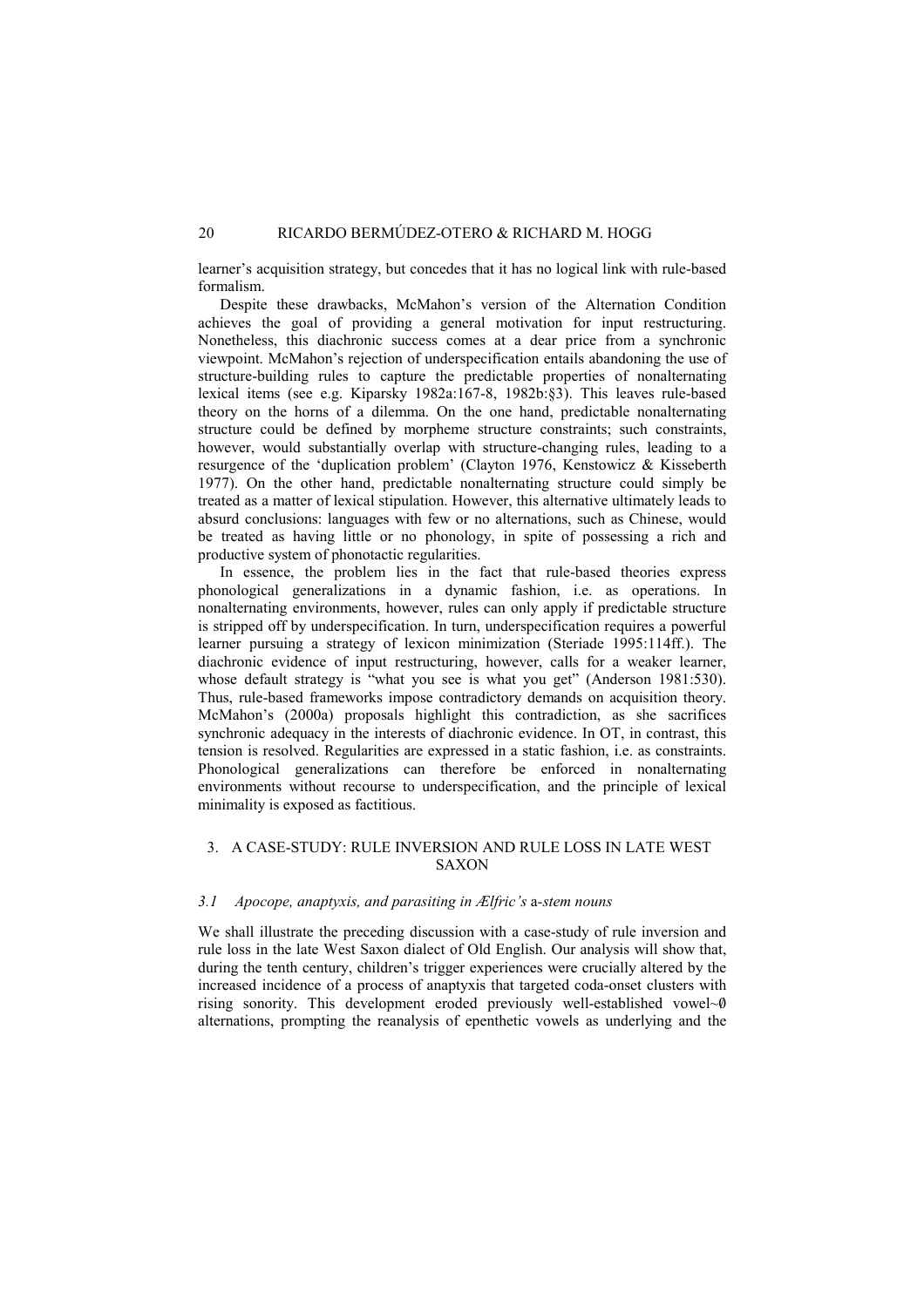learner's acquisition strategy, but concedes that it has no logical link with rule-based formalism.

Despite these drawbacks, McMahon's version of the Alternation Condition achieves the goal of providing a general motivation for input restructuring. Nonetheless, this diachronic success comes at a dear price from a synchronic viewpoint. McMahon's rejection of underspecification entails abandoning the use of structure-building rules to capture the predictable properties of nonalternating lexical items (see e.g. Kiparsky 1982a:167-8, 1982b:§3). This leaves rule-based theory on the horns of a dilemma. On the one hand, predictable nonalternating structure could be defined by morpheme structure constraints; such constraints, however, would substantially overlap with structure-changing rules, leading to a resurgence of the 'duplication problem' (Clayton 1976, Kenstowicz & Kisseberth 1977). On the other hand, predictable nonalternating structure could simply be treated as a matter of lexical stipulation. However, this alternative ultimately leads to absurd conclusions: languages with few or no alternations, such as Chinese, would be treated as having little or no phonology, in spite of possessing a rich and productive system of phonotactic regularities.

In essence, the problem lies in the fact that rule-based theories express phonological generalizations in a dynamic fashion, i.e. as operations. In nonalternating environments, however, rules can only apply if predictable structure is stripped off by underspecification. In turn, underspecification requires a powerful learner pursuing a strategy of lexicon minimization (Steriade 1995:114ff.). The diachronic evidence of input restructuring, however, calls for a weaker learner, whose default strategy is "what you see is what you get" (Anderson 1981:530). Thus, rule-based frameworks impose contradictory demands on acquisition theory. McMahon's (2000a) proposals highlight this contradiction, as she sacrifices synchronic adequacy in the interests of diachronic evidence. In OT, in contrast, this tension is resolved. Regularities are expressed in a static fashion, i.e. as constraints. Phonological generalizations can therefore be enforced in nonalternating environments without recourse to underspecification, and the principle of lexical minimality is exposed as factitious.

## 3. A CASE-STUDY: RULE INVERSION AND RULE LOSS IN LATE WEST SAXON

### *3.1 Apocope, anaptyxis, and parasiting in Ælfric's* a-*stem nouns*

We shall illustrate the preceding discussion with a case-study of rule inversion and rule loss in the late West Saxon dialect of Old English. Our analysis will show that, during the tenth century, children's trigger experiences were crucially altered by the increased incidence of a process of anaptyxis that targeted coda-onset clusters with rising sonority. This development eroded previously well-established vowel~∅ alternations, prompting the reanalysis of epenthetic vowels as underlying and the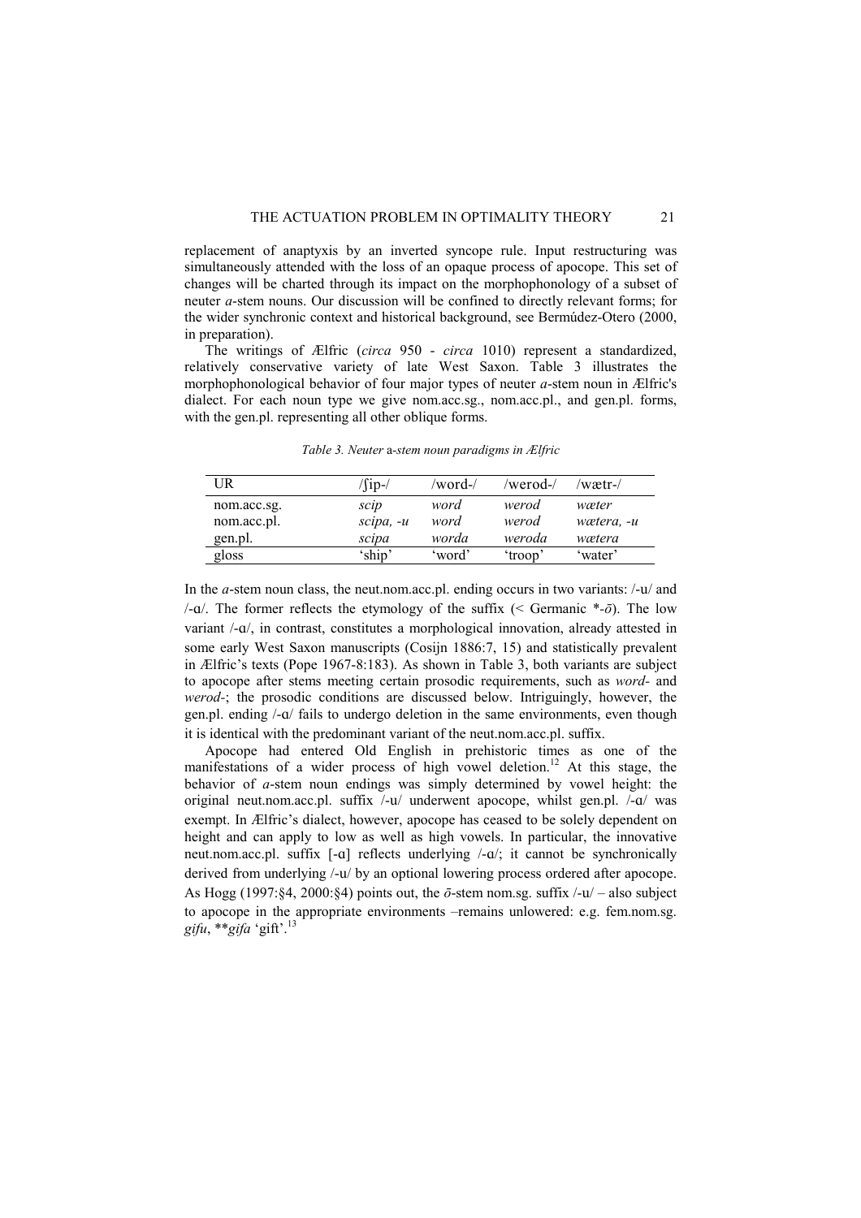replacement of anaptyxis by an inverted syncope rule. Input restructuring was simultaneously attended with the loss of an opaque process of apocope. This set of changes will be charted through its impact on the morphophonology of a subset of neuter *a*-stem nouns. Our discussion will be confined to directly relevant forms; for the wider synchronic context and historical background, see Bermúdez-Otero (2000, in preparation).

The writings of Ælfric (*circa* 950 - *circa* 1010) represent a standardized, relatively conservative variety of late West Saxon. Table 3 illustrates the morphophonological behavior of four major types of neuter *a*-stem noun in Ælfric's dialect. For each noun type we give nom.acc.sg., nom.acc.pl., and gen.pl. forms, with the gen.pl. representing all other oblique forms.

*Table 3. Neuter* a*-stem noun paradigms in Ælfric*

| UR | /ʃip-/ | /word-/ | /werod-/ | /wætr-/ |
|---|---|---|---|---|
| nom.acc.sg. | *scip* | *word* | *werod* | *wæter* |
| nom.acc.pl. | *scipa, -u* | *word* | *werod* | *wætera, -u* |
| gen.pl. | *scipa* | *worda* | *weroda* | *wætera* |
| gloss | 'ship' | 'word' | 'troop' | 'water' |

In the *a*-stem noun class, the neut.nom.acc.pl. ending occurs in two variants: /-u/ and /-ɑ/. The former reflects the etymology of the suffix (< Germanic \*-*ō*). The low variant /-ɑ/, in contrast, constitutes a morphological innovation, already attested in some early West Saxon manuscripts (Cosijn 1886:7, 15) and statistically prevalent in Ælfric's texts (Pope 1967-8:183). As shown in Table 3, both variants are subject to apocope after stems meeting certain prosodic requirements, such as *word-* and *werod-*; the prosodic conditions are discussed below. Intriguingly, however, the gen.pl. ending /-ɑ/ fails to undergo deletion in the same environments, even though it is identical with the predominant variant of the neut.nom.acc.pl. suffix.

Apocope had entered Old English in prehistoric times as one of the manifestations of a wider process of high vowel deletion.[12] At this stage, the behavior of *a*-stem noun endings was simply determined by vowel height: the original neut.nom.acc.pl. suffix /-u/ underwent apocope, whilst gen.pl. /-ɑ/ was exempt. In Ælfric's dialect, however, apocope has ceased to be solely dependent on height and can apply to low as well as high vowels. In particular, the innovative neut.nom.acc.pl. suffix [-ɑ] reflects underlying /-ɑ/; it cannot be synchronically derived from underlying /-u/ by an optional lowering process ordered after apocope. As Hogg (1997:§4, 2000:§4) points out, the *ō*-stem nom.sg. suffix /-u/ – also subject to apocope in the appropriate environments –remains unlowered: e.g. fem.nom.sg. *gifu*, \*\**gifa* 'gift'.[13]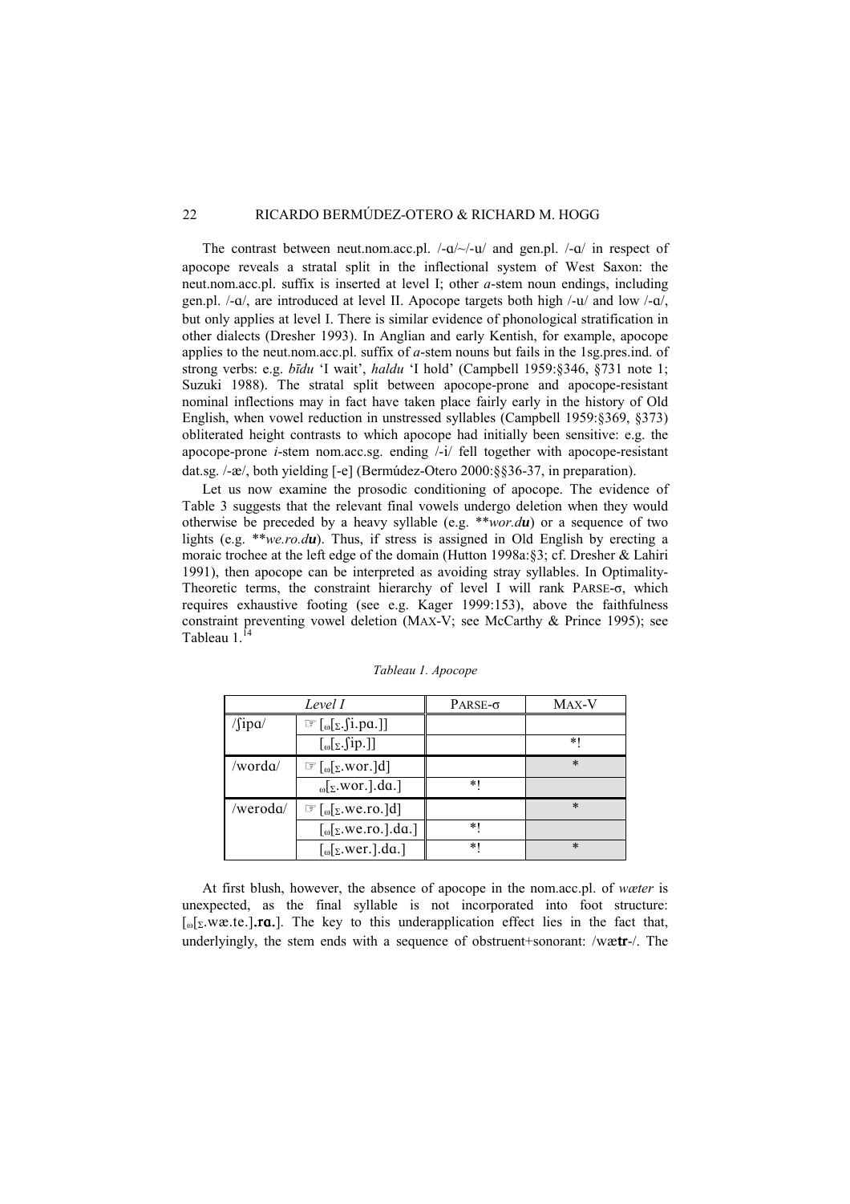The contrast between neut.nom.acc.pl. /-ɑ/~/-u/ and gen.pl. /-ɑ/ in respect of apocope reveals a stratal split in the inflectional system of West Saxon: the neut.nom.acc.pl. suffix is inserted at level I; other *a*-stem noun endings, including gen.pl. /-ɑ/, are introduced at level II. Apocope targets both high /-u/ and low /-ɑ/, but only applies at level I. There is similar evidence of phonological stratification in other dialects (Dresher 1993). In Anglian and early Kentish, for example, apocope applies to the neut.nom.acc.pl. suffix of *a*-stem nouns but fails in the 1sg.pres.ind. of strong verbs: e.g. *bīdu* 'I wait', *haldu* 'I hold' (Campbell 1959:§346, §731 note 1; Suzuki 1988). The stratal split between apocope-prone and apocope-resistant nominal inflections may in fact have taken place fairly early in the history of Old English, when vowel reduction in unstressed syllables (Campbell 1959:§369, §373) obliterated height contrasts to which apocope had initially been sensitive: e.g. the apocope-prone *i*-stem nom.acc.sg. ending /-i/ fell together with apocope-resistant dat.sg. /-æ/, both yielding [-e] (Bermúdez-Otero 2000:§§36-37, in preparation).

Let us now examine the prosodic conditioning of apocope. The evidence of Table 3 suggests that the relevant final vowels undergo deletion when they would otherwise be preceded by a heavy syllable (e.g. \*\**wor.d**u***) or a sequence of two lights (e.g. \*\**we.ro.d**u***). Thus, if stress is assigned in Old English by erecting a moraic trochee at the left edge of the domain (Hutton 1998a:§3; cf. Dresher & Lahiri 1991), then apocope can be interpreted as avoiding stray syllables. In Optimality-Theoretic terms, the constraint hierarchy of level I will rank PARSE-σ, which requires exhaustive footing (see e.g. Kager 1999:153), above the faithfulness constraint preventing vowel deletion (MAX-V; see McCarthy & Prince 1995); see Tableau 1.[14]

*Tableau 1. Apocope*

| Level I | | PARSE-σ | MAX-V |
|---|---|---|---|
| /ʃipɑ/ | ☞ [$_{\omega}$[$_{\Sigma}$.ʃi.pɑ.]] | | |
| | [$_{\omega}$[$_{\Sigma}$.ʃip.]] | | \*! |
| /wordɑ/ | ☞ [$_{\omega}$[$_{\Sigma}$.wor.]d] | | \* |
| | $_{\omega}$[$_{\Sigma}$.wor.].dɑ.] | \*! | |
| /werodɑ/ | ☞ [$_{\omega}$[$_{\Sigma}$.we.ro.]d] | | \* |
| | [$_{\omega}$[$_{\Sigma}$.we.ro.].dɑ.] | \*! | |
| | [$_{\omega}$[$_{\Sigma}$.wer.].dɑ.] | \*! | \* |

At first blush, however, the absence of apocope in the nom.acc.pl. of *wæter* is unexpected, as the final syllable is not incorporated into foot structure: [$_{\omega}$[$_{\Sigma}$.wæ.te.]**.rɑ.**]. The key to this underapplication effect lies in the fact that, underlyingly, the stem ends with a sequence of obstruent+sonorant: /wæ**tr**-/. The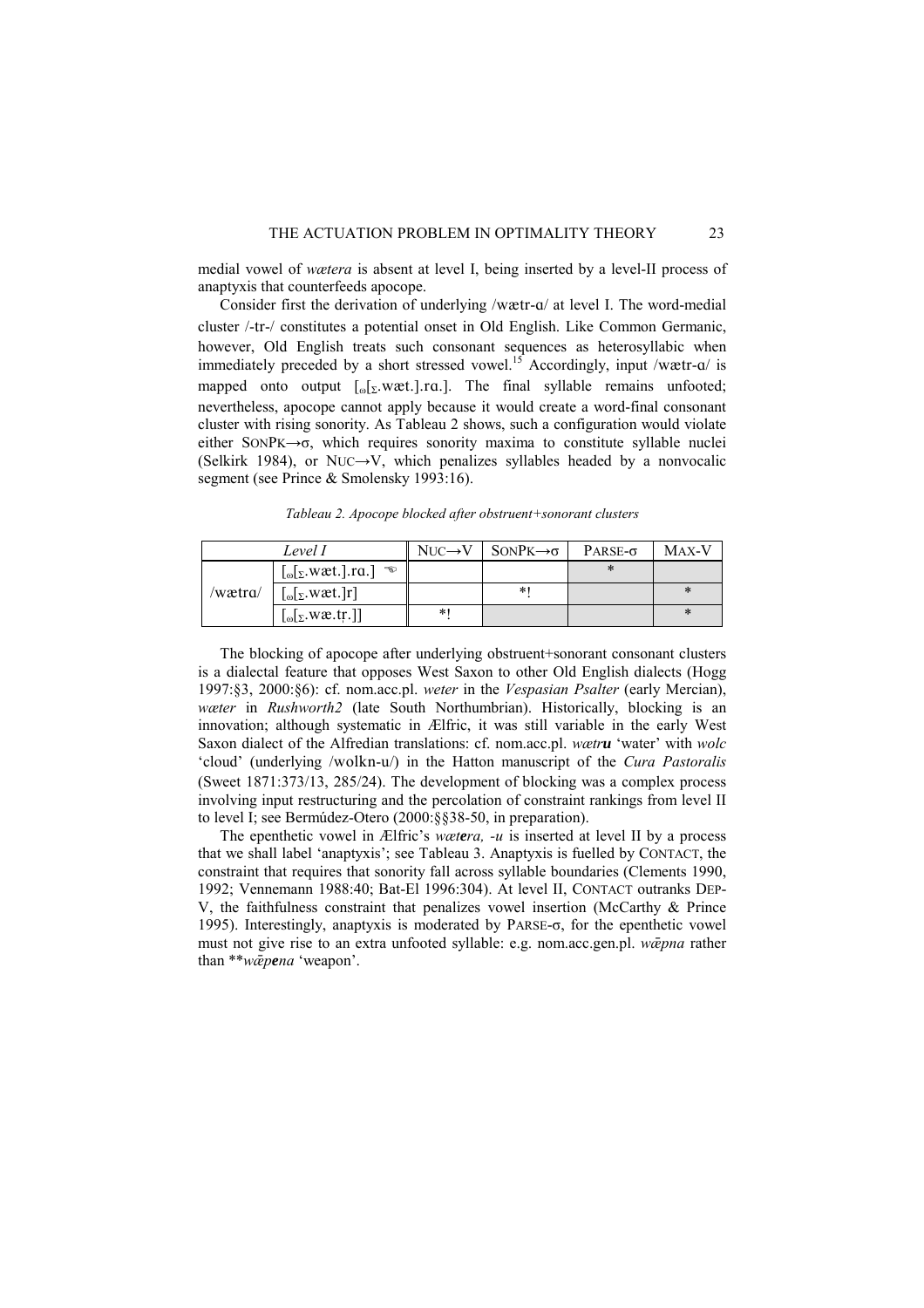medial vowel of *wætera* is absent at level I, being inserted by a level-II process of anaptyxis that counterfeeds apocope.

Consider first the derivation of underlying /wætr-ɑ/ at level I. The word-medial cluster /-tr-/ constitutes a potential onset in Old English. Like Common Germanic, however, Old English treats such consonant sequences as heterosyllabic when immediately preceded by a short stressed vowel.[15] Accordingly, input /wætr-ɑ/ is mapped onto output $[_\omega[_\Sigma$.wæt.].rɑ.]. The final syllable remains unfooted; nevertheless, apocope cannot apply because it would create a word-final consonant cluster with rising sonority. As Tableau 2 shows, such a configuration would violate either SONPK→σ, which requires sonority maxima to constitute syllable nuclei (Selkirk 1984), or NUC→V, which penalizes syllables headed by a nonvocalic segment (see Prince & Smolensky 1993:16).

*Tableau 2. Apocope blocked after obstruent+sonorant clusters*

| Level I | | NUC→V | SONPK→σ | PARSE-σ | MAX-V |
|---|---|---|---|---|---|
| /wætrɑ/ | $[_\omega[_\Sigma$.wæt.].rɑ.] ☞ | | | * | |
| | $[_\omega[_\Sigma$.wæt.]r] | | *! | | * |
| | $[_\omega[_\Sigma$.wæ.tr̩.]] | *! | | | * |

The blocking of apocope after underlying obstruent+sonorant consonant clusters is a dialectal feature that opposes West Saxon to other Old English dialects (Hogg 1997:§3, 2000:§6): cf. nom.acc.pl. *weter* in the *Vespasian Psalter* (early Mercian), *wæter* in *Rushworth2* (late South Northumbrian). Historically, blocking is an innovation; although systematic in Ælfric, it was still variable in the early West Saxon dialect of the Alfredian translations: cf. nom.acc.pl. *wætr**u*** 'water' with *wolc* 'cloud' (underlying /wolkn-u/) in the Hatton manuscript of the *Cura Pastoralis* (Sweet 1871:373/13, 285/24). The development of blocking was a complex process involving input restructuring and the percolation of constraint rankings from level II to level I; see Bermúdez-Otero (2000:§§38-50, in preparation).

The epenthetic vowel in Ælfric's *wæt**e**ra, -u* is inserted at level II by a process that we shall label 'anaptyxis'; see Tableau 3. Anaptyxis is fuelled by CONTACT, the constraint that requires that sonority fall across syllable boundaries (Clements 1990, 1992; Vennemann 1988:40; Bat-El 1996:304). At level II, CONTACT outranks DEP-V, the faithfulness constraint that penalizes vowel insertion (McCarthy & Prince 1995). Interestingly, anaptyxis is moderated by PARSE-σ, for the epenthetic vowel must not give rise to an extra unfooted syllable: e.g. nom.acc.gen.pl. *wǣpna* rather than ***wǣp**e**na* 'weapon'.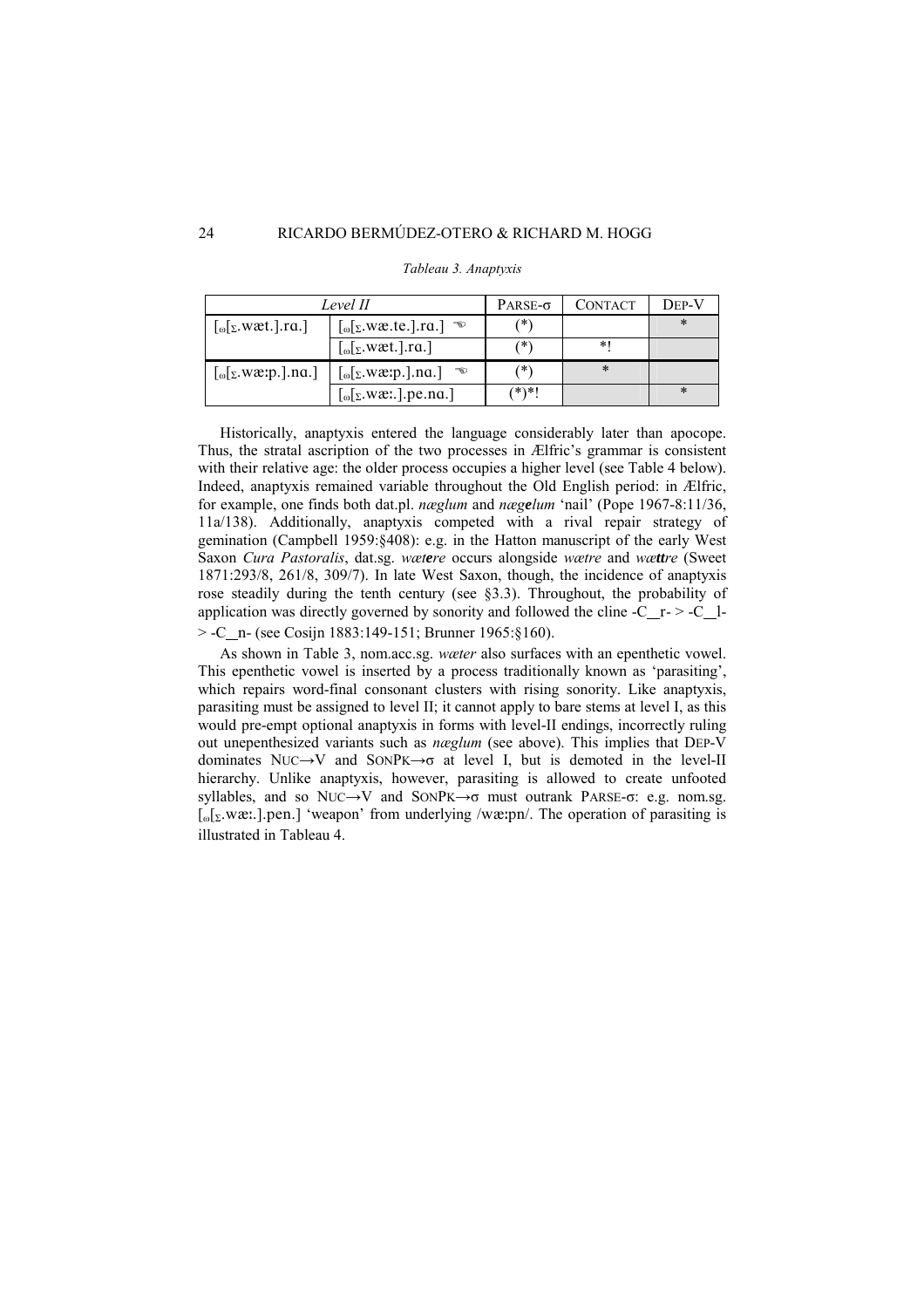*Tableau 3. Anaptyxis*

| *Level II* | | PARSE-σ | CONTACT | DEP-V |
|---|---|---|---|---|
| [ω[Σ.wæt.].rɑ.] | [ω[Σ.wæ.te.].rɑ.] ☜ | (*) | | * |
| | [ω[Σ.wæt.].rɑ.] | (*) | *! | |
| [ω[Σ.wæːp.].nɑ.] | [ω[Σ.wæːp.].nɑ.] ☜ | (*) | * | |
| | [ω[Σ.wæː.].pe.nɑ.] | (*)*! | | * |

Historically, anaptyxis entered the language considerably later than apocope. Thus, the stratal ascription of the two processes in Ælfric's grammar is consistent with their relative age: the older process occupies a higher level (see Table 4 below). Indeed, anaptyxis remained variable throughout the Old English period: in Ælfric, for example, one finds both dat.pl. *næglum* and *nægelum* 'nail' (Pope 1967-8:11/36, 11a/138). Additionally, anaptyxis competed with a rival repair strategy of gemination (Campbell 1959:§408): e.g. in the Hatton manuscript of the early West Saxon *Cura Pastoralis*, dat.sg. *wætere* occurs alongside *wætre* and *wættre* (Sweet 1871:293/8, 261/8, 309/7). In late West Saxon, though, the incidence of anaptyxis rose steadily during the tenth century (see §3.3). Throughout, the probability of application was directly governed by sonority and followed the cline -C\_\_r- > -C\_\_l- > -C\_\_n- (see Cosijn 1883:149-151; Brunner 1965:§160).

As shown in Table 3, nom.acc.sg. *wæter* also surfaces with an epenthetic vowel. This epenthetic vowel is inserted by a process traditionally known as 'parasiting', which repairs word-final consonant clusters with rising sonority. Like anaptyxis, parasiting must be assigned to level II; it cannot apply to bare stems at level I, as this would pre-empt optional anaptyxis in forms with level-II endings, incorrectly ruling out unepenthesized variants such as *næglum* (see above). This implies that DEP-V dominates NUC→V and SONPK→σ at level I, but is demoted in the level-II hierarchy. Unlike anaptyxis, however, parasiting is allowed to create unfooted syllables, and so NUC→V and SONPK→σ must outrank PARSE-σ: e.g. nom.sg. [ω[Σ.wæː.].pen.] 'weapon' from underlying /wæːpn/. The operation of parasiting is illustrated in Tableau 4.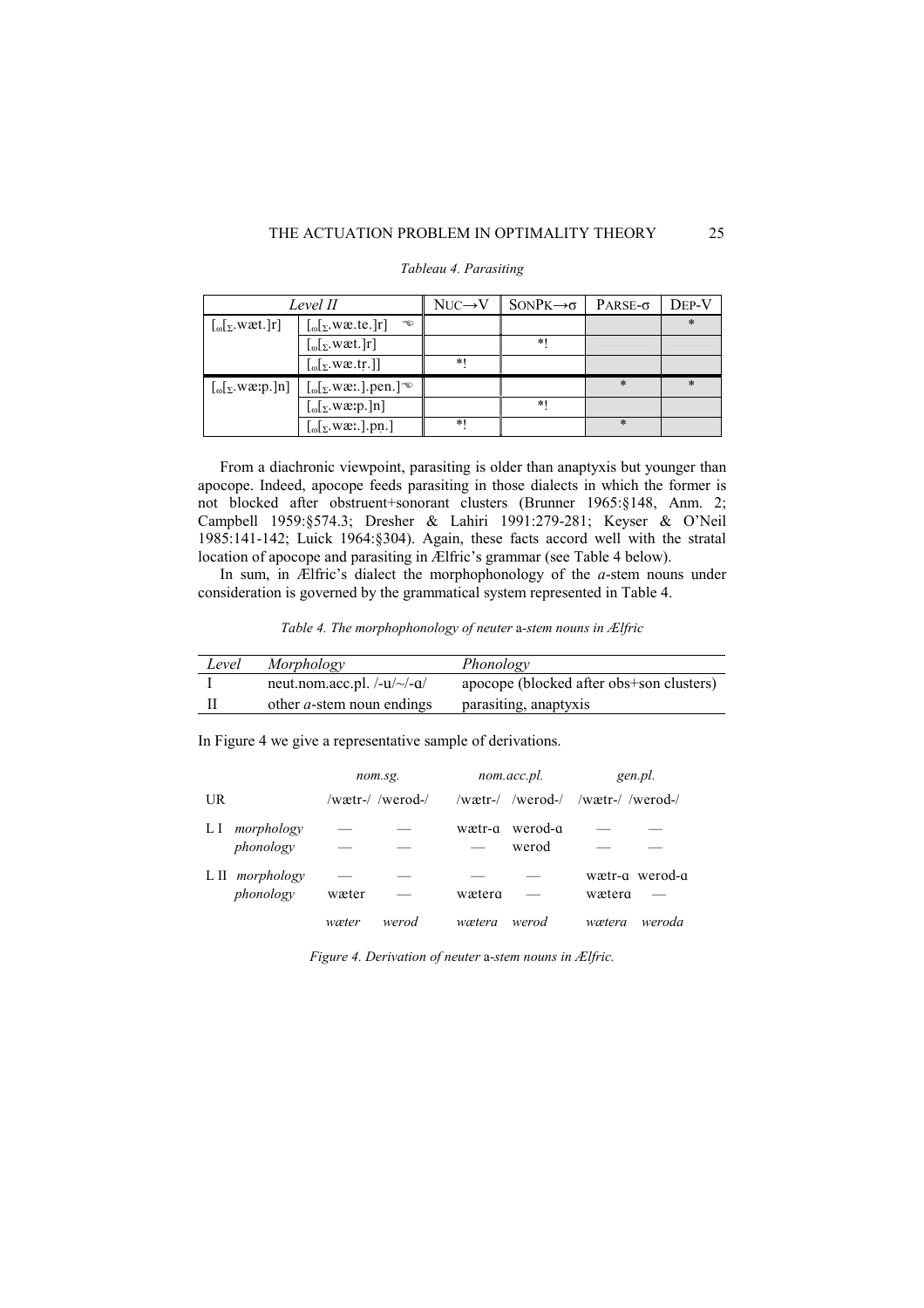*Tableau 4. Parasiting*

| *Level II* | | NUC→V | SONPK→σ | PARSE-σ | DEP-V |
|---|---|---|---|---|---|
| [ω[Σ.wæt.]r] | [ω[Σ.wæ.te.]r] ☜ | | | | * |
| | [ω[Σ.wæt.]r] | | *! | | |
| | [ω[Σ.wæ.tr̩.]] | *! | | | |
| [ω[Σ.wæːp.]n] | [ω[Σ.wæː.].pen.] ☜ | | | * | * |
| | [ω[Σ.wæːp.]n] | | *! | | |
| | [ω[Σ.wæː.].pn̩.] | *! | | * | |

From a diachronic viewpoint, parasiting is older than anaptyxis but younger than apocope. Indeed, apocope feeds parasiting in those dialects in which the former is not blocked after obstruent+sonorant clusters (Brunner 1965:§148, Anm. 2; Campbell 1959:§574.3; Dresher & Lahiri 1991:279-281; Keyser & O'Neil 1985:141-142; Luick 1964:§304). Again, these facts accord well with the stratal location of apocope and parasiting in Ælfric's grammar (see Table 4 below).

In sum, in Ælfric's dialect the morphophonology of the *a*-stem nouns under consideration is governed by the grammatical system represented in Table 4.

*Table 4. The morphophonology of neuter* a*-stem nouns in Ælfric*

| *Level* | *Morphology* | *Phonology* |
|---|---|---|
| I | neut.nom.acc.pl. /-u/~/-ɑ/ | apocope (blocked after obs+son clusters) |
| II | other *a*-stem noun endings | parasiting, anaptyxis |

In Figure 4 we give a representative sample of derivations.

| | | *nom.sg.* | | *nom.acc.pl.* | | *gen.pl.* | |
|---|---|---|---|---|---|---|---|
| UR | | /wætr-/ | /werod-/ | /wætr-/ | /werod-/ | /wætr-/ | /werod-/ |
| L I | *morphology* | — | — | wætr-ɑ | werod-ɑ | — | — |
| | *phonology* | — | — | — | werod | — | — |
| L II | *morphology* | — | — | — | — | wætr-ɑ | werod-ɑ |
| | *phonology* | wæter | — | wæterɑ | — | wæterɑ | — |
| | | *wæter* | *werod* | *wætera* | *werod* | *wætera* | *weroda* |

*Figure 4. Derivation of neuter* a*-stem nouns in Ælfric.*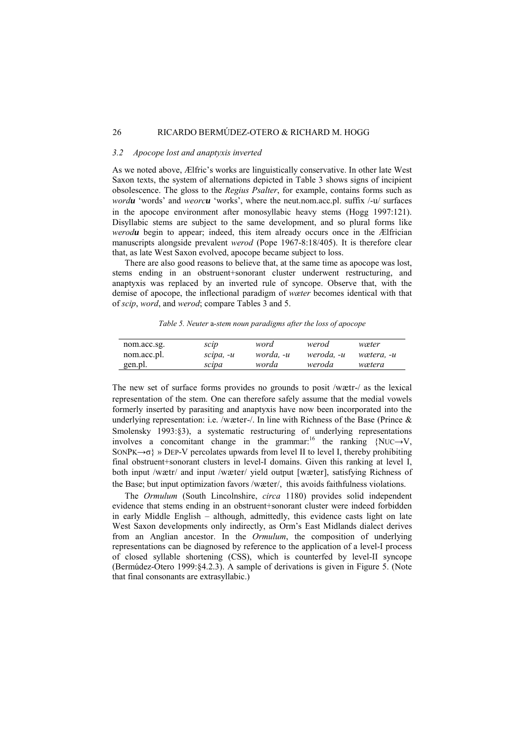### *3.2 Apocope lost and anaptyxis inverted*

As we noted above, Ælfric's works are linguistically conservative. In other late West Saxon texts, the system of alternations depicted in Table 3 shows signs of incipient obsolescence. The gloss to the *Regius Psalter*, for example, contains forms such as *word**u*** 'words' and *weorc**u*** 'works', where the neut.nom.acc.pl. suffix /-u/ surfaces in the apocope environment after monosyllabic heavy stems (Hogg 1997:121). Disyllabic stems are subject to the same development, and so plural forms like *werod**u*** begin to appear; indeed, this item already occurs once in the Ælfrician manuscripts alongside prevalent *werod* (Pope 1967-8:18/405). It is therefore clear that, as late West Saxon evolved, apocope became subject to loss.

There are also good reasons to believe that, at the same time as apocope was lost, stems ending in an obstruent+sonorant cluster underwent restructuring, and anaptyxis was replaced by an inverted rule of syncope. Observe that, with the demise of apocope, the inflectional paradigm of *wæter* becomes identical with that of *scip*, *word*, and *werod*; compare Tables 3 and 5.

*Table 5. Neuter* a-*stem noun paradigms after the loss of apocope*

| | | | | |
|---|---|---|---|---|
| nom.acc.sg. | *scip* | *word* | *werod* | *wæter* |
| nom.acc.pl. | *scipa, -u* | *worda, -u* | *weroda, -u* | *wætera, -u* |
| gen.pl. | *scipa* | *worda* | *weroda* | *wætera* |

The new set of surface forms provides no grounds to posit /wætr-/ as the lexical representation of the stem. One can therefore safely assume that the medial vowels formerly inserted by parasiting and anaptyxis have now been incorporated into the underlying representation: i.e. /wæter-/. In line with Richness of the Base (Prince & Smolensky 1993:§3), a systematic restructuring of underlying representations involves a concomitant change in the grammar:[16] the ranking {NUC→V, SONPK→σ} » DEP-V percolates upwards from level II to level I, thereby prohibiting final obstruent+sonorant clusters in level-I domains. Given this ranking at level I, both input /wætr/ and input /wæter/ yield output [wæter], satisfying Richness of the Base; but input optimization favors /wæter/, this avoids faithfulness violations.

The *Ormulum* (South Lincolnshire, *circa* 1180) provides solid independent evidence that stems ending in an obstruent+sonorant cluster were indeed forbidden in early Middle English – although, admittedly, this evidence casts light on late West Saxon developments only indirectly, as Orm's East Midlands dialect derives from an Anglian ancestor. In the *Ormulum*, the composition of underlying representations can be diagnosed by reference to the application of a level-I process of closed syllable shortening (CSS), which is counterfed by level-II syncope (Bermúdez-Otero 1999:§4.2.3). A sample of derivations is given in Figure 5. (Note that final consonants are extrasyllabic.)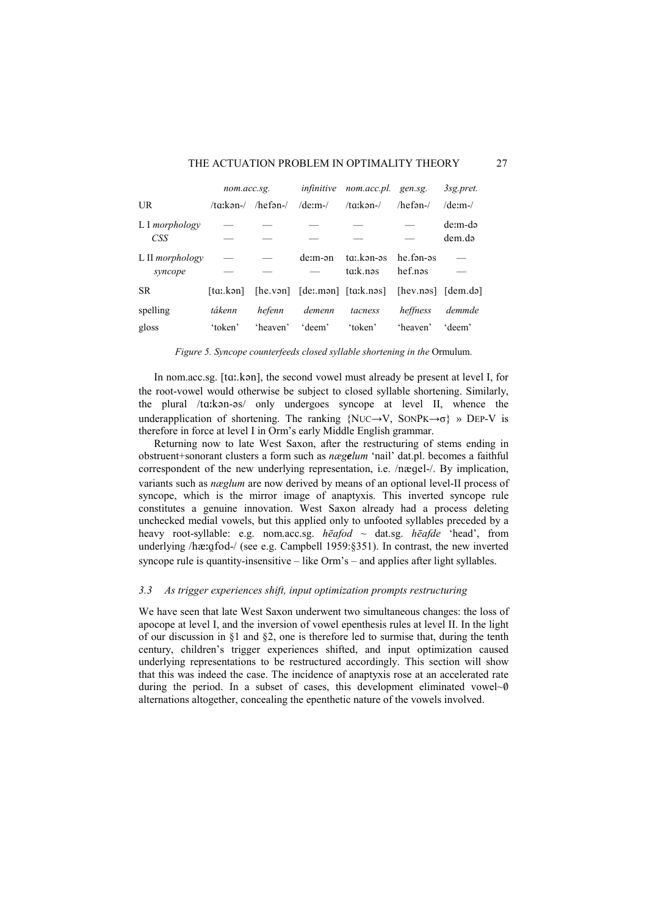| | *nom.acc.sg.* | | *infinitive* | *nom.acc.pl.* | *gen.sg.* | *3sg.pret.* |
|---|---|---|---|---|---|---|
| UR | /tɑːkən-/ | /hefən-/ | /deːm-/ | /tɑːkən-/ | /hefən-/ | /deːm-/ |
| L I *morphology* | — | — | — | — | — | deːm-də |
| *CSS* | — | — | — | — | — | dem.də |
| L II *morphology* | — | — | deːm-ən | tɑː.kən-əs | he.fən-əs | — |
| *syncope* | — | — | — | tɑːk.nəs | hef.nəs | — |
| SR | [tɑː.kən] | [he.vən] | [deː.mən] | [tɑːk.nəs] | [hev.nəs] | [dem.də] |
| spelling | *tákenn* | *hefenn* | *demenn* | *tacness* | *heffness* | *demmde* |
| gloss | 'token' | 'heaven' | 'deem' | 'token' | 'heaven' | 'deem' |

*Figure 5. Syncope counterfeeds closed syllable shortening in the* Ormulum.

In nom.acc.sg. [tɑː.kən], the second vowel must already be present at level I, for the root-vowel would otherwise be subject to closed syllable shortening. Similarly, the plural /tɑːkən-əs/ only undergoes syncope at level II, whence the underapplication of shortening. The ranking {NUC→V, SONPK→σ} » DEP-V is therefore in force at level I in Orm's early Middle English grammar.

Returning now to late West Saxon, after the restructuring of stems ending in obstruent+sonorant clusters a form such as *næg**e**lum* 'nail' dat.pl. becomes a faithful correspondent of the new underlying representation, i.e. /nægel-/. By implication, variants such as *næglum* are now derived by means of an optional level-II process of syncope, which is the mirror image of anaptyxis. This inverted syncope rule constitutes a genuine innovation. West Saxon already had a process deleting unchecked medial vowels, but this applied only to unfooted syllables preceded by a heavy root-syllable: e.g. nom.acc.sg. *hēafod* ~ dat.sg. *hēafde* 'head', from underlying /hæːɑ̯fod-/ (see e.g. Campbell 1959:§351). In contrast, the new inverted syncope rule is quantity-insensitive – like Orm's – and applies after light syllables.

### *3.3 As trigger experiences shift, input optimization prompts restructuring*

We have seen that late West Saxon underwent two simultaneous changes: the loss of apocope at level I, and the inversion of vowel epenthesis rules at level II. In the light of our discussion in §1 and §2, one is therefore led to surmise that, during the tenth century, children's trigger experiences shifted, and input optimization caused underlying representations to be restructured accordingly. This section will show that this was indeed the case. The incidence of anaptyxis rose at an accelerated rate during the period. In a subset of cases, this development eliminated vowel~∅ alternations altogether, concealing the epenthetic nature of the vowels involved.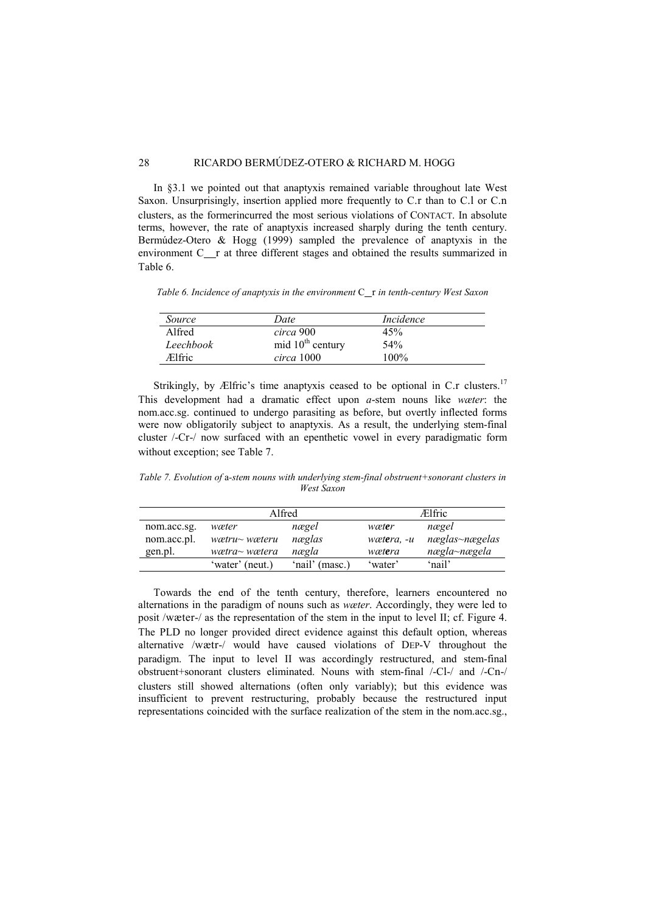In §3.1 we pointed out that anaptyxis remained variable throughout late West Saxon. Unsurprisingly, insertion applied more frequently to C.r than to C.l or C.n clusters, as the formerincurred the most serious violations of CONTACT. In absolute terms, however, the rate of anaptyxis increased sharply during the tenth century. Bermúdez-Otero & Hogg (1999) sampled the prevalence of anaptyxis in the environment C\_\_r at three different stages and obtained the results summarized in Table 6.

*Table 6. Incidence of anaptyxis in the environment* C\_\_r *in tenth-century West Saxon*

| *Source* | *Date* | *Incidence* |
|---|---|---|
| Alfred | *circa* 900 | 45% |
| *Leechbook* | mid 10th century | 54% |
| Ælfric | *circa* 1000 | 100% |

Strikingly, by Ælfric's time anaptyxis ceased to be optional in C.r clusters.[17] This development had a dramatic effect upon *a*-stem nouns like *wæter*: the nom.acc.sg. continued to undergo parasiting as before, but overtly inflected forms were now obligatorily subject to anaptyxis. As a result, the underlying stem-final cluster /-Cr-/ now surfaced with an epenthetic vowel in every paradigmatic form without exception; see Table 7.

*Table 7. Evolution of* a*-stem nouns with underlying stem-final obstruent+sonorant clusters in West Saxon*

| | Alfred | | Ælfric | |
|---|---|---|---|---|
| nom.acc.sg. | *wæter* | *nægel* | *wæt**e**r* | *nægel* |
| nom.acc.pl. | *wætru~ wæteru* | *næglas* | *wæt**e**ra, -u* | *næglas~nægelas* |
| gen.pl. | *wætra~ wætera* | *nægla* | *wæt**e**ra* | *nægla~nægela* |
| | 'water' (neut.) | 'nail' (masc.) | 'water' | 'nail' |

Towards the end of the tenth century, therefore, learners encountered no alternations in the paradigm of nouns such as *wæter*. Accordingly, they were led to posit /wæter-/ as the representation of the stem in the input to level II; cf. Figure 4. The PLD no longer provided direct evidence against this default option, whereas alternative /wætr-/ would have caused violations of DEP-V throughout the paradigm. The input to level II was accordingly restructured, and stem-final obstruent+sonorant clusters eliminated. Nouns with stem-final /-Cl-/ and /-Cn-/ clusters still showed alternations (often only variably); but this evidence was insufficient to prevent restructuring, probably because the restructured input representations coincided with the surface realization of the stem in the nom.acc.sg.,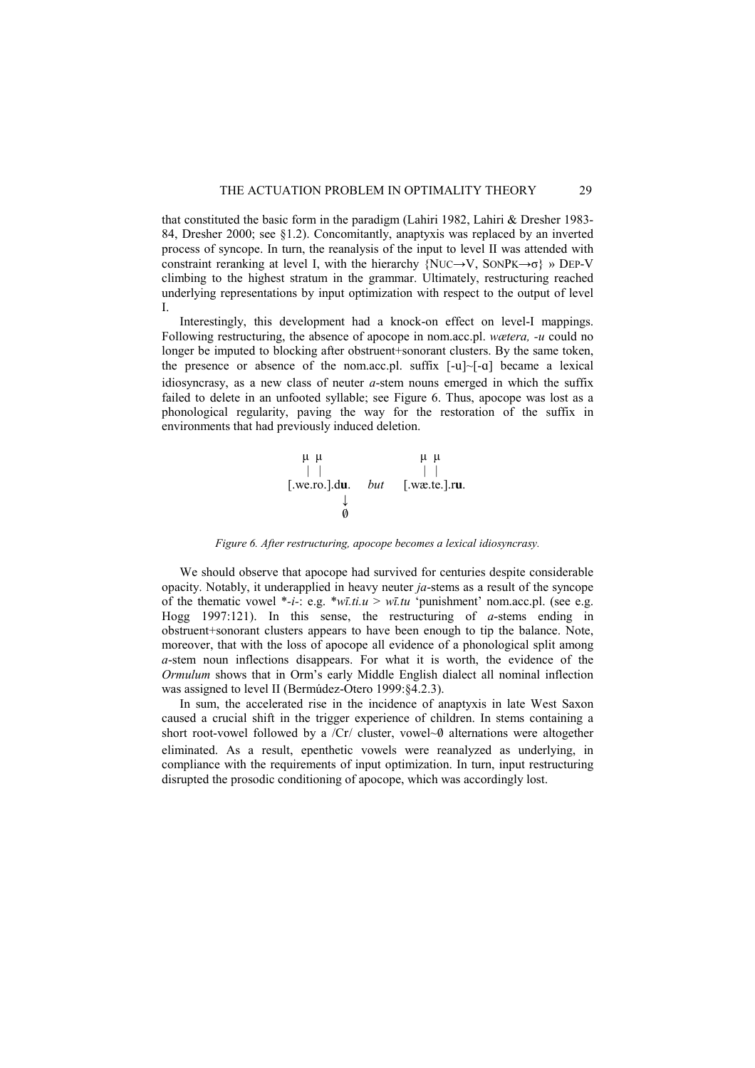that constituted the basic form in the paradigm (Lahiri 1982, Lahiri & Dresher 1983-84, Dresher 2000; see §1.2). Concomitantly, anaptyxis was replaced by an inverted process of syncope. In turn, the reanalysis of the input to level II was attended with constraint reranking at level I, with the hierarchy {NUC→V, SONPK→σ} » DEP-V climbing to the highest stratum in the grammar. Ultimately, restructuring reached underlying representations by input optimization with respect to the output of level I.

Interestingly, this development had a knock-on effect on level-I mappings. Following restructuring, the absence of apocope in nom.acc.pl. *wætera, -u* could no longer be imputed to blocking after obstruent+sonorant clusters. By the same token, the presence or absence of the nom.acc.pl. suffix [-u]~[-ɑ] became a lexical idiosyncrasy, as a new class of neuter *a*-stem nouns emerged in which the suffix failed to delete in an unfooted syllable; see Figure 6. Thus, apocope was lost as a phonological regularity, paving the way for the restoration of the suffix in environments that had previously induced deletion.

```
  μ  μ                    μ  μ
  |  |                    |  |
[.we.ro.].du.    but    [.wæ.te.].ru.
           ↓
           ∅
```

*Figure 6. After restructuring, apocope becomes a lexical idiosyncrasy.*

We should observe that apocope had survived for centuries despite considerable opacity. Notably, it underapplied in heavy neuter *ja*-stems as a result of the syncope of the thematic vowel *\*-i-*: e.g. *\*wī.ti.u* > *wī.tu* 'punishment' nom.acc.pl. (see e.g. Hogg 1997:121). In this sense, the restructuring of *a*-stems ending in obstruent+sonorant clusters appears to have been enough to tip the balance. Note, moreover, that with the loss of apocope all evidence of a phonological split among *a*-stem noun inflections disappears. For what it is worth, the evidence of the *Ormulum* shows that in Orm's early Middle English dialect all nominal inflection was assigned to level II (Bermúdez-Otero 1999:§4.2.3).

In sum, the accelerated rise in the incidence of anaptyxis in late West Saxon caused a crucial shift in the trigger experience of children. In stems containing a short root-vowel followed by a /Cr/ cluster, vowel~∅ alternations were altogether eliminated. As a result, epenthetic vowels were reanalyzed as underlying, in compliance with the requirements of input optimization. In turn, input restructuring disrupted the prosodic conditioning of apocope, which was accordingly lost.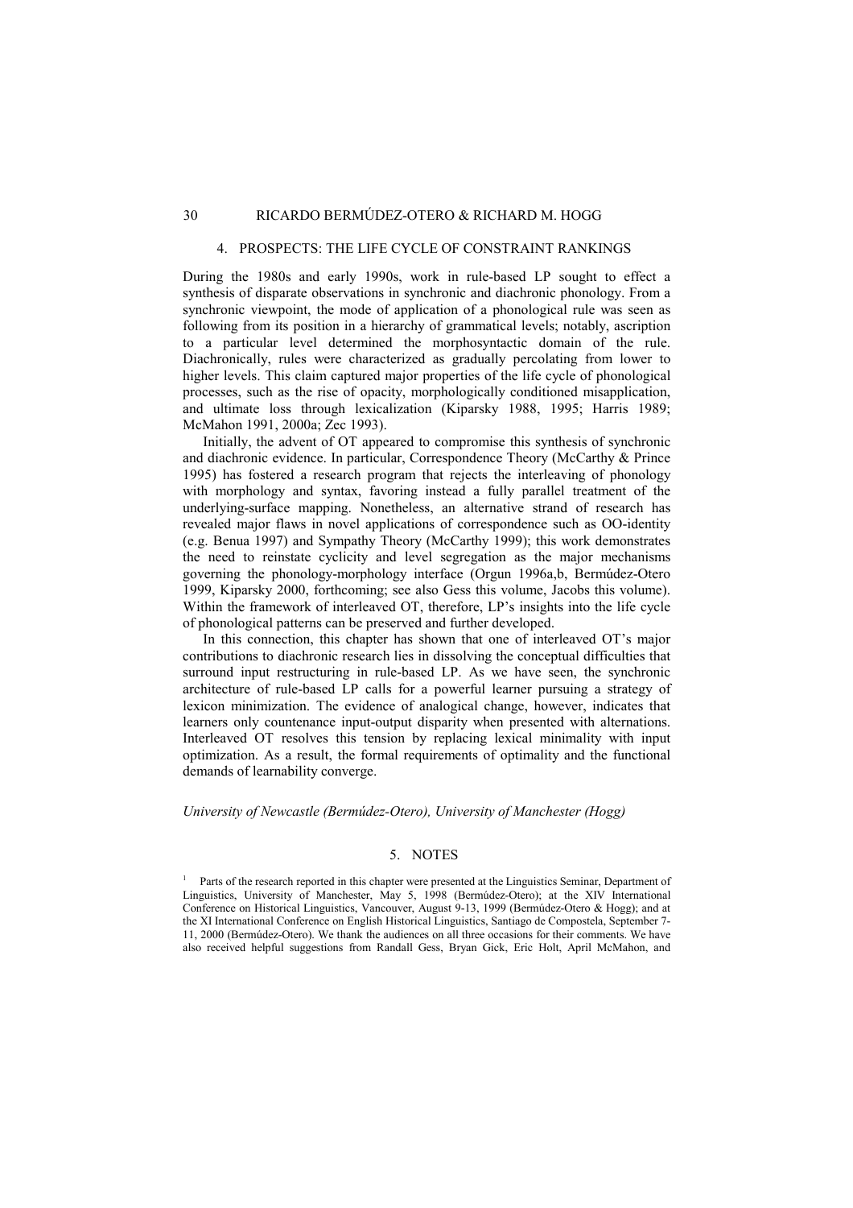## 4. PROSPECTS: THE LIFE CYCLE OF CONSTRAINT RANKINGS

During the 1980s and early 1990s, work in rule-based LP sought to effect a synthesis of disparate observations in synchronic and diachronic phonology. From a synchronic viewpoint, the mode of application of a phonological rule was seen as following from its position in a hierarchy of grammatical levels; notably, ascription to a particular level determined the morphosyntactic domain of the rule. Diachronically, rules were characterized as gradually percolating from lower to higher levels. This claim captured major properties of the life cycle of phonological processes, such as the rise of opacity, morphologically conditioned misapplication, and ultimate loss through lexicalization (Kiparsky 1988, 1995; Harris 1989; McMahon 1991, 2000a; Zec 1993).

Initially, the advent of OT appeared to compromise this synthesis of synchronic and diachronic evidence. In particular, Correspondence Theory (McCarthy & Prince 1995) has fostered a research program that rejects the interleaving of phonology with morphology and syntax, favoring instead a fully parallel treatment of the underlying-surface mapping. Nonetheless, an alternative strand of research has revealed major flaws in novel applications of correspondence such as OO-identity (e.g. Benua 1997) and Sympathy Theory (McCarthy 1999); this work demonstrates the need to reinstate cyclicity and level segregation as the major mechanisms governing the phonology-morphology interface (Orgun 1996a,b, Bermúdez-Otero 1999, Kiparsky 2000, forthcoming; see also Gess this volume, Jacobs this volume). Within the framework of interleaved OT, therefore, LP's insights into the life cycle of phonological patterns can be preserved and further developed.

In this connection, this chapter has shown that one of interleaved OT's major contributions to diachronic research lies in dissolving the conceptual difficulties that surround input restructuring in rule-based LP. As we have seen, the synchronic architecture of rule-based LP calls for a powerful learner pursuing a strategy of lexicon minimization. The evidence of analogical change, however, indicates that learners only countenance input-output disparity when presented with alternations. Interleaved OT resolves this tension by replacing lexical minimality with input optimization. As a result, the formal requirements of optimality and the functional demands of learnability converge.

*University of Newcastle (Bermúdez-Otero), University of Manchester (Hogg)*

## 5. NOTES

[1] Parts of the research reported in this chapter were presented at the Linguistics Seminar, Department of Linguistics, University of Manchester, May 5, 1998 (Bermúdez-Otero); at the XIV International Conference on Historical Linguistics, Vancouver, August 9-13, 1999 (Bermúdez-Otero & Hogg); and at the XI International Conference on English Historical Linguistics, Santiago de Compostela, September 7-11, 2000 (Bermúdez-Otero). We thank the audiences on all three occasions for their comments. We have also received helpful suggestions from Randall Gess, Bryan Gick, Eric Holt, April McMahon, and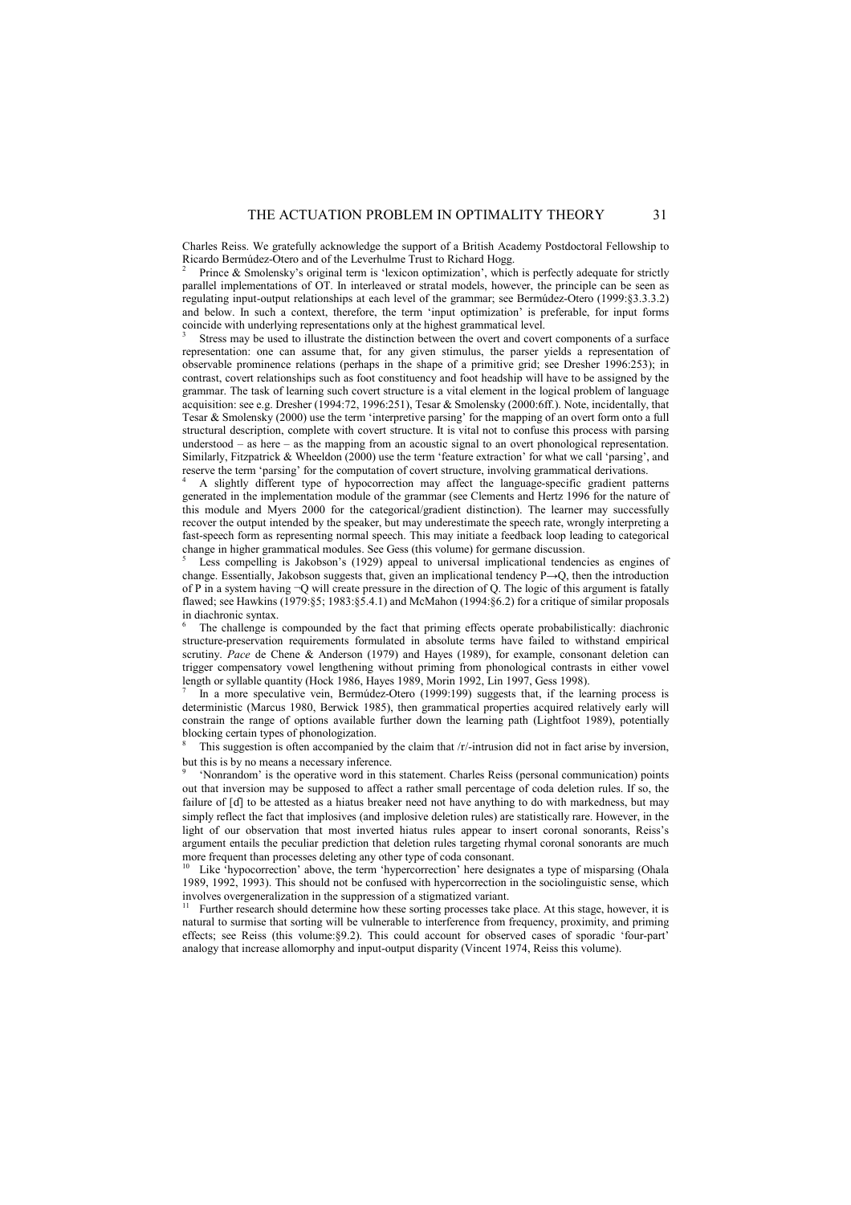Charles Reiss. We gratefully acknowledge the support of a British Academy Postdoctoral Fellowship to Ricardo Bermúdez-Otero and of the Leverhulme Trust to Richard Hogg.

[2] Prince & Smolensky's original term is 'lexicon optimization', which is perfectly adequate for strictly parallel implementations of OT. In interleaved or stratal models, however, the principle can be seen as regulating input-output relationships at each level of the grammar; see Bermúdez-Otero (1999:§3.3.3.2) and below. In such a context, therefore, the term 'input optimization' is preferable, for input forms coincide with underlying representations only at the highest grammatical level.

[3] Stress may be used to illustrate the distinction between the overt and covert components of a surface representation: one can assume that, for any given stimulus, the parser yields a representation of observable prominence relations (perhaps in the shape of a primitive grid; see Dresher 1996:253); in contrast, covert relationships such as foot constituency and foot headship will have to be assigned by the grammar. The task of learning such covert structure is a vital element in the logical problem of language acquisition: see e.g. Dresher (1994:72, 1996:251), Tesar & Smolensky (2000:6ff.). Note, incidentally, that Tesar & Smolensky (2000) use the term 'interpretive parsing' for the mapping of an overt form onto a full structural description, complete with covert structure. It is vital not to confuse this process with parsing understood – as here – as the mapping from an acoustic signal to an overt phonological representation. Similarly, Fitzpatrick & Wheeldon (2000) use the term 'feature extraction' for what we call 'parsing', and reserve the term 'parsing' for the computation of covert structure, involving grammatical derivations.

[4] A slightly different type of hypocorrection may affect the language-specific gradient patterns generated in the implementation module of the grammar (see Clements and Hertz 1996 for the nature of this module and Myers 2000 for the categorical/gradient distinction). The learner may successfully recover the output intended by the speaker, but may underestimate the speech rate, wrongly interpreting a fast-speech form as representing normal speech. This may initiate a feedback loop leading to categorical change in higher grammatical modules. See Gess (this volume) for germane discussion.

[5] Less compelling is Jakobson's (1929) appeal to universal implicational tendencies as engines of change. Essentially, Jakobson suggests that, given an implicational tendency $P \rightarrow Q$, then the introduction of P in a system having $\neg Q$ will create pressure in the direction of Q. The logic of this argument is fatally flawed; see Hawkins (1979:§5; 1983:§5.4.1) and McMahon (1994:§6.2) for a critique of similar proposals in diachronic syntax.

[6] The challenge is compounded by the fact that priming effects operate probabilistically: diachronic structure-preservation requirements formulated in absolute terms have failed to withstand empirical scrutiny. *Pace* de Chene & Anderson (1979) and Hayes (1989), for example, consonant deletion can trigger compensatory vowel lengthening without priming from phonological contrasts in either vowel length or syllable quantity (Hock 1986, Hayes 1989, Morin 1992, Lin 1997, Gess 1998).

[7] In a more speculative vein, Bermúdez-Otero (1999:199) suggests that, if the learning process is deterministic (Marcus 1980, Berwick 1985), then grammatical properties acquired relatively early will constrain the range of options available further down the learning path (Lightfoot 1989), potentially blocking certain types of phonologization.

[8] This suggestion is often accompanied by the claim that /r/-intrusion did not in fact arise by inversion, but this is by no means a necessary inference.

[9] 'Nonrandom' is the operative word in this statement. Charles Reiss (personal communication) points out that inversion may be supposed to affect a rather small percentage of coda deletion rules. If so, the failure of [ɗ] to be attested as a hiatus breaker need not have anything to do with markedness, but may simply reflect the fact that implosives (and implosive deletion rules) are statistically rare. However, in the light of our observation that most inverted hiatus rules appear to insert coronal sonorants, Reiss's argument entails the peculiar prediction that deletion rules targeting rhymal coronal sonorants are much more frequent than processes deleting any other type of coda consonant.

[10] Like 'hypocorrection' above, the term 'hypercorrection' here designates a type of misparsing (Ohala 1989, 1992, 1993). This should not be confused with hypercorrection in the sociolinguistic sense, which involves overgeneralization in the suppression of a stigmatized variant.

[11] Further research should determine how these sorting processes take place. At this stage, however, it is natural to surmise that sorting will be vulnerable to interference from frequency, proximity, and priming effects; see Reiss (this volume:§9.2). This could account for observed cases of sporadic 'four-part' analogy that increase allomorphy and input-output disparity (Vincent 1974, Reiss this volume).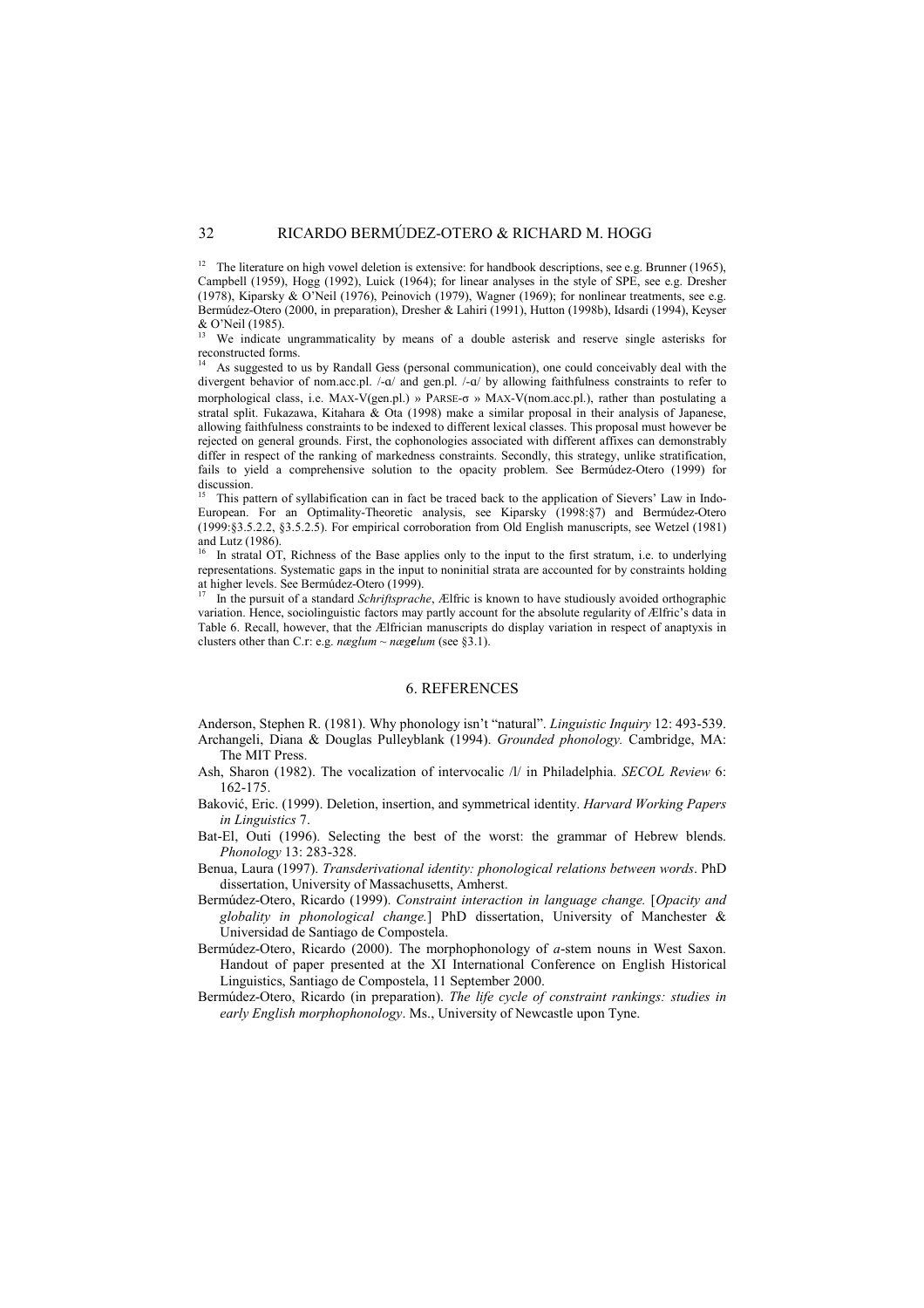[12] The literature on high vowel deletion is extensive: for handbook descriptions, see e.g. Brunner (1965), Campbell (1959), Hogg (1992), Luick (1964); for linear analyses in the style of SPE, see e.g. Dresher (1978), Kiparsky & O'Neil (1976), Peinovich (1979), Wagner (1969); for nonlinear treatments, see e.g. Bermúdez-Otero (2000, in preparation), Dresher & Lahiri (1991), Hutton (1998b), Idsardi (1994), Keyser & O'Neil (1985).

[13] We indicate ungrammaticality by means of a double asterisk and reserve single asterisks for reconstructed forms.

[14] As suggested to us by Randall Gess (personal communication), one could conceivably deal with the divergent behavior of nom.acc.pl. /-ɑ/ and gen.pl. /-ɑ/ by allowing faithfulness constraints to refer to morphological class, i.e. MAX-V(gen.pl.) » PARSE-σ » MAX-V(nom.acc.pl.), rather than postulating a stratal split. Fukazawa, Kitahara & Ota (1998) make a similar proposal in their analysis of Japanese, allowing faithfulness constraints to be indexed to different lexical classes. This proposal must however be rejected on general grounds. First, the cophonologies associated with different affixes can demonstrably differ in respect of the ranking of markedness constraints. Secondly, this strategy, unlike stratification, fails to yield a comprehensive solution to the opacity problem. See Bermúdez-Otero (1999) for discussion.

[15] This pattern of syllabification can in fact be traced back to the application of Sievers' Law in Indo-European. For an Optimality-Theoretic analysis, see Kiparsky (1998:§7) and Bermúdez-Otero (1999:§3.5.2.2, §3.5.2.5). For empirical corroboration from Old English manuscripts, see Wetzel (1981) and Lutz (1986).

[16] In stratal OT, Richness of the Base applies only to the input to the first stratum, i.e. to underlying representations. Systematic gaps in the input to noninitial strata are accounted for by constraints holding at higher levels. See Bermúdez-Otero (1999).

[17] In the pursuit of a standard *Schriftsprache*, Ælfric is known to have studiously avoided orthographic variation. Hence, sociolinguistic factors may partly account for the absolute regularity of Ælfric's data in Table 6. Recall, however, that the Ælfrician manuscripts do display variation in respect of anaptyxis in clusters other than C.r: e.g. *næglum* ~ *næg**e**lum* (see §3.1).

## 6. REFERENCES

Anderson, Stephen R. (1981). Why phonology isn't "natural". *Linguistic Inquiry* 12: 493-539.

Archangeli, Diana & Douglas Pulleyblank (1994). *Grounded phonology.* Cambridge, MA: The MIT Press.

Ash, Sharon (1982). The vocalization of intervocalic /l/ in Philadelphia. *SECOL Review* 6: 162-175.

Baković, Eric. (1999). Deletion, insertion, and symmetrical identity. *Harvard Working Papers in Linguistics* 7.

Bat-El, Outi (1996). Selecting the best of the worst: the grammar of Hebrew blends. *Phonology* 13: 283-328.

Benua, Laura (1997). *Transderivational identity: phonological relations between words*. PhD dissertation, University of Massachusetts, Amherst.

Bermúdez-Otero, Ricardo (1999). *Constraint interaction in language change.* [*Opacity and globality in phonological change.*] PhD dissertation, University of Manchester & Universidad de Santiago de Compostela.

Bermúdez-Otero, Ricardo (2000). The morphophonology of *a*-stem nouns in West Saxon. Handout of paper presented at the XI International Conference on English Historical Linguistics, Santiago de Compostela, 11 September 2000.

Bermúdez-Otero, Ricardo (in preparation). *The life cycle of constraint rankings: studies in early English morphophonology*. Ms., University of Newcastle upon Tyne.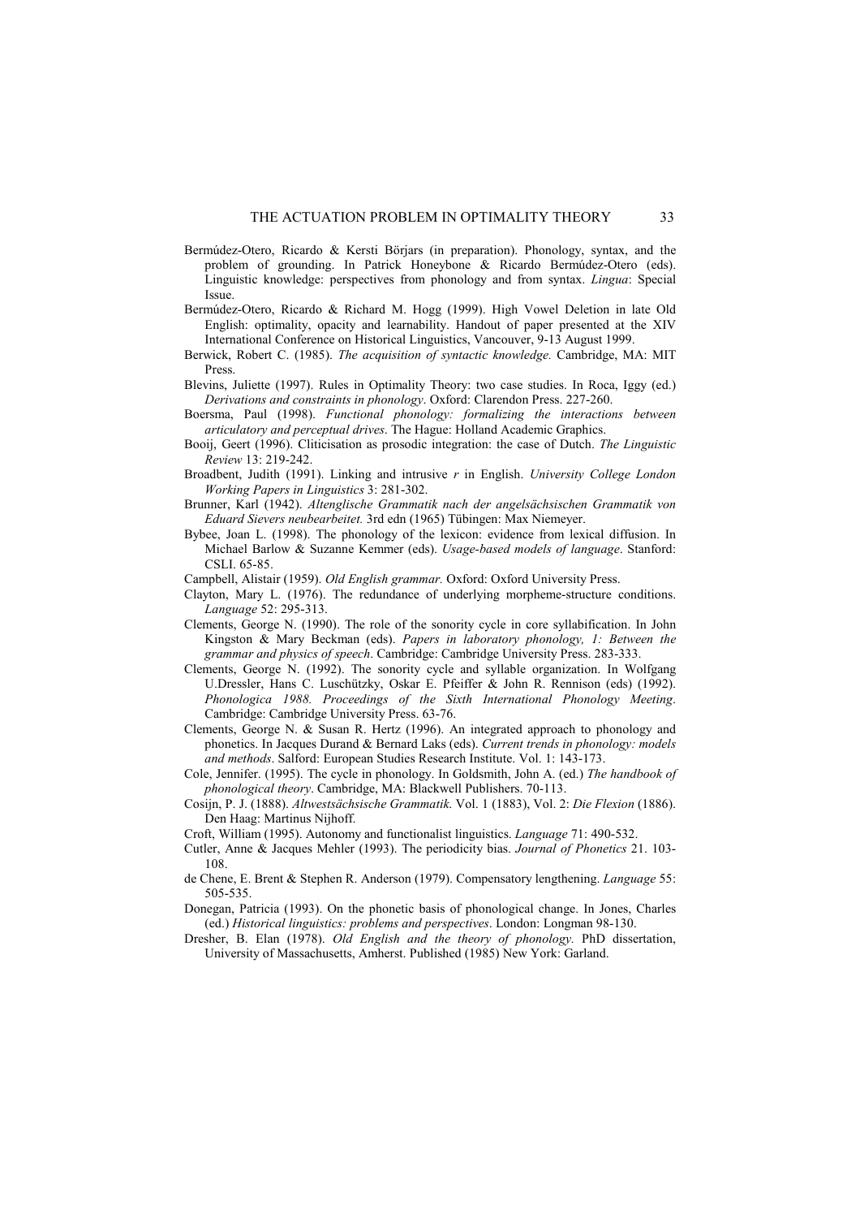Bermúdez-Otero, Ricardo & Kersti Börjars (in preparation). Phonology, syntax, and the problem of grounding. In Patrick Honeybone & Ricardo Bermúdez-Otero (eds). Linguistic knowledge: perspectives from phonology and from syntax. *Lingua*: Special Issue.

Bermúdez-Otero, Ricardo & Richard M. Hogg (1999). High Vowel Deletion in late Old English: optimality, opacity and learnability. Handout of paper presented at the XIV International Conference on Historical Linguistics, Vancouver, 9-13 August 1999.

Berwick, Robert C. (1985). *The acquisition of syntactic knowledge.* Cambridge, MA: MIT Press.

Blevins, Juliette (1997). Rules in Optimality Theory: two case studies. In Roca, Iggy (ed.) *Derivations and constraints in phonology*. Oxford: Clarendon Press. 227-260.

Boersma, Paul (1998). *Functional phonology: formalizing the interactions between articulatory and perceptual drives*. The Hague: Holland Academic Graphics.

Booij, Geert (1996). Cliticisation as prosodic integration: the case of Dutch. *The Linguistic Review* 13: 219-242.

Broadbent, Judith (1991). Linking and intrusive *r* in English. *University College London Working Papers in Linguistics* 3: 281-302.

Brunner, Karl (1942). *Altenglische Grammatik nach der angelsächsischen Grammatik von Eduard Sievers neubearbeitet.* 3rd edn (1965) Tübingen: Max Niemeyer.

Bybee, Joan L. (1998). The phonology of the lexicon: evidence from lexical diffusion. In Michael Barlow & Suzanne Kemmer (eds). *Usage-based models of language*. Stanford: CSLI. 65-85.

Campbell, Alistair (1959). *Old English grammar.* Oxford: Oxford University Press.

Clayton, Mary L. (1976). The redundance of underlying morpheme-structure conditions. *Language* 52: 295-313.

Clements, George N. (1990). The role of the sonority cycle in core syllabification. In John Kingston & Mary Beckman (eds). *Papers in laboratory phonology, 1: Between the grammar and physics of speech*. Cambridge: Cambridge University Press. 283-333.

Clements, George N. (1992). The sonority cycle and syllable organization. In Wolfgang U.Dressler, Hans C. Luschützky, Oskar E. Pfeiffer & John R. Rennison (eds) (1992). *Phonologica 1988. Proceedings of the Sixth International Phonology Meeting*. Cambridge: Cambridge University Press. 63-76.

Clements, George N. & Susan R. Hertz (1996). An integrated approach to phonology and phonetics. In Jacques Durand & Bernard Laks (eds). *Current trends in phonology: models and methods*. Salford: European Studies Research Institute. Vol. 1: 143-173.

Cole, Jennifer. (1995). The cycle in phonology. In Goldsmith, John A. (ed.) *The handbook of phonological theory*. Cambridge, MA: Blackwell Publishers. 70-113.

Cosijn, P. J. (1888). *Altwestsächsische Grammatik*. Vol. 1 (1883), Vol. 2: *Die Flexion* (1886). Den Haag: Martinus Nijhoff.

Croft, William (1995). Autonomy and functionalist linguistics. *Language* 71: 490-532.

Cutler, Anne & Jacques Mehler (1993). The periodicity bias. *Journal of Phonetics* 21. 103-108.

de Chene, E. Brent & Stephen R. Anderson (1979). Compensatory lengthening. *Language* 55: 505-535.

Donegan, Patricia (1993). On the phonetic basis of phonological change. In Jones, Charles (ed.) *Historical linguistics: problems and perspectives*. London: Longman 98-130.

Dresher, B. Elan (1978). *Old English and the theory of phonology.* PhD dissertation, University of Massachusetts, Amherst. Published (1985) New York: Garland.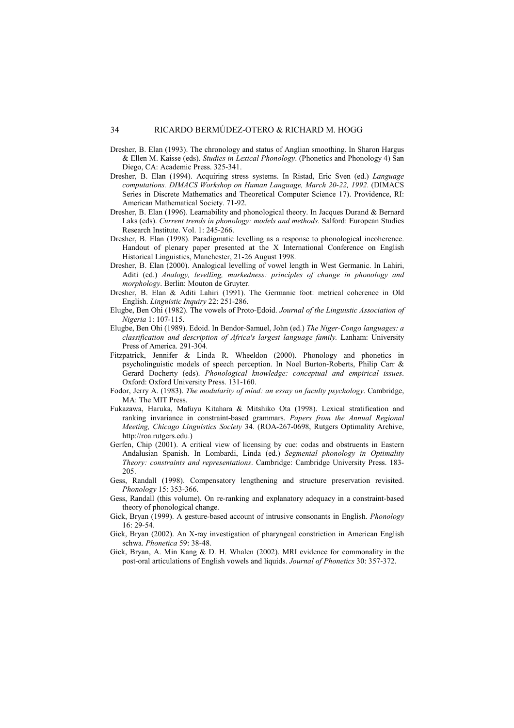Dresher, B. Elan (1993). The chronology and status of Anglian smoothing. In Sharon Hargus & Ellen M. Kaisse (eds). *Studies in Lexical Phonology*. (Phonetics and Phonology 4) San Diego, CA: Academic Press. 325-341.

Dresher, B. Elan (1994). Acquiring stress systems. In Ristad, Eric Sven (ed.) *Language computations. DIMACS Workshop on Human Language, March 20-22, 1992.* (DIMACS Series in Discrete Mathematics and Theoretical Computer Science 17). Providence, RI: American Mathematical Society. 71-92.

Dresher, B. Elan (1996). Learnability and phonological theory. In Jacques Durand & Bernard Laks (eds). *Current trends in phonology: models and methods.* Salford: European Studies Research Institute. Vol. 1: 245-266.

Dresher, B. Elan (1998). Paradigmatic levelling as a response to phonological incoherence. Handout of plenary paper presented at the X International Conference on English Historical Linguistics, Manchester, 21-26 August 1998.

Dresher, B. Elan (2000). Analogical levelling of vowel length in West Germanic. In Lahiri, Aditi (ed.) *Analogy, levelling, markedness: principles of change in phonology and morphology*. Berlin: Mouton de Gruyter.

Dresher, B. Elan & Aditi Lahiri (1991). The Germanic foot: metrical coherence in Old English. *Linguistic Inquiry* 22: 251-286.

Elugbe, Ben Ohi (1982). The vowels of Proto-Ẹdoid. *Journal of the Linguistic Association of Nigeria* 1: 107-115.

Elugbe, Ben Ohi (1989). Edoid. In Bendor-Samuel, John (ed.) *The Niger-Congo languages: a classification and description of Africa's largest language family.* Lanham: University Press of America. 291-304.

Fitzpatrick, Jennifer & Linda R. Wheeldon (2000). Phonology and phonetics in psycholinguistic models of speech perception. In Noel Burton-Roberts, Philip Carr & Gerard Docherty (eds). *Phonological knowledge: conceptual and empirical issues*. Oxford: Oxford University Press. 131-160.

Fodor, Jerry A. (1983). *The modularity of mind: an essay on faculty psychology*. Cambridge, MA: The MIT Press.

Fukazawa, Haruka, Mafuyu Kitahara & Mitshiko Ota (1998). Lexical stratification and ranking invariance in constraint-based grammars. *Papers from the Annual Regional Meeting, Chicago Linguistics Society* 34. (ROA-267-0698, Rutgers Optimality Archive, http://roa.rutgers.edu.)

Gerfen, Chip (2001). A critical view of licensing by cue: codas and obstruents in Eastern Andalusian Spanish. In Lombardi, Linda (ed.) *Segmental phonology in Optimality Theory: constraints and representations*. Cambridge: Cambridge University Press. 183-205.

Gess, Randall (1998). Compensatory lengthening and structure preservation revisited. *Phonology* 15: 353-366.

Gess, Randall (this volume). On re-ranking and explanatory adequacy in a constraint-based theory of phonological change.

Gick, Bryan (1999). A gesture-based account of intrusive consonants in English. *Phonology* 16: 29-54.

Gick, Bryan (2002). An X-ray investigation of pharyngeal constriction in American English schwa. *Phonetica* 59: 38-48.

Gick, Bryan, A. Min Kang & D. H. Whalen (2002). MRI evidence for commonality in the post-oral articulations of English vowels and liquids. *Journal of Phonetics* 30: 357-372.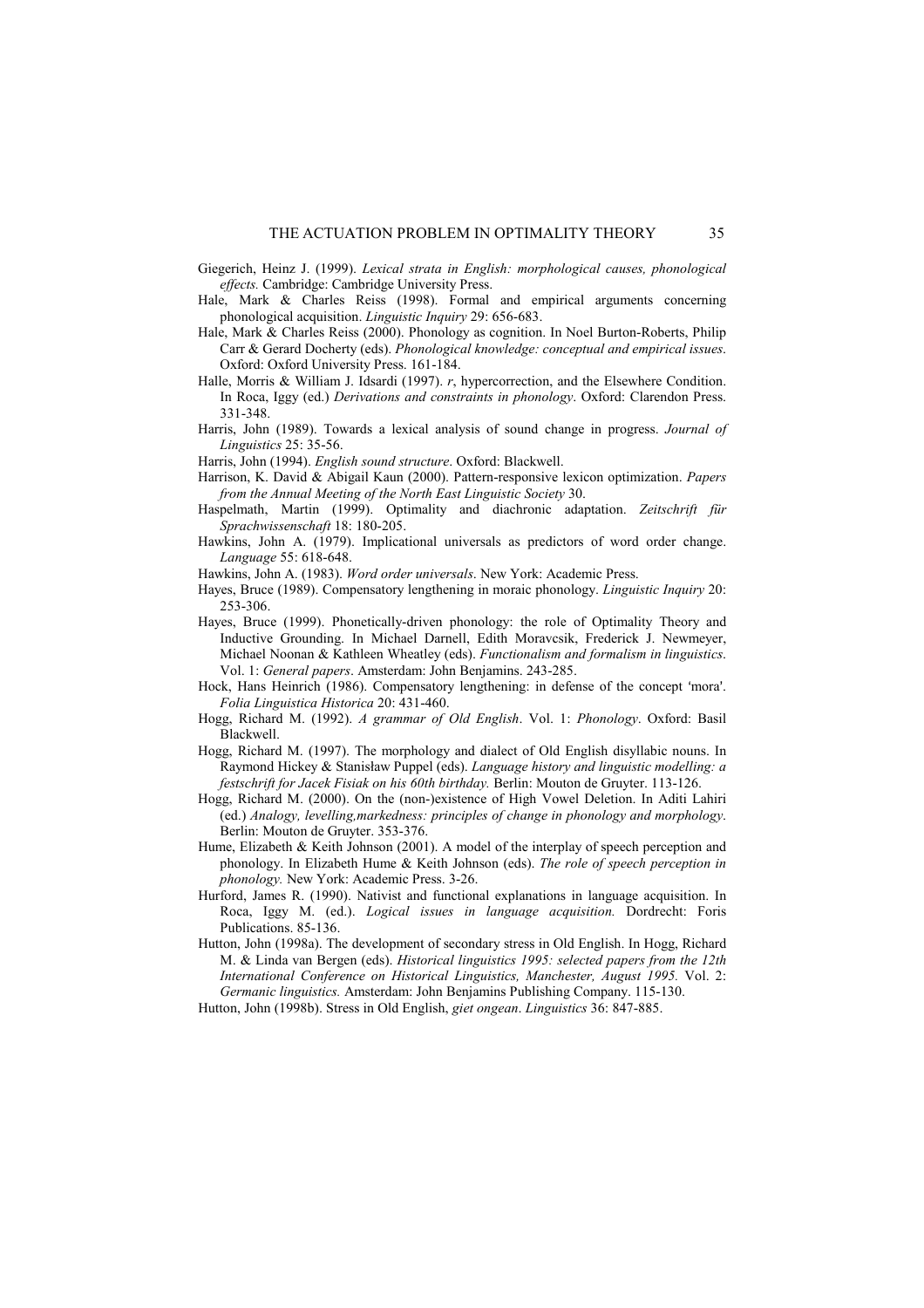Giegerich, Heinz J. (1999). *Lexical strata in English: morphological causes, phonological effects.* Cambridge: Cambridge University Press.

Hale, Mark & Charles Reiss (1998). Formal and empirical arguments concerning phonological acquisition. *Linguistic Inquiry* 29: 656-683.

Hale, Mark & Charles Reiss (2000). Phonology as cognition. In Noel Burton-Roberts, Philip Carr & Gerard Docherty (eds). *Phonological knowledge: conceptual and empirical issues*. Oxford: Oxford University Press. 161-184.

Halle, Morris & William J. Idsardi (1997). *r*, hypercorrection, and the Elsewhere Condition. In Roca, Iggy (ed.) *Derivations and constraints in phonology*. Oxford: Clarendon Press. 331-348.

Harris, John (1989). Towards a lexical analysis of sound change in progress. *Journal of Linguistics* 25: 35-56.

Harris, John (1994). *English sound structure*. Oxford: Blackwell.

Harrison, K. David & Abigail Kaun (2000). Pattern-responsive lexicon optimization. *Papers from the Annual Meeting of the North East Linguistic Society* 30.

Haspelmath, Martin (1999). Optimality and diachronic adaptation. *Zeitschrift für Sprachwissenschaft* 18: 180-205.

Hawkins, John A. (1979). Implicational universals as predictors of word order change. *Language* 55: 618-648.

Hawkins, John A. (1983). *Word order universals*. New York: Academic Press.

Hayes, Bruce (1989). Compensatory lengthening in moraic phonology. *Linguistic Inquiry* 20: 253-306.

Hayes, Bruce (1999). Phonetically-driven phonology: the role of Optimality Theory and Inductive Grounding. In Michael Darnell, Edith Moravcsik, Frederick J. Newmeyer, Michael Noonan & Kathleen Wheatley (eds). *Functionalism and formalism in linguistics*. Vol. 1: *General papers*. Amsterdam: John Benjamins. 243-285.

Hock, Hans Heinrich (1986). Compensatory lengthening: in defense of the concept 'mora'. *Folia Linguistica Historica* 20: 431-460.

Hogg, Richard M. (1992). *A grammar of Old English*. Vol. 1: *Phonology*. Oxford: Basil Blackwell.

Hogg, Richard M. (1997). The morphology and dialect of Old English disyllabic nouns. In Raymond Hickey & Stanisław Puppel (eds). *Language history and linguistic modelling: a festschrift for Jacek Fisiak on his 60th birthday.* Berlin: Mouton de Gruyter. 113-126.

Hogg, Richard M. (2000). On the (non-)existence of High Vowel Deletion. In Aditi Lahiri (ed.) *Analogy, levelling,markedness: principles of change in phonology and morphology*. Berlin: Mouton de Gruyter. 353-376.

Hume, Elizabeth & Keith Johnson (2001). A model of the interplay of speech perception and phonology. In Elizabeth Hume & Keith Johnson (eds). *The role of speech perception in phonology.* New York: Academic Press. 3-26.

Hurford, James R. (1990). Nativist and functional explanations in language acquisition. In Roca, Iggy M. (ed.). *Logical issues in language acquisition.* Dordrecht: Foris Publications. 85-136.

Hutton, John (1998a). The development of secondary stress in Old English. In Hogg, Richard M. & Linda van Bergen (eds). *Historical linguistics 1995: selected papers from the 12th International Conference on Historical Linguistics, Manchester, August 1995.* Vol. 2: *Germanic linguistics.* Amsterdam: John Benjamins Publishing Company. 115-130.

Hutton, John (1998b). Stress in Old English, *giet ongean*. *Linguistics* 36: 847-885.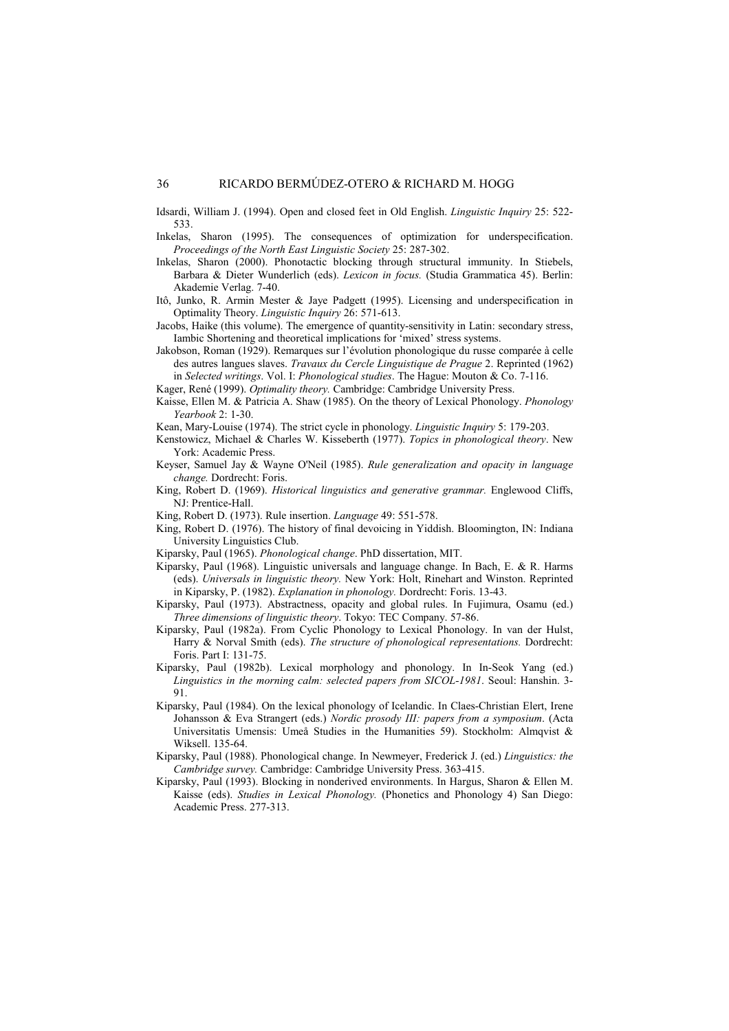Idsardi, William J. (1994). Open and closed feet in Old English. *Linguistic Inquiry* 25: 522-533.

Inkelas, Sharon (1995). The consequences of optimization for underspecification. *Proceedings of the North East Linguistic Society* 25: 287-302.

Inkelas, Sharon (2000). Phonotactic blocking through structural immunity. In Stiebels, Barbara & Dieter Wunderlich (eds). *Lexicon in focus.* (Studia Grammatica 45). Berlin: Akademie Verlag. 7-40.

Itô, Junko, R. Armin Mester & Jaye Padgett (1995). Licensing and underspecification in Optimality Theory. *Linguistic Inquiry* 26: 571-613.

Jacobs, Haike (this volume). The emergence of quantity-sensitivity in Latin: secondary stress, Iambic Shortening and theoretical implications for 'mixed' stress systems.

Jakobson, Roman (1929). Remarques sur l'évolution phonologique du russe comparée à celle des autres langues slaves. *Travaux du Cercle Linguistique de Prague* 2. Reprinted (1962) in *Selected writings*. Vol. I: *Phonological studies*. The Hague: Mouton & Co. 7-116.

Kager, René (1999). *Optimality theory.* Cambridge: Cambridge University Press.

Kaisse, Ellen M. & Patricia A. Shaw (1985). On the theory of Lexical Phonology. *Phonology Yearbook* 2: 1-30.

Kean, Mary-Louise (1974). The strict cycle in phonology. *Linguistic Inquiry* 5: 179-203.

Kenstowicz, Michael & Charles W. Kisseberth (1977). *Topics in phonological theory*. New York: Academic Press.

Keyser, Samuel Jay & Wayne O'Neil (1985). *Rule generalization and opacity in language change.* Dordrecht: Foris.

King, Robert D. (1969). *Historical linguistics and generative grammar.* Englewood Cliffs, NJ: Prentice-Hall.

King, Robert D. (1973). Rule insertion. *Language* 49: 551-578.

King, Robert D. (1976). The history of final devoicing in Yiddish. Bloomington, IN: Indiana University Linguistics Club.

Kiparsky, Paul (1965). *Phonological change*. PhD dissertation, MIT.

Kiparsky, Paul (1968). Linguistic universals and language change. In Bach, E. & R. Harms (eds). *Universals in linguistic theory.* New York: Holt, Rinehart and Winston. Reprinted in Kiparsky, P. (1982). *Explanation in phonology.* Dordrecht: Foris. 13-43.

Kiparsky, Paul (1973). Abstractness, opacity and global rules. In Fujimura, Osamu (ed.) *Three dimensions of linguistic theory*. Tokyo: TEC Company. 57-86.

Kiparsky, Paul (1982a). From Cyclic Phonology to Lexical Phonology. In van der Hulst, Harry & Norval Smith (eds). *The structure of phonological representations.* Dordrecht: Foris. Part I: 131-75.

Kiparsky, Paul (1982b). Lexical morphology and phonology. In In-Seok Yang (ed.) *Linguistics in the morning calm: selected papers from SICOL-1981*. Seoul: Hanshin. 3-91.

Kiparsky, Paul (1984). On the lexical phonology of Icelandic. In Claes-Christian Elert, Irene Johansson & Eva Strangert (eds.) *Nordic prosody III: papers from a symposium*. (Acta Universitatis Umensis: Umeå Studies in the Humanities 59). Stockholm: Almqvist & Wiksell. 135-64.

Kiparsky, Paul (1988). Phonological change. In Newmeyer, Frederick J. (ed.) *Linguistics: the Cambridge survey.* Cambridge: Cambridge University Press. 363-415.

Kiparsky, Paul (1993). Blocking in nonderived environments. In Hargus, Sharon & Ellen M. Kaisse (eds). *Studies in Lexical Phonology.* (Phonetics and Phonology 4) San Diego: Academic Press. 277-313.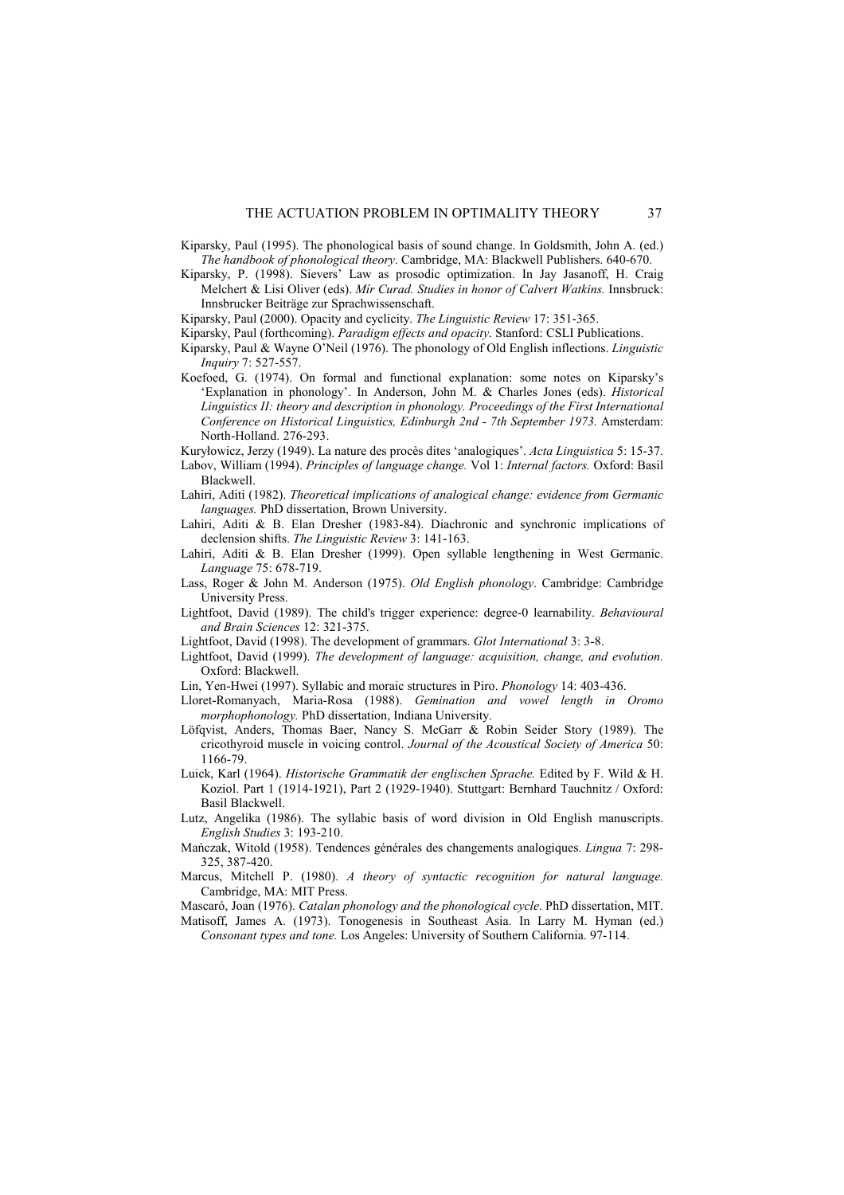Kiparsky, Paul (1995). The phonological basis of sound change. In Goldsmith, John A. (ed.) *The handbook of phonological theory*. Cambridge, MA: Blackwell Publishers. 640-670.

Kiparsky, P. (1998). Sievers' Law as prosodic optimization. In Jay Jasanoff, H. Craig Melchert & Lisi Oliver (eds). *Mír Curad. Studies in honor of Calvert Watkins.* Innsbruck: Innsbrucker Beiträge zur Sprachwissenschaft.

Kiparsky, Paul (2000). Opacity and cyclicity. *The Linguistic Review* 17: 351-365.

Kiparsky, Paul (forthcoming). *Paradigm effects and opacity*. Stanford: CSLI Publications.

Kiparsky, Paul & Wayne O'Neil (1976). The phonology of Old English inflections. *Linguistic Inquiry* 7: 527-557.

Koefoed, G. (1974). On formal and functional explanation: some notes on Kiparsky's 'Explanation in phonology'. In Anderson, John M. & Charles Jones (eds). *Historical Linguistics II: theory and description in phonology. Proceedings of the First International Conference on Historical Linguistics, Edinburgh 2nd - 7th September 1973.* Amsterdam: North-Holland. 276-293.

Kuryłowicz, Jerzy (1949). La nature des procès dites 'analogiques'. *Acta Linguistica* 5: 15-37.

Labov, William (1994). *Principles of language change.* Vol 1: *Internal factors.* Oxford: Basil Blackwell.

Lahiri, Aditi (1982). *Theoretical implications of analogical change: evidence from Germanic languages.* PhD dissertation, Brown University.

Lahiri, Aditi & B. Elan Dresher (1983-84). Diachronic and synchronic implications of declension shifts. *The Linguistic Review* 3: 141-163.

Lahiri, Aditi & B. Elan Dresher (1999). Open syllable lengthening in West Germanic. *Language* 75: 678-719.

Lass, Roger & John M. Anderson (1975). *Old English phonology*. Cambridge: Cambridge University Press.

Lightfoot, David (1989). The child's trigger experience: degree-0 learnability. *Behavioural and Brain Sciences* 12: 321-375.

Lightfoot, David (1998). The development of grammars. *Glot International* 3: 3-8.

Lightfoot, David (1999). *The development of language: acquisition, change, and evolution.* Oxford: Blackwell.

Lin, Yen-Hwei (1997). Syllabic and moraic structures in Piro. *Phonology* 14: 403-436.

Lloret-Romanyach, Maria-Rosa (1988). *Gemination and vowel length in Oromo morphophonology.* PhD dissertation, Indiana University.

Löfqvist, Anders, Thomas Baer, Nancy S. McGarr & Robin Seider Story (1989). The cricothyroid muscle in voicing control. *Journal of the Acoustical Society of America* 50: 1166-79.

Luick, Karl (1964). *Historische Grammatik der englischen Sprache.* Edited by F. Wild & H. Koziol. Part 1 (1914-1921), Part 2 (1929-1940). Stuttgart: Bernhard Tauchnitz / Oxford: Basil Blackwell.

Lutz, Angelika (1986). The syllabic basis of word division in Old English manuscripts. *English Studies* 3: 193-210.

Mańczak, Witold (1958). Tendences générales des changements analogiques. *Lingua* 7: 298-325, 387-420.

Marcus, Mitchell P. (1980). *A theory of syntactic recognition for natural language.* Cambridge, MA: MIT Press.

Mascaró, Joan (1976). *Catalan phonology and the phonological cycle*. PhD dissertation, MIT.

Matisoff, James A. (1973). Tonogenesis in Southeast Asia. In Larry M. Hyman (ed.) *Consonant types and tone.* Los Angeles: University of Southern California. 97-114.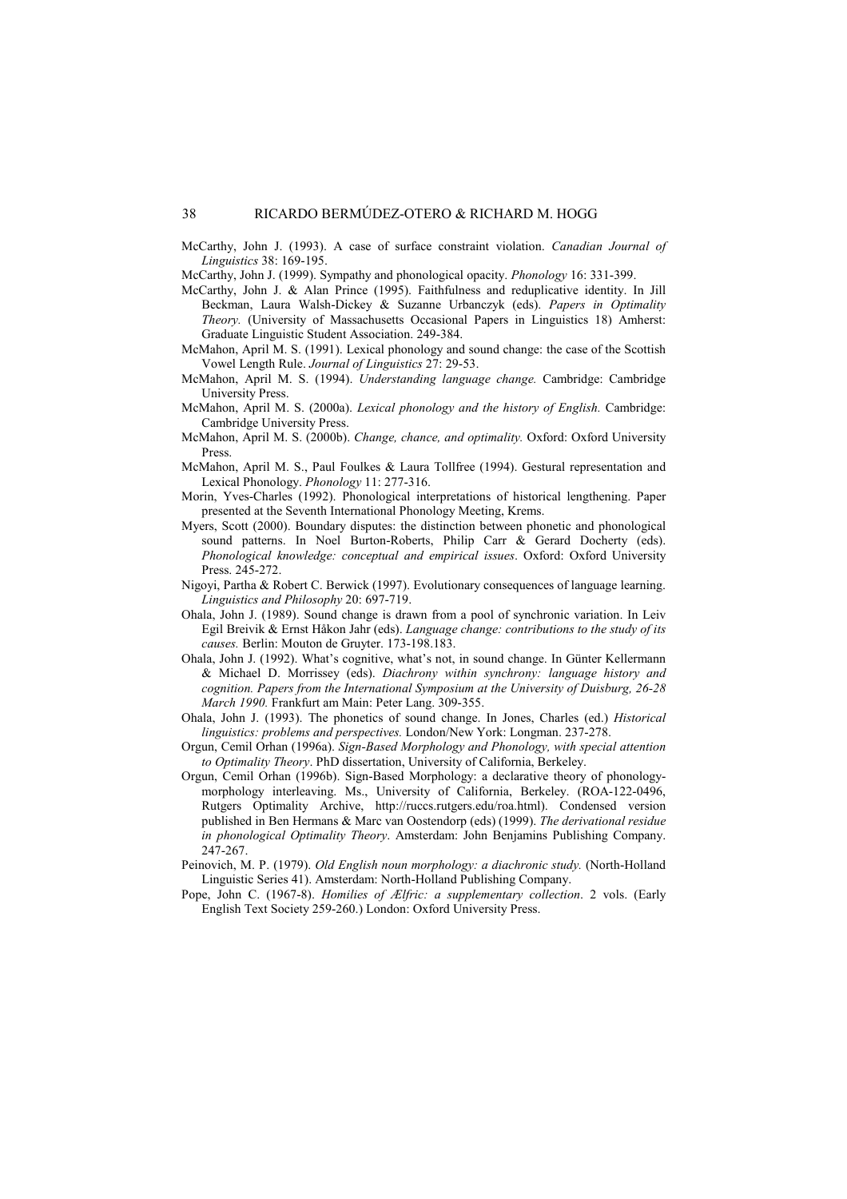McCarthy, John J. (1993). A case of surface constraint violation. *Canadian Journal of Linguistics* 38: 169-195.

McCarthy, John J. (1999). Sympathy and phonological opacity. *Phonology* 16: 331-399.

McCarthy, John J. & Alan Prince (1995). Faithfulness and reduplicative identity. In Jill Beckman, Laura Walsh-Dickey & Suzanne Urbanczyk (eds). *Papers in Optimality Theory.* (University of Massachusetts Occasional Papers in Linguistics 18) Amherst: Graduate Linguistic Student Association. 249-384.

McMahon, April M. S. (1991). Lexical phonology and sound change: the case of the Scottish Vowel Length Rule. *Journal of Linguistics* 27: 29-53.

McMahon, April M. S. (1994). *Understanding language change.* Cambridge: Cambridge University Press.

McMahon, April M. S. (2000a). *Lexical phonology and the history of English.* Cambridge: Cambridge University Press.

McMahon, April M. S. (2000b). *Change, chance, and optimality.* Oxford: Oxford University Press.

McMahon, April M. S., Paul Foulkes & Laura Tollfree (1994). Gestural representation and Lexical Phonology. *Phonology* 11: 277-316.

Morin, Yves-Charles (1992). Phonological interpretations of historical lengthening. Paper presented at the Seventh International Phonology Meeting, Krems.

Myers, Scott (2000). Boundary disputes: the distinction between phonetic and phonological sound patterns. In Noel Burton-Roberts, Philip Carr & Gerard Docherty (eds). *Phonological knowledge: conceptual and empirical issues*. Oxford: Oxford University Press. 245-272.

Nigoyi, Partha & Robert C. Berwick (1997). Evolutionary consequences of language learning. *Linguistics and Philosophy* 20: 697-719.

Ohala, John J. (1989). Sound change is drawn from a pool of synchronic variation. In Leiv Egil Breivik & Ernst Håkon Jahr (eds). *Language change: contributions to the study of its causes.* Berlin: Mouton de Gruyter. 173-198.183.

Ohala, John J. (1992). What's cognitive, what's not, in sound change. In Günter Kellermann & Michael D. Morrissey (eds). *Diachrony within synchrony: language history and cognition. Papers from the International Symposium at the University of Duisburg, 26-28 March 1990.* Frankfurt am Main: Peter Lang. 309-355.

Ohala, John J. (1993). The phonetics of sound change. In Jones, Charles (ed.) *Historical linguistics: problems and perspectives.* London/New York: Longman. 237-278.

Orgun, Cemil Orhan (1996a). *Sign-Based Morphology and Phonology, with special attention to Optimality Theory*. PhD dissertation, University of California, Berkeley.

Orgun, Cemil Orhan (1996b). Sign-Based Morphology: a declarative theory of phonology-morphology interleaving. Ms., University of California, Berkeley. (ROA-122-0496, Rutgers Optimality Archive, http://ruccs.rutgers.edu/roa.html). Condensed version published in Ben Hermans & Marc van Oostendorp (eds) (1999). *The derivational residue in phonological Optimality Theory*. Amsterdam: John Benjamins Publishing Company. 247-267.

Peinovich, M. P. (1979). *Old English noun morphology: a diachronic study.* (North-Holland Linguistic Series 41). Amsterdam: North-Holland Publishing Company.

Pope, John C. (1967-8). *Homilies of Ælfric: a supplementary collection*. 2 vols. (Early English Text Society 259-260.) London: Oxford University Press.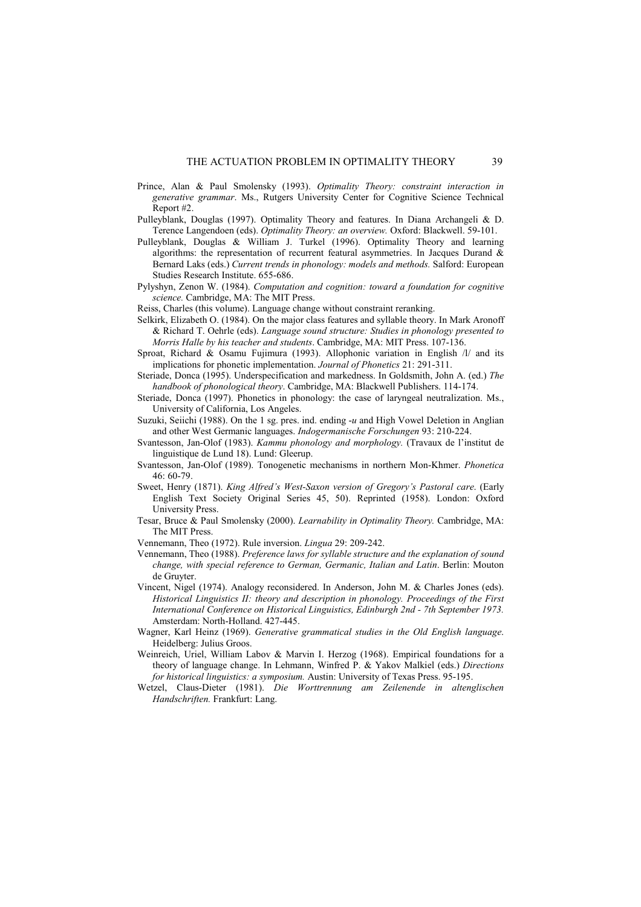Prince, Alan & Paul Smolensky (1993). *Optimality Theory: constraint interaction in generative grammar*. Ms., Rutgers University Center for Cognitive Science Technical Report #2.

Pulleyblank, Douglas (1997). Optimality Theory and features. In Diana Archangeli & D. Terence Langendoen (eds). *Optimality Theory: an overview.* Oxford: Blackwell. 59-101.

Pulleyblank, Douglas & William J. Turkel (1996). Optimality Theory and learning algorithms: the representation of recurrent featural asymmetries. In Jacques Durand & Bernard Laks (eds.) *Current trends in phonology: models and methods.* Salford: European Studies Research Institute. 655-686.

Pylyshyn, Zenon W. (1984). *Computation and cognition: toward a foundation for cognitive science.* Cambridge, MA: The MIT Press.

Reiss, Charles (this volume). Language change without constraint reranking.

Selkirk, Elizabeth O. (1984). On the major class features and syllable theory. In Mark Aronoff & Richard T. Oehrle (eds). *Language sound structure: Studies in phonology presented to Morris Halle by his teacher and students*. Cambridge, MA: MIT Press. 107-136.

Sproat, Richard & Osamu Fujimura (1993). Allophonic variation in English /l/ and its implications for phonetic implementation. *Journal of Phonetics* 21: 291-311.

Steriade, Donca (1995). Underspecification and markedness. In Goldsmith, John A. (ed.) *The handbook of phonological theory*. Cambridge, MA: Blackwell Publishers. 114-174.

Steriade, Donca (1997). Phonetics in phonology: the case of laryngeal neutralization. Ms., University of California, Los Angeles.

Suzuki, Seiichi (1988). On the 1 sg. pres. ind. ending -*u* and High Vowel Deletion in Anglian and other West Germanic languages. *Indogermanische Forschungen* 93: 210-224.

Svantesson, Jan-Olof (1983). *Kammu phonology and morphology.* (Travaux de l'institut de linguistique de Lund 18). Lund: Gleerup.

Svantesson, Jan-Olof (1989). Tonogenetic mechanisms in northern Mon-Khmer. *Phonetica* 46: 60-79.

Sweet, Henry (1871). *King Alfred's West-Saxon version of Gregory's Pastoral care*. (Early English Text Society Original Series 45, 50). Reprinted (1958). London: Oxford University Press.

Tesar, Bruce & Paul Smolensky (2000). *Learnability in Optimality Theory.* Cambridge, MA: The MIT Press.

Vennemann, Theo (1972). Rule inversion. *Lingua* 29: 209-242.

Vennemann, Theo (1988). *Preference laws for syllable structure and the explanation of sound change, with special reference to German, Germanic, Italian and Latin*. Berlin: Mouton de Gruyter.

Vincent, Nigel (1974). Analogy reconsidered. In Anderson, John M. & Charles Jones (eds). *Historical Linguistics II: theory and description in phonology. Proceedings of the First International Conference on Historical Linguistics, Edinburgh 2nd - 7th September 1973.* Amsterdam: North-Holland. 427-445.

Wagner, Karl Heinz (1969). *Generative grammatical studies in the Old English language*. Heidelberg: Julius Groos.

Weinreich, Uriel, William Labov & Marvin I. Herzog (1968). Empirical foundations for a theory of language change. In Lehmann, Winfred P. & Yakov Malkiel (eds.) *Directions for historical linguistics: a symposium.* Austin: University of Texas Press. 95-195.

Wetzel, Claus-Dieter (1981). *Die Worttrennung am Zeilenende in altenglischen Handschriften.* Frankfurt: Lang.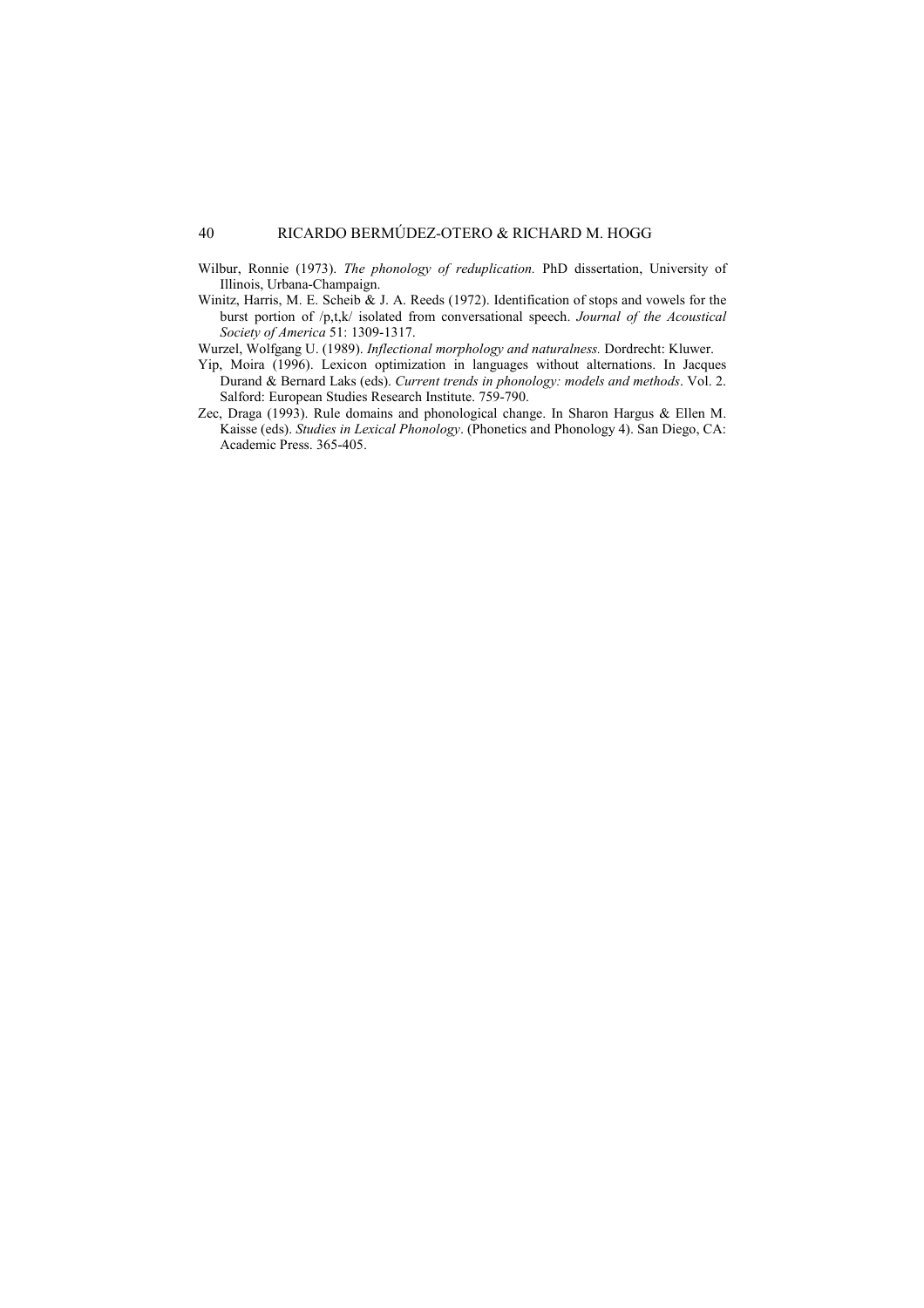Wilbur, Ronnie (1973). *The phonology of reduplication.* PhD dissertation, University of Illinois, Urbana-Champaign.

Winitz, Harris, M. E. Scheib & J. A. Reeds (1972). Identification of stops and vowels for the burst portion of /p,t,k/ isolated from conversational speech. *Journal of the Acoustical Society of America* 51: 1309-1317.

Wurzel, Wolfgang U. (1989). *Inflectional morphology and naturalness.* Dordrecht: Kluwer.

Yip, Moira (1996). Lexicon optimization in languages without alternations. In Jacques Durand & Bernard Laks (eds). *Current trends in phonology: models and methods*. Vol. 2. Salford: European Studies Research Institute. 759-790.

Zec, Draga (1993). Rule domains and phonological change. In Sharon Hargus & Ellen M. Kaisse (eds). *Studies in Lexical Phonology*. (Phonetics and Phonology 4). San Diego, CA: Academic Press. 365-405.